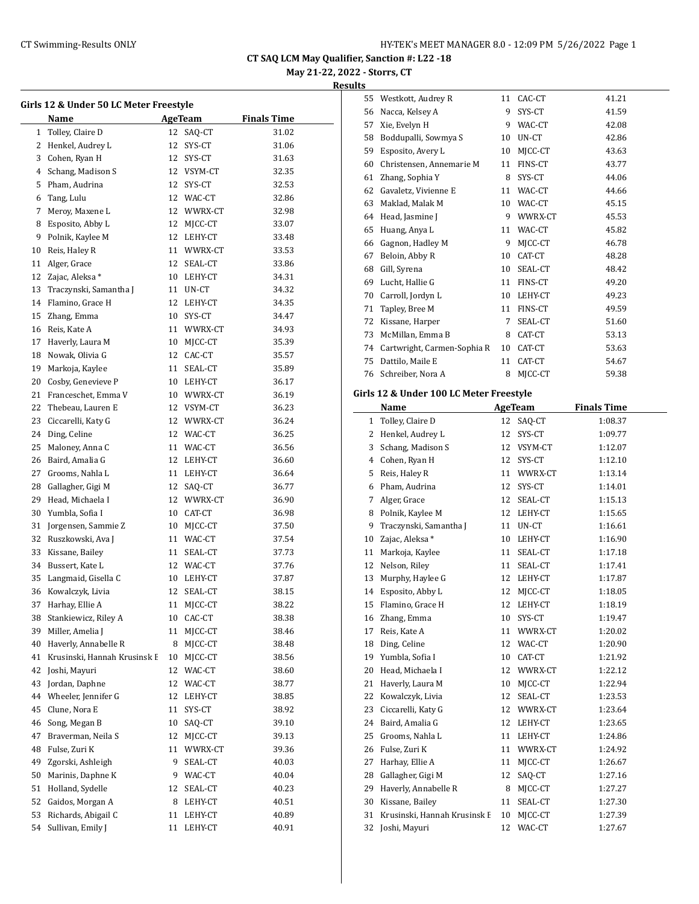# CT SAQ LCM May Qualifier, Sanction #: L22 -18

**May 21-22, 2022 - Storrs, CT**

**Results**

### Girls 12 & Under 50 LC Meter Freestyle

| | Name | Age | Team | Finals Time |
|---|---|---|---|---|
| 1 | Tolley, Claire D | 12 | SAQ-CT | 31.02 |
| 2 | Henkel, Audrey L | 12 | SYS-CT | 31.06 |
| 3 | Cohen, Ryan H | 12 | SYS-CT | 31.63 |
| 4 | Schang, Madison S | 12 | VSYM-CT | 32.35 |
| 5 | Pham, Audrina | 12 | SYS-CT | 32.53 |
| 6 | Tang, Lulu | 12 | WAC-CT | 32.86 |
| 7 | Meroy, Maxene L | 12 | WWRX-CT | 32.98 |
| 8 | Esposito, Abby L | 12 | MJCC-CT | 33.07 |
| 9 | Polnik, Kaylee M | 12 | LEHY-CT | 33.48 |
| 10 | Reis, Haley R | 11 | WWRX-CT | 33.53 |
| 11 | Alger, Grace | 12 | SEAL-CT | 33.86 |
| 12 | Zajac, Aleksa * | 10 | LEHY-CT | 34.31 |
| 13 | Traczynski, Samantha J | 11 | UN-CT | 34.32 |
| 14 | Flamino, Grace H | 12 | LEHY-CT | 34.35 |
| 15 | Zhang, Emma | 10 | SYS-CT | 34.47 |
| 16 | Reis, Kate A | 11 | WWRX-CT | 34.93 |
| 17 | Haverly, Laura M | 10 | MJCC-CT | 35.39 |
| 18 | Nowak, Olivia G | 12 | CAC-CT | 35.57 |
| 19 | Markoja, Kaylee | 11 | SEAL-CT | 35.89 |
| 20 | Cosby, Genevieve P | 10 | LEHY-CT | 36.17 |
| 21 | Franceschet, Emma V | 10 | WWRX-CT | 36.19 |
| 22 | Thebeau, Lauren E | 12 | VSYM-CT | 36.23 |
| 23 | Ciccarelli, Katy G | 12 | WWRX-CT | 36.24 |
| 24 | Ding, Celine | 12 | WAC-CT | 36.25 |
| 25 | Maloney, Anna C | 11 | WAC-CT | 36.56 |
| 26 | Baird, Amalia G | 12 | LEHY-CT | 36.60 |
| 27 | Grooms, Nahla L | 11 | LEHY-CT | 36.64 |
| 28 | Gallagher, Gigi M | 12 | SAQ-CT | 36.77 |
| 29 | Head, Michaela I | 12 | WWRX-CT | 36.90 |
| 30 | Yumbla, Sofia I | 10 | CAT-CT | 36.98 |
| 31 | Jorgensen, Sammie Z | 10 | MJCC-CT | 37.50 |
| 32 | Ruszkowski, Ava J | 11 | WAC-CT | 37.54 |
| 33 | Kissane, Bailey | 11 | SEAL-CT | 37.73 |
| 34 | Bussert, Kate L | 12 | WAC-CT | 37.76 |
| 35 | Langmaid, Gisella C | 10 | LEHY-CT | 37.87 |
| 36 | Kowalczyk, Livia | 12 | SEAL-CT | 38.15 |
| 37 | Harhay, Ellie A | 11 | MJCC-CT | 38.22 |
| 38 | Stankiewicz, Riley A | 10 | CAC-CT | 38.38 |
| 39 | Miller, Amelia J | 11 | MJCC-CT | 38.46 |
| 40 | Haverly, Annabelle R | 8 | MJCC-CT | 38.48 |
| 41 | Krusinski, Hannah Krusinsk E | 10 | MJCC-CT | 38.56 |
| 42 | Joshi, Mayuri | 12 | WAC-CT | 38.60 |
| 43 | Jordan, Daphne | 12 | WAC-CT | 38.77 |
| 44 | Wheeler, Jennifer G | 12 | LEHY-CT | 38.85 |
| 45 | Clune, Nora E | 11 | SYS-CT | 38.92 |
| 46 | Song, Megan B | 10 | SAQ-CT | 39.10 |
| 47 | Braverman, Neila S | 12 | MJCC-CT | 39.13 |
| 48 | Fulse, Zuri K | 11 | WWRX-CT | 39.36 |
| 49 | Zgorski, Ashleigh | 9 | SEAL-CT | 40.03 |
| 50 | Marinis, Daphne K | 9 | WAC-CT | 40.04 |
| 51 | Holland, Sydelle | 12 | SEAL-CT | 40.23 |
| 52 | Gaidos, Morgan A | 8 | LEHY-CT | 40.51 |
| 53 | Richards, Abigail C | 11 | LEHY-CT | 40.89 |
| 54 | Sullivan, Emily J | 11 | LEHY-CT | 40.91 |
| 55 | Westkott, Audrey R | 11 | CAC-CT | 41.21 |
| 56 | Nacca, Kelsey A | 9 | SYS-CT | 41.59 |
| 57 | Xie, Evelyn H | 9 | WAC-CT | 42.08 |
| 58 | Boddupalli, Sowmya S | 10 | UN-CT | 42.86 |
| 59 | Esposito, Avery L | 10 | MJCC-CT | 43.63 |
| 60 | Christensen, Annemarie M | 11 | FINS-CT | 43.77 |
| 61 | Zhang, Sophia Y | 8 | SYS-CT | 44.06 |
| 62 | Gavaletz, Vivienne E | 11 | WAC-CT | 44.66 |
| 63 | Maklad, Malak M | 10 | WAC-CT | 45.15 |
| 64 | Head, Jasmine J | 9 | WWRX-CT | 45.53 |
| 65 | Huang, Anya L | 11 | WAC-CT | 45.82 |
| 66 | Gagnon, Hadley M | 9 | MJCC-CT | 46.78 |
| 67 | Beloin, Abby R | 10 | CAT-CT | 48.28 |
| 68 | Gill, Syrena | 10 | SEAL-CT | 48.42 |
| 69 | Lucht, Hallie G | 11 | FINS-CT | 49.20 |
| 70 | Carroll, Jordyn L | 10 | LEHY-CT | 49.23 |
| 71 | Tapley, Bree M | 11 | FINS-CT | 49.59 |
| 72 | Kissane, Harper | 7 | SEAL-CT | 51.60 |
| 73 | McMillan, Emma B | 8 | CAT-CT | 53.13 |
| 74 | Cartwright, Carmen-Sophia R | 10 | CAT-CT | 53.63 |
| 75 | Dattilo, Maile E | 11 | CAT-CT | 54.67 |
| 76 | Schreiber, Nora A | 8 | MJCC-CT | 59.38 |

### Girls 12 & Under 100 LC Meter Freestyle

| | Name | Age | Team | Finals Time |
|---|---|---|---|---|
| 1 | Tolley, Claire D | 12 | SAQ-CT | 1:08.37 |
| 2 | Henkel, Audrey L | 12 | SYS-CT | 1:09.77 |
| 3 | Schang, Madison S | 12 | VSYM-CT | 1:12.07 |
| 4 | Cohen, Ryan H | 12 | SYS-CT | 1:12.10 |
| 5 | Reis, Haley R | 11 | WWRX-CT | 1:13.14 |
| 6 | Pham, Audrina | 12 | SYS-CT | 1:14.01 |
| 7 | Alger, Grace | 12 | SEAL-CT | 1:15.13 |
| 8 | Polnik, Kaylee M | 12 | LEHY-CT | 1:15.65 |
| 9 | Traczynski, Samantha J | 11 | UN-CT | 1:16.61 |
| 10 | Zajac, Aleksa * | 10 | LEHY-CT | 1:16.90 |
| 11 | Markoja, Kaylee | 11 | SEAL-CT | 1:17.18 |
| 12 | Nelson, Riley | 11 | SEAL-CT | 1:17.41 |
| 13 | Murphy, Haylee G | 12 | LEHY-CT | 1:17.87 |
| 14 | Esposito, Abby L | 12 | MJCC-CT | 1:18.05 |
| 15 | Flamino, Grace H | 12 | LEHY-CT | 1:18.19 |
| 16 | Zhang, Emma | 10 | SYS-CT | 1:19.47 |
| 17 | Reis, Kate A | 11 | WWRX-CT | 1:20.02 |
| 18 | Ding, Celine | 12 | WAC-CT | 1:20.90 |
| 19 | Yumbla, Sofia I | 10 | CAT-CT | 1:21.92 |
| 20 | Head, Michaela I | 12 | WWRX-CT | 1:22.12 |
| 21 | Haverly, Laura M | 10 | MJCC-CT | 1:22.94 |
| 22 | Kowalczyk, Livia | 12 | SEAL-CT | 1:23.53 |
| 23 | Ciccarelli, Katy G | 12 | WWRX-CT | 1:23.64 |
| 24 | Baird, Amalia G | 12 | LEHY-CT | 1:23.65 |
| 25 | Grooms, Nahla L | 11 | LEHY-CT | 1:24.86 |
| 26 | Fulse, Zuri K | 11 | WWRX-CT | 1:24.92 |
| 27 | Harhay, Ellie A | 11 | MJCC-CT | 1:26.67 |
| 28 | Gallagher, Gigi M | 12 | SAQ-CT | 1:27.16 |
| 29 | Haverly, Annabelle R | 8 | MJCC-CT | 1:27.27 |
| 30 | Kissane, Bailey | 11 | SEAL-CT | 1:27.30 |
| 31 | Krusinski, Hannah Krusinsk E | 10 | MJCC-CT | 1:27.39 |
| 32 | Joshi, Mayuri | 12 | WAC-CT | 1:27.67 |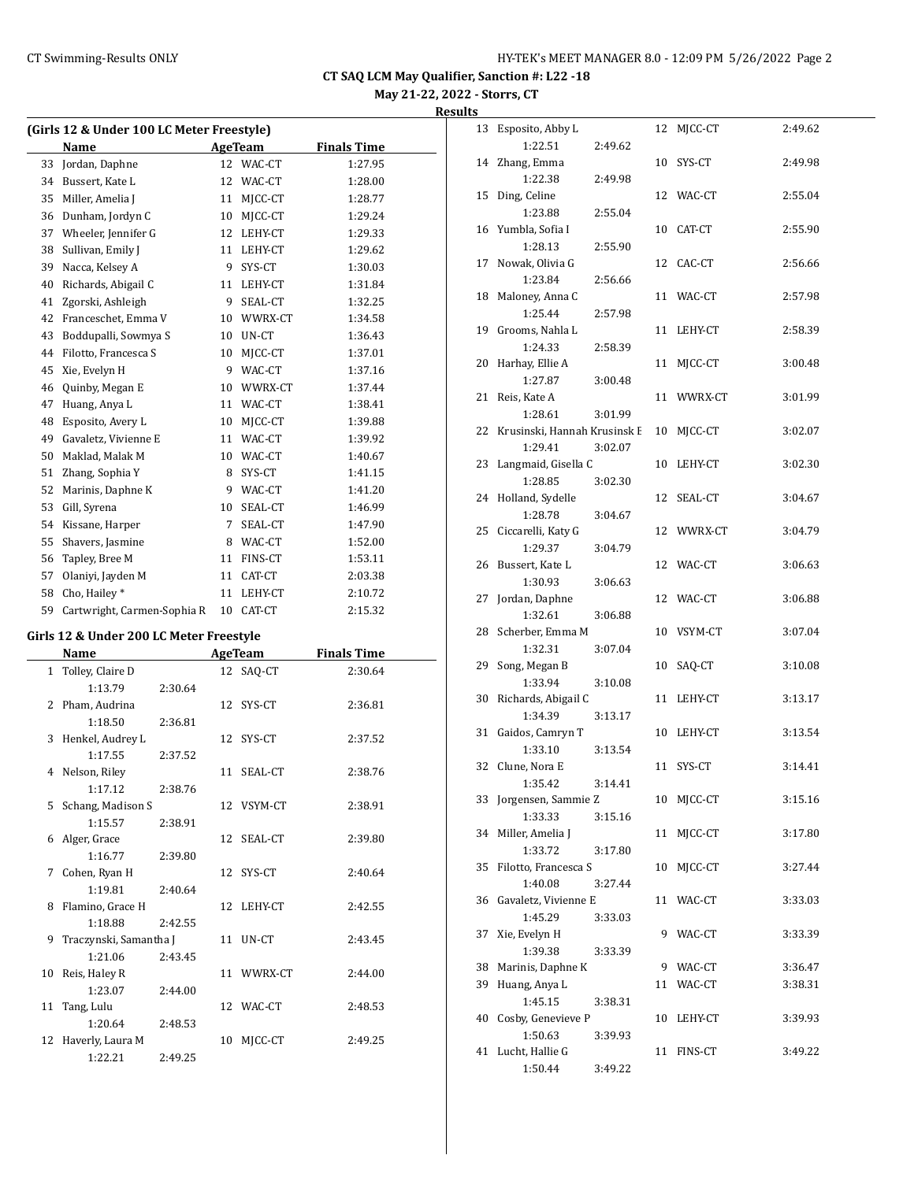## CT SAQ LCM May Qualifier, Sanction #: L22 -18

**May 21-22, 2022 - Storrs, CT**

**Results**

### (Girls 12 & Under 100 LC Meter Freestyle)

| | Name | Age | Team | Finals Time |
|---|---|---|---|---|
| 33 | Jordan, Daphne | 12 | WAC-CT | 1:27.95 |
| 34 | Bussert, Kate L | 12 | WAC-CT | 1:28.00 |
| 35 | Miller, Amelia J | 11 | MJCC-CT | 1:28.77 |
| 36 | Dunham, Jordyn C | 10 | MJCC-CT | 1:29.24 |
| 37 | Wheeler, Jennifer G | 12 | LEHY-CT | 1:29.33 |
| 38 | Sullivan, Emily J | 11 | LEHY-CT | 1:29.62 |
| 39 | Nacca, Kelsey A | 9 | SYS-CT | 1:30.03 |
| 40 | Richards, Abigail C | 11 | LEHY-CT | 1:31.84 |
| 41 | Zgorski, Ashleigh | 9 | SEAL-CT | 1:32.25 |
| 42 | Franceschet, Emma V | 10 | WWRX-CT | 1:34.58 |
| 43 | Boddupalli, Sowmya S | 10 | UN-CT | 1:36.43 |
| 44 | Filotto, Francesca S | 10 | MJCC-CT | 1:37.01 |
| 45 | Xie, Evelyn H | 9 | WAC-CT | 1:37.16 |
| 46 | Quinby, Megan E | 10 | WWRX-CT | 1:37.44 |
| 47 | Huang, Anya L | 11 | WAC-CT | 1:38.41 |
| 48 | Esposito, Avery L | 10 | MJCC-CT | 1:39.88 |
| 49 | Gavaletz, Vivienne E | 11 | WAC-CT | 1:39.92 |
| 50 | Maklad, Malak M | 10 | WAC-CT | 1:40.67 |
| 51 | Zhang, Sophia Y | 8 | SYS-CT | 1:41.15 |
| 52 | Marinis, Daphne K | 9 | WAC-CT | 1:41.20 |
| 53 | Gill, Syrena | 10 | SEAL-CT | 1:46.99 |
| 54 | Kissane, Harper | 7 | SEAL-CT | 1:47.90 |
| 55 | Shavers, Jasmine | 8 | WAC-CT | 1:52.00 |
| 56 | Tapley, Bree M | 11 | FINS-CT | 1:53.11 |
| 57 | Olaniyi, Jayden M | 11 | CAT-CT | 2:03.38 |
| 58 | Cho, Hailey * | 11 | LEHY-CT | 2:10.72 |
| 59 | Cartwright, Carmen-Sophia R | 10 | CAT-CT | 2:15.32 |

### Girls 12 & Under 200 LC Meter Freestyle

| | Name | Age | Team | Finals Time | Splits |
|---|---|---|---|---|---|
| 1 | Tolley, Claire D | 12 | SAQ-CT | 2:30.64 | 1:13.79, 2:30.64 |
| 2 | Pham, Audrina | 12 | SYS-CT | 2:36.81 | 1:18.50, 2:36.81 |
| 3 | Henkel, Audrey L | 12 | SYS-CT | 2:37.52 | 1:17.55, 2:37.52 |
| 4 | Nelson, Riley | 11 | SEAL-CT | 2:38.76 | 1:17.12, 2:38.76 |
| 5 | Schang, Madison S | 12 | VSYM-CT | 2:38.91 | 1:15.57, 2:38.91 |
| 6 | Alger, Grace | 12 | SEAL-CT | 2:39.80 | 1:16.77, 2:39.80 |
| 7 | Cohen, Ryan H | 12 | SYS-CT | 2:40.64 | 1:19.81, 2:40.64 |
| 8 | Flamino, Grace H | 12 | LEHY-CT | 2:42.55 | 1:18.88, 2:42.55 |
| 9 | Traczynski, Samantha J | 11 | UN-CT | 2:43.45 | 1:21.06, 2:43.45 |
| 10 | Reis, Haley R | 11 | WWRX-CT | 2:44.00 | 1:23.07, 2:44.00 |
| 11 | Tang, Lulu | 12 | WAC-CT | 2:48.53 | 1:20.64, 2:48.53 |
| 12 | Haverly, Laura M | 10 | MJCC-CT | 2:49.25 | 1:22.21, 2:49.25 |
| 13 | Esposito, Abby L | 12 | MJCC-CT | 2:49.62 | 1:22.51, 2:49.62 |
| 14 | Zhang, Emma | 10 | SYS-CT | 2:49.98 | 1:22.38, 2:49.98 |
| 15 | Ding, Celine | 12 | WAC-CT | 2:55.04 | 1:23.88, 2:55.04 |
| 16 | Yumbla, Sofia I | 10 | CAT-CT | 2:55.90 | 1:28.13, 2:55.90 |
| 17 | Nowak, Olivia G | 12 | CAC-CT | 2:56.66 | 1:23.84, 2:56.66 |
| 18 | Maloney, Anna C | 11 | WAC-CT | 2:57.98 | 1:25.44, 2:57.98 |
| 19 | Grooms, Nahla L | 11 | LEHY-CT | 2:58.39 | 1:24.33, 2:58.39 |
| 20 | Harhay, Ellie A | 11 | MJCC-CT | 3:00.48 | 1:27.87, 3:00.48 |
| 21 | Reis, Kate A | 11 | WWRX-CT | 3:01.99 | 1:28.61, 3:01.99 |
| 22 | Krusinski, Hannah Krusinsk E | 10 | MJCC-CT | 3:02.07 | 1:29.41, 3:02.07 |
| 23 | Langmaid, Gisella C | 10 | LEHY-CT | 3:02.30 | 1:28.85, 3:02.30 |
| 24 | Holland, Sydelle | 12 | SEAL-CT | 3:04.67 | 1:28.78, 3:04.67 |
| 25 | Ciccarelli, Katy G | 12 | WWRX-CT | 3:04.79 | 1:29.37, 3:04.79 |
| 26 | Bussert, Kate L | 12 | WAC-CT | 3:06.63 | 1:30.93, 3:06.63 |
| 27 | Jordan, Daphne | 12 | WAC-CT | 3:06.88 | 1:32.61, 3:06.88 |
| 28 | Scherber, Emma M | 10 | VSYM-CT | 3:07.04 | 1:32.31, 3:07.04 |
| 29 | Song, Megan B | 10 | SAQ-CT | 3:10.08 | 1:33.94, 3:10.08 |
| 30 | Richards, Abigail C | 11 | LEHY-CT | 3:13.17 | 1:34.39, 3:13.17 |
| 31 | Gaidos, Camryn T | 10 | LEHY-CT | 3:13.54 | 1:33.10, 3:13.54 |
| 32 | Clune, Nora E | 11 | SYS-CT | 3:14.41 | 1:35.42, 3:14.41 |
| 33 | Jorgensen, Sammie Z | 10 | MJCC-CT | 3:15.16 | 1:33.33, 3:15.16 |
| 34 | Miller, Amelia J | 11 | MJCC-CT | 3:17.80 | 1:33.72, 3:17.80 |
| 35 | Filotto, Francesca S | 10 | MJCC-CT | 3:27.44 | 1:40.08, 3:27.44 |
| 36 | Gavaletz, Vivienne E | 11 | WAC-CT | 3:33.03 | 1:45.29, 3:33.03 |
| 37 | Xie, Evelyn H | 9 | WAC-CT | 3:33.39 | 1:39.38, 3:33.39 |
| 38 | Marinis, Daphne K | 9 | WAC-CT | 3:36.47 | |
| 39 | Huang, Anya L | 11 | WAC-CT | 3:38.31 | 1:45.15, 3:38.31 |
| 40 | Cosby, Genevieve P | 10 | LEHY-CT | 3:39.93 | 1:50.63, 3:39.93 |
| 41 | Lucht, Hallie G | 11 | FINS-CT | 3:49.22 | 1:50.44, 3:49.22 |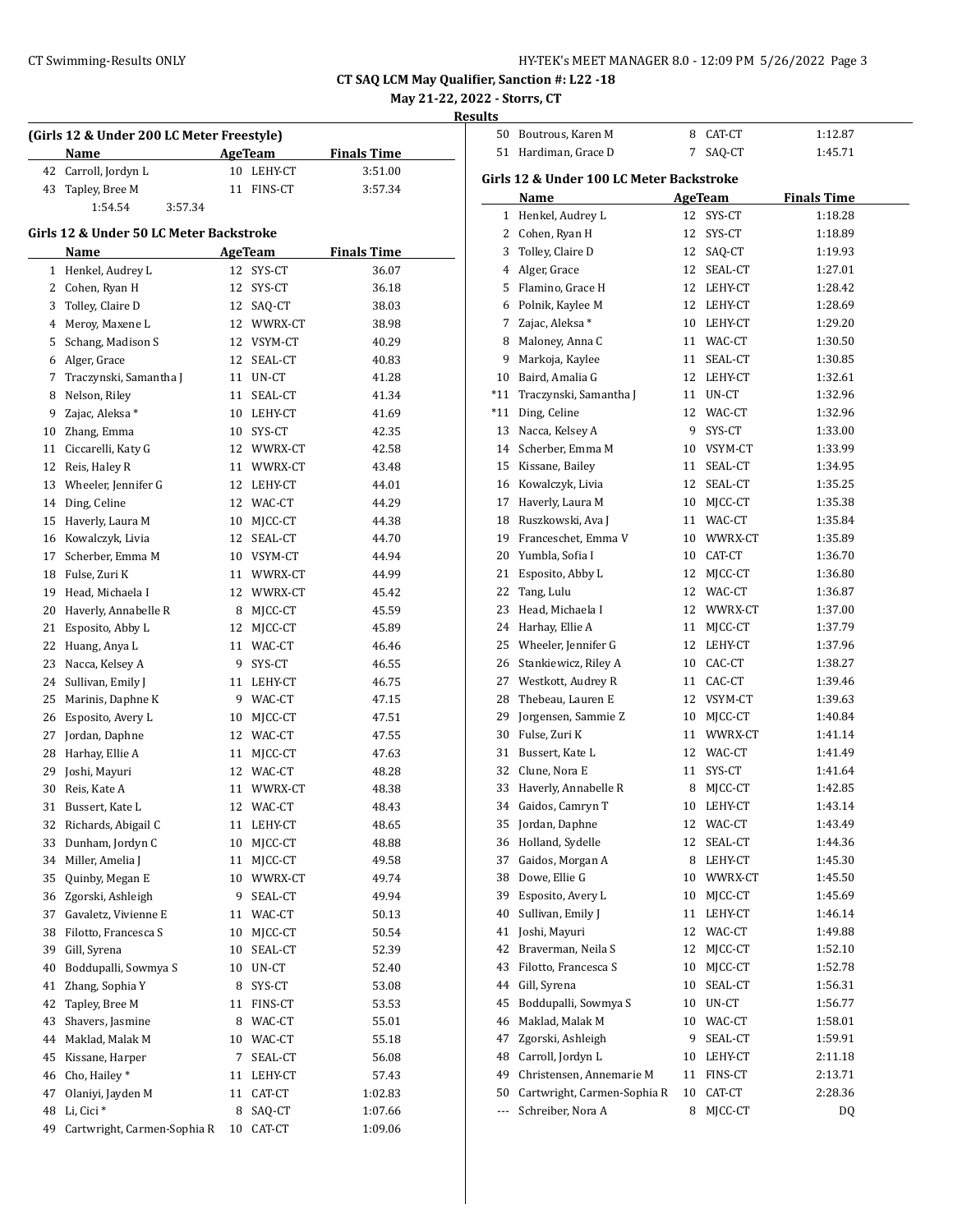CT SAQ LCM May Qualifier, Sanction #: L22 -18

May 21-22, 2022 - Storrs, CT

Results

### (Girls 12 & Under 200 LC Meter Freestyle)

| | Name | Age | Team | Finals Time |
|---|---|---|---|---|
| 42 | Carroll, Jordyn L | 10 | LEHY-CT | 3:51.00 |
| 43 | Tapley, Bree M | 11 | FINS-CT | 3:57.34 |
| | 1:54.54 | 3:57.34 | | |
| 50 | Boutrous, Karen M | 8 | CAT-CT | 1:12.87 |
| 51 | Hardiman, Grace D | 7 | SAQ-CT | 1:45.71 |

### Girls 12 & Under 50 LC Meter Backstroke

| | Name | Age | Team | Finals Time |
|---|---|---|---|---|
| 1 | Henkel, Audrey L | 12 | SYS-CT | 36.07 |
| 2 | Cohen, Ryan H | 12 | SYS-CT | 36.18 |
| 3 | Tolley, Claire D | 12 | SAQ-CT | 38.03 |
| 4 | Meroy, Maxene L | 12 | WWRX-CT | 38.98 |
| 5 | Schang, Madison S | 12 | VSYM-CT | 40.29 |
| 6 | Alger, Grace | 12 | SEAL-CT | 40.83 |
| 7 | Traczynski, Samantha J | 11 | UN-CT | 41.28 |
| 8 | Nelson, Riley | 11 | SEAL-CT | 41.34 |
| 9 | Zajac, Aleksa * | 10 | LEHY-CT | 41.69 |
| 10 | Zhang, Emma | 10 | SYS-CT | 42.35 |
| 11 | Ciccarelli, Katy G | 12 | WWRX-CT | 42.58 |
| 12 | Reis, Haley R | 11 | WWRX-CT | 43.48 |
| 13 | Wheeler, Jennifer G | 12 | LEHY-CT | 44.01 |
| 14 | Ding, Celine | 12 | WAC-CT | 44.29 |
| 15 | Haverly, Laura M | 10 | MJCC-CT | 44.38 |
| 16 | Kowalczyk, Livia | 12 | SEAL-CT | 44.70 |
| 17 | Scherber, Emma M | 10 | VSYM-CT | 44.94 |
| 18 | Fulse, Zuri K | 11 | WWRX-CT | 44.99 |
| 19 | Head, Michaela I | 12 | WWRX-CT | 45.42 |
| 20 | Haverly, Annabelle R | 8 | MJCC-CT | 45.59 |
| 21 | Esposito, Abby L | 12 | MJCC-CT | 45.89 |
| 22 | Huang, Anya L | 11 | WAC-CT | 46.46 |
| 23 | Nacca, Kelsey A | 9 | SYS-CT | 46.55 |
| 24 | Sullivan, Emily J | 11 | LEHY-CT | 46.75 |
| 25 | Marinis, Daphne K | 9 | WAC-CT | 47.15 |
| 26 | Esposito, Avery L | 10 | MJCC-CT | 47.51 |
| 27 | Jordan, Daphne | 12 | WAC-CT | 47.55 |
| 28 | Harhay, Ellie A | 11 | MJCC-CT | 47.63 |
| 29 | Joshi, Mayuri | 12 | WAC-CT | 48.28 |
| 30 | Reis, Kate A | 11 | WWRX-CT | 48.38 |
| 31 | Bussert, Kate L | 12 | WAC-CT | 48.43 |
| 32 | Richards, Abigail C | 11 | LEHY-CT | 48.65 |
| 33 | Dunham, Jordyn C | 10 | MJCC-CT | 48.88 |
| 34 | Miller, Amelia J | 11 | MJCC-CT | 49.58 |
| 35 | Quinby, Megan E | 10 | WWRX-CT | 49.74 |
| 36 | Zgorski, Ashleigh | 9 | SEAL-CT | 49.94 |
| 37 | Gavaletz, Vivienne E | 11 | WAC-CT | 50.13 |
| 38 | Filotto, Francesca S | 10 | MJCC-CT | 50.54 |
| 39 | Gill, Syrena | 10 | SEAL-CT | 52.39 |
| 40 | Boddupalli, Sowmya S | 10 | UN-CT | 52.40 |
| 41 | Zhang, Sophia Y | 8 | SYS-CT | 53.08 |
| 42 | Tapley, Bree M | 11 | FINS-CT | 53.53 |
| 43 | Shavers, Jasmine | 8 | WAC-CT | 55.01 |
| 44 | Maklad, Malak M | 10 | WAC-CT | 55.18 |
| 45 | Kissane, Harper | 7 | SEAL-CT | 56.08 |
| 46 | Cho, Hailey * | 11 | LEHY-CT | 57.43 |
| 47 | Olaniyi, Jayden M | 11 | CAT-CT | 1:02.83 |
| 48 | Li, Cici * | 8 | SAQ-CT | 1:07.66 |
| 49 | Cartwright, Carmen-Sophia R | 10 | CAT-CT | 1:09.06 |

### Girls 12 & Under 100 LC Meter Backstroke

| | Name | Age | Team | Finals Time |
|---|---|---|---|---|
| 1 | Henkel, Audrey L | 12 | SYS-CT | 1:18.28 |
| 2 | Cohen, Ryan H | 12 | SYS-CT | 1:18.89 |
| 3 | Tolley, Claire D | 12 | SAQ-CT | 1:19.93 |
| 4 | Alger, Grace | 12 | SEAL-CT | 1:27.01 |
| 5 | Flamino, Grace H | 12 | LEHY-CT | 1:28.42 |
| 6 | Polnik, Kaylee M | 12 | LEHY-CT | 1:28.69 |
| 7 | Zajac, Aleksa * | 10 | LEHY-CT | 1:29.20 |
| 8 | Maloney, Anna C | 11 | WAC-CT | 1:30.50 |
| 9 | Markoja, Kaylee | 11 | SEAL-CT | 1:30.85 |
| 10 | Baird, Amalia G | 12 | LEHY-CT | 1:32.61 |
| *11 | Traczynski, Samantha J | 11 | UN-CT | 1:32.96 |
| *11 | Ding, Celine | 12 | WAC-CT | 1:32.96 |
| 13 | Nacca, Kelsey A | 9 | SYS-CT | 1:33.00 |
| 14 | Scherber, Emma M | 10 | VSYM-CT | 1:33.99 |
| 15 | Kissane, Bailey | 11 | SEAL-CT | 1:34.95 |
| 16 | Kowalczyk, Livia | 12 | SEAL-CT | 1:35.25 |
| 17 | Haverly, Laura M | 10 | MJCC-CT | 1:35.38 |
| 18 | Ruszkowski, Ava J | 11 | WAC-CT | 1:35.84 |
| 19 | Franceschet, Emma V | 10 | WWRX-CT | 1:35.89 |
| 20 | Yumbla, Sofia I | 10 | CAT-CT | 1:36.70 |
| 21 | Esposito, Abby L | 12 | MJCC-CT | 1:36.80 |
| 22 | Tang, Lulu | 12 | WAC-CT | 1:36.87 |
| 23 | Head, Michaela I | 12 | WWRX-CT | 1:37.00 |
| 24 | Harhay, Ellie A | 11 | MJCC-CT | 1:37.79 |
| 25 | Wheeler, Jennifer G | 12 | LEHY-CT | 1:37.96 |
| 26 | Stankiewicz, Riley A | 10 | CAC-CT | 1:38.27 |
| 27 | Westkott, Audrey R | 11 | CAC-CT | 1:39.46 |
| 28 | Thebeau, Lauren E | 12 | VSYM-CT | 1:39.63 |
| 29 | Jorgensen, Sammie Z | 10 | MJCC-CT | 1:40.84 |
| 30 | Fulse, Zuri K | 11 | WWRX-CT | 1:41.14 |
| 31 | Bussert, Kate L | 12 | WAC-CT | 1:41.49 |
| 32 | Clune, Nora E | 11 | SYS-CT | 1:41.64 |
| 33 | Haverly, Annabelle R | 8 | MJCC-CT | 1:42.85 |
| 34 | Gaidos, Camryn T | 10 | LEHY-CT | 1:43.14 |
| 35 | Jordan, Daphne | 12 | WAC-CT | 1:43.49 |
| 36 | Holland, Sydelle | 12 | SEAL-CT | 1:44.36 |
| 37 | Gaidos, Morgan A | 8 | LEHY-CT | 1:45.30 |
| 38 | Dowe, Ellie G | 10 | WWRX-CT | 1:45.50 |
| 39 | Esposito, Avery L | 10 | MJCC-CT | 1:45.69 |
| 40 | Sullivan, Emily J | 11 | LEHY-CT | 1:46.14 |
| 41 | Joshi, Mayuri | 12 | WAC-CT | 1:49.88 |
| 42 | Braverman, Neila S | 12 | MJCC-CT | 1:52.10 |
| 43 | Filotto, Francesca S | 10 | MJCC-CT | 1:52.78 |
| 44 | Gill, Syrena | 10 | SEAL-CT | 1:56.31 |
| 45 | Boddupalli, Sowmya S | 10 | UN-CT | 1:56.77 |
| 46 | Maklad, Malak M | 10 | WAC-CT | 1:58.01 |
| 47 | Zgorski, Ashleigh | 9 | SEAL-CT | 1:59.91 |
| 48 | Carroll, Jordyn L | 10 | LEHY-CT | 2:11.18 |
| 49 | Christensen, Annemarie M | 11 | FINS-CT | 2:13.71 |
| 50 | Cartwright, Carmen-Sophia R | 10 | CAT-CT | 2:28.36 |
| --- | Schreiber, Nora A | 8 | MJCC-CT | DQ |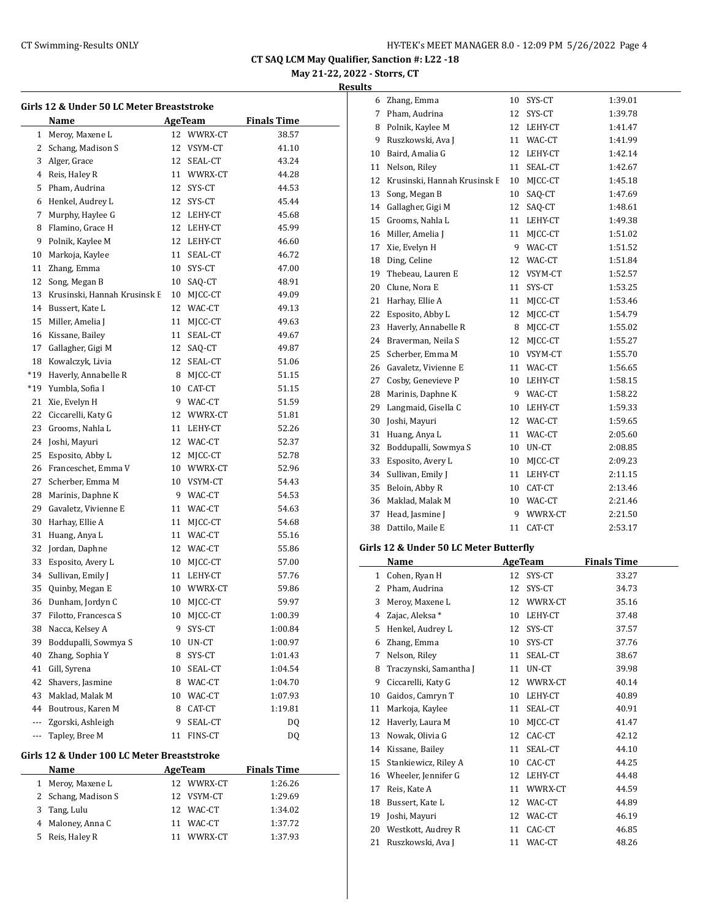CT SAQ LCM May Qualifier, Sanction #: L22 -18

May 21-22, 2022 - Storrs, CT

**Results**

### Girls 12 & Under 50 LC Meter Breaststroke

| | Name | Age | Team | Finals Time |
|---|---|---|---|---|
| 1 | Meroy, Maxene L | 12 | WWRX-CT | 38.57 |
| 2 | Schang, Madison S | 12 | VSYM-CT | 41.10 |
| 3 | Alger, Grace | 12 | SEAL-CT | 43.24 |
| 4 | Reis, Haley R | 11 | WWRX-CT | 44.28 |
| 5 | Pham, Audrina | 12 | SYS-CT | 44.53 |
| 6 | Henkel, Audrey L | 12 | SYS-CT | 45.44 |
| 7 | Murphy, Haylee G | 12 | LEHY-CT | 45.68 |
| 8 | Flamino, Grace H | 12 | LEHY-CT | 45.99 |
| 9 | Polnik, Kaylee M | 12 | LEHY-CT | 46.60 |
| 10 | Markoja, Kaylee | 11 | SEAL-CT | 46.72 |
| 11 | Zhang, Emma | 10 | SYS-CT | 47.00 |
| 12 | Song, Megan B | 10 | SAQ-CT | 48.91 |
| 13 | Krusinski, Hannah Krusinsk E | 10 | MJCC-CT | 49.09 |
| 14 | Bussert, Kate L | 12 | WAC-CT | 49.13 |
| 15 | Miller, Amelia J | 11 | MJCC-CT | 49.63 |
| 16 | Kissane, Bailey | 11 | SEAL-CT | 49.67 |
| 17 | Gallagher, Gigi M | 12 | SAQ-CT | 49.87 |
| 18 | Kowalczyk, Livia | 12 | SEAL-CT | 51.06 |
| *19 | Haverly, Annabelle R | 8 | MJCC-CT | 51.15 |
| *19 | Yumbla, Sofia I | 10 | CAT-CT | 51.15 |
| 21 | Xie, Evelyn H | 9 | WAC-CT | 51.59 |
| 22 | Ciccarelli, Katy G | 12 | WWRX-CT | 51.81 |
| 23 | Grooms, Nahla L | 11 | LEHY-CT | 52.26 |
| 24 | Joshi, Mayuri | 12 | WAC-CT | 52.37 |
| 25 | Esposito, Abby L | 12 | MJCC-CT | 52.78 |
| 26 | Franceschet, Emma V | 10 | WWRX-CT | 52.96 |
| 27 | Scherber, Emma M | 10 | VSYM-CT | 54.43 |
| 28 | Marinis, Daphne K | 9 | WAC-CT | 54.53 |
| 29 | Gavaletz, Vivienne E | 11 | WAC-CT | 54.63 |
| 30 | Harhay, Ellie A | 11 | MJCC-CT | 54.68 |
| 31 | Huang, Anya L | 11 | WAC-CT | 55.16 |
| 32 | Jordan, Daphne | 12 | WAC-CT | 55.86 |
| 33 | Esposito, Avery L | 10 | MJCC-CT | 57.00 |
| 34 | Sullivan, Emily J | 11 | LEHY-CT | 57.76 |
| 35 | Quinby, Megan E | 10 | WWRX-CT | 59.86 |
| 36 | Dunham, Jordyn C | 10 | MJCC-CT | 59.97 |
| 37 | Filotto, Francesca S | 10 | MJCC-CT | 1:00.39 |
| 38 | Nacca, Kelsey A | 9 | SYS-CT | 1:00.84 |
| 39 | Boddupalli, Sowmya S | 10 | UN-CT | 1:00.97 |
| 40 | Zhang, Sophia Y | 8 | SYS-CT | 1:01.43 |
| 41 | Gill, Syrena | 10 | SEAL-CT | 1:04.54 |
| 42 | Shavers, Jasmine | 8 | WAC-CT | 1:04.70 |
| 43 | Maklad, Malak M | 10 | WAC-CT | 1:07.93 |
| 44 | Boutrous, Karen M | 8 | CAT-CT | 1:19.81 |
| --- | Zgorski, Ashleigh | 9 | SEAL-CT | DQ |
| --- | Tapley, Bree M | 11 | FINS-CT | DQ |

### Girls 12 & Under 100 LC Meter Breaststroke

| | Name | Age | Team | Finals Time |
|---|---|---|---|---|
| 1 | Meroy, Maxene L | 12 | WWRX-CT | 1:26.26 |
| 2 | Schang, Madison S | 12 | VSYM-CT | 1:29.69 |
| 3 | Tang, Lulu | 12 | WAC-CT | 1:34.02 |
| 4 | Maloney, Anna C | 11 | WAC-CT | 1:37.72 |
| 5 | Reis, Haley R | 11 | WWRX-CT | 1:37.93 |
| 6 | Zhang, Emma | 10 | SYS-CT | 1:39.01 |
| 7 | Pham, Audrina | 12 | SYS-CT | 1:39.78 |
| 8 | Polnik, Kaylee M | 12 | LEHY-CT | 1:41.47 |
| 9 | Ruszkowski, Ava J | 11 | WAC-CT | 1:41.99 |
| 10 | Baird, Amalia G | 12 | LEHY-CT | 1:42.14 |
| 11 | Nelson, Riley | 11 | SEAL-CT | 1:42.67 |
| 12 | Krusinski, Hannah Krusinsk E | 10 | MJCC-CT | 1:45.18 |
| 13 | Song, Megan B | 10 | SAQ-CT | 1:47.69 |
| 14 | Gallagher, Gigi M | 12 | SAQ-CT | 1:48.61 |
| 15 | Grooms, Nahla L | 11 | LEHY-CT | 1:49.38 |
| 16 | Miller, Amelia J | 11 | MJCC-CT | 1:51.02 |
| 17 | Xie, Evelyn H | 9 | WAC-CT | 1:51.52 |
| 18 | Ding, Celine | 12 | WAC-CT | 1:51.84 |
| 19 | Thebeau, Lauren E | 12 | VSYM-CT | 1:52.57 |
| 20 | Clune, Nora E | 11 | SYS-CT | 1:53.25 |
| 21 | Harhay, Ellie A | 11 | MJCC-CT | 1:53.46 |
| 22 | Esposito, Abby L | 12 | MJCC-CT | 1:54.79 |
| 23 | Haverly, Annabelle R | 8 | MJCC-CT | 1:55.02 |
| 24 | Braverman, Neila S | 12 | MJCC-CT | 1:55.27 |
| 25 | Scherber, Emma M | 10 | VSYM-CT | 1:55.70 |
| 26 | Gavaletz, Vivienne E | 11 | WAC-CT | 1:56.65 |
| 27 | Cosby, Genevieve P | 10 | LEHY-CT | 1:58.15 |
| 28 | Marinis, Daphne K | 9 | WAC-CT | 1:58.22 |
| 29 | Langmaid, Gisella C | 10 | LEHY-CT | 1:59.33 |
| 30 | Joshi, Mayuri | 12 | WAC-CT | 1:59.65 |
| 31 | Huang, Anya L | 11 | WAC-CT | 2:05.60 |
| 32 | Boddupalli, Sowmya S | 10 | UN-CT | 2:08.85 |
| 33 | Esposito, Avery L | 10 | MJCC-CT | 2:09.23 |
| 34 | Sullivan, Emily J | 11 | LEHY-CT | 2:11.15 |
| 35 | Beloin, Abby R | 10 | CAT-CT | 2:13.46 |
| 36 | Maklad, Malak M | 10 | WAC-CT | 2:21.46 |
| 37 | Head, Jasmine J | 9 | WWRX-CT | 2:21.50 |
| 38 | Dattilo, Maile E | 11 | CAT-CT | 2:53.17 |

### Girls 12 & Under 50 LC Meter Butterfly

| | Name | Age | Team | Finals Time |
|---|---|---|---|---|
| 1 | Cohen, Ryan H | 12 | SYS-CT | 33.27 |
| 2 | Pham, Audrina | 12 | SYS-CT | 34.73 |
| 3 | Meroy, Maxene L | 12 | WWRX-CT | 35.16 |
| 4 | Zajac, Aleksa * | 10 | LEHY-CT | 37.48 |
| 5 | Henkel, Audrey L | 12 | SYS-CT | 37.57 |
| 6 | Zhang, Emma | 10 | SYS-CT | 37.76 |
| 7 | Nelson, Riley | 11 | SEAL-CT | 38.67 |
| 8 | Traczynski, Samantha J | 11 | UN-CT | 39.98 |
| 9 | Ciccarelli, Katy G | 12 | WWRX-CT | 40.14 |
| 10 | Gaidos, Camryn T | 10 | LEHY-CT | 40.89 |
| 11 | Markoja, Kaylee | 11 | SEAL-CT | 40.91 |
| 12 | Haverly, Laura M | 10 | MJCC-CT | 41.47 |
| 13 | Nowak, Olivia G | 12 | CAC-CT | 42.12 |
| 14 | Kissane, Bailey | 11 | SEAL-CT | 44.10 |
| 15 | Stankiewicz, Riley A | 10 | CAC-CT | 44.25 |
| 16 | Wheeler, Jennifer G | 12 | LEHY-CT | 44.48 |
| 17 | Reis, Kate A | 11 | WWRX-CT | 44.59 |
| 18 | Bussert, Kate L | 12 | WAC-CT | 44.89 |
| 19 | Joshi, Mayuri | 12 | WAC-CT | 46.19 |
| 20 | Westkott, Audrey R | 11 | CAC-CT | 46.85 |
| 21 | Ruszkowski, Ava J | 11 | WAC-CT | 48.26 |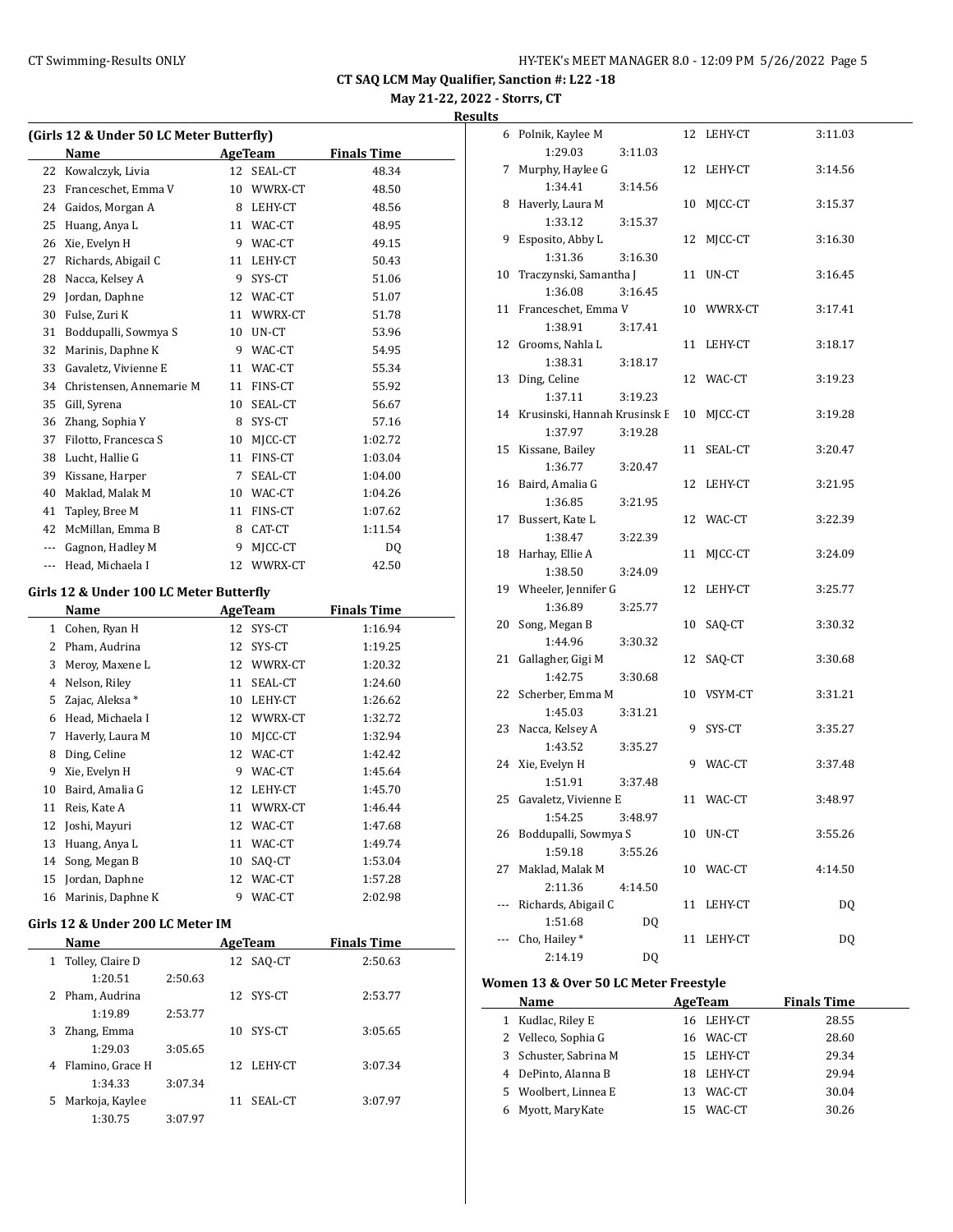# CT SAQ LCM May Qualifier, Sanction #: L22 -18

**May 21-22, 2022 - Storrs, CT**

**Results**

## (Girls 12 & Under 50 LC Meter Butterfly)

| | Name | Age | Team | Finals Time |
|---|---|---|---|---|
| 22 | Kowalczyk, Livia | 12 | SEAL-CT | 48.34 |
| 23 | Franceschet, Emma V | 10 | WWRX-CT | 48.50 |
| 24 | Gaidos, Morgan A | 8 | LEHY-CT | 48.56 |
| 25 | Huang, Anya L | 11 | WAC-CT | 48.95 |
| 26 | Xie, Evelyn H | 9 | WAC-CT | 49.15 |
| 27 | Richards, Abigail C | 11 | LEHY-CT | 50.43 |
| 28 | Nacca, Kelsey A | 9 | SYS-CT | 51.06 |
| 29 | Jordan, Daphne | 12 | WAC-CT | 51.07 |
| 30 | Fulse, Zuri K | 11 | WWRX-CT | 51.78 |
| 31 | Boddupalli, Sowmya S | 10 | UN-CT | 53.96 |
| 32 | Marinis, Daphne K | 9 | WAC-CT | 54.95 |
| 33 | Gavaletz, Vivienne E | 11 | WAC-CT | 55.34 |
| 34 | Christensen, Annemarie M | 11 | FINS-CT | 55.92 |
| 35 | Gill, Syrena | 10 | SEAL-CT | 56.67 |
| 36 | Zhang, Sophia Y | 8 | SYS-CT | 57.16 |
| 37 | Filotto, Francesca S | 10 | MJCC-CT | 1:02.72 |
| 38 | Lucht, Hallie G | 11 | FINS-CT | 1:03.04 |
| 39 | Kissane, Harper | 7 | SEAL-CT | 1:04.00 |
| 40 | Maklad, Malak M | 10 | WAC-CT | 1:04.26 |
| 41 | Tapley, Bree M | 11 | FINS-CT | 1:07.62 |
| 42 | McMillan, Emma B | 8 | CAT-CT | 1:11.54 |
| --- | Gagnon, Hadley M | 9 | MJCC-CT | DQ |
| --- | Head, Michaela I | 12 | WWRX-CT | 42.50 |

## Girls 12 & Under 100 LC Meter Butterfly

| | Name | Age | Team | Finals Time |
|---|---|---|---|---|
| 1 | Cohen, Ryan H | 12 | SYS-CT | 1:16.94 |
| 2 | Pham, Audrina | 12 | SYS-CT | 1:19.25 |
| 3 | Meroy, Maxene L | 12 | WWRX-CT | 1:20.32 |
| 4 | Nelson, Riley | 11 | SEAL-CT | 1:24.60 |
| 5 | Zajac, Aleksa * | 10 | LEHY-CT | 1:26.62 |
| 6 | Head, Michaela I | 12 | WWRX-CT | 1:32.72 |
| 7 | Haverly, Laura M | 10 | MJCC-CT | 1:32.94 |
| 8 | Ding, Celine | 12 | WAC-CT | 1:42.42 |
| 9 | Xie, Evelyn H | 9 | WAC-CT | 1:45.64 |
| 10 | Baird, Amalia G | 12 | LEHY-CT | 1:45.70 |
| 11 | Reis, Kate A | 11 | WWRX-CT | 1:46.44 |
| 12 | Joshi, Mayuri | 12 | WAC-CT | 1:47.68 |
| 13 | Huang, Anya L | 11 | WAC-CT | 1:49.74 |
| 14 | Song, Megan B | 10 | SAQ-CT | 1:53.04 |
| 15 | Jordan, Daphne | 12 | WAC-CT | 1:57.28 |
| 16 | Marinis, Daphne K | 9 | WAC-CT | 2:02.98 |

## Girls 12 & Under 200 LC Meter IM

| | Name | Age | Team | Finals Time |
|---|---|---|---|---|
| 1 | Tolley, Claire D | 12 | SAQ-CT | 2:50.63 |
| | 1:20.51 2:50.63 | | | |
| 2 | Pham, Audrina | 12 | SYS-CT | 2:53.77 |
| | 1:19.89 2:53.77 | | | |
| 3 | Zhang, Emma | 10 | SYS-CT | 3:05.65 |
| | 1:29.03 3:05.65 | | | |
| 4 | Flamino, Grace H | 12 | LEHY-CT | 3:07.34 |
| | 1:34.33 3:07.34 | | | |
| 5 | Markoja, Kaylee | 11 | SEAL-CT | 3:07.97 |
| | 1:30.75 3:07.97 | | | |
| 6 | Polnik, Kaylee M | 12 | LEHY-CT | 3:11.03 |
| | 1:29.03 3:11.03 | | | |
| 7 | Murphy, Haylee G | 12 | LEHY-CT | 3:14.56 |
| | 1:34.41 3:14.56 | | | |
| 8 | Haverly, Laura M | 10 | MJCC-CT | 3:15.37 |
| | 1:33.12 3:15.37 | | | |
| 9 | Esposito, Abby L | 12 | MJCC-CT | 3:16.30 |
| | 1:31.36 3:16.30 | | | |
| 10 | Traczynski, Samantha J | 11 | UN-CT | 3:16.45 |
| | 1:36.08 3:16.45 | | | |
| 11 | Franceschet, Emma V | 10 | WWRX-CT | 3:17.41 |
| | 1:38.91 3:17.41 | | | |
| 12 | Grooms, Nahla L | 11 | LEHY-CT | 3:18.17 |
| | 1:38.31 3:18.17 | | | |
| 13 | Ding, Celine | 12 | WAC-CT | 3:19.23 |
| | 1:37.11 3:19.23 | | | |
| 14 | Krusinski, Hannah Krusinsk E | 10 | MJCC-CT | 3:19.28 |
| | 1:37.97 3:19.28 | | | |
| 15 | Kissane, Bailey | 11 | SEAL-CT | 3:20.47 |
| | 1:36.77 3:20.47 | | | |
| 16 | Baird, Amalia G | 12 | LEHY-CT | 3:21.95 |
| | 1:36.85 3:21.95 | | | |
| 17 | Bussert, Kate L | 12 | WAC-CT | 3:22.39 |
| | 1:38.47 3:22.39 | | | |
| 18 | Harhay, Ellie A | 11 | MJCC-CT | 3:24.09 |
| | 1:38.50 3:24.09 | | | |
| 19 | Wheeler, Jennifer G | 12 | LEHY-CT | 3:25.77 |
| | 1:36.89 3:25.77 | | | |
| 20 | Song, Megan B | 10 | SAQ-CT | 3:30.32 |
| | 1:44.96 3:30.32 | | | |
| 21 | Gallagher, Gigi M | 12 | SAQ-CT | 3:30.68 |
| | 1:42.75 3:30.68 | | | |
| 22 | Scherber, Emma M | 10 | VSYM-CT | 3:31.21 |
| | 1:45.03 3:31.21 | | | |
| 23 | Nacca, Kelsey A | 9 | SYS-CT | 3:35.27 |
| | 1:43.52 3:35.27 | | | |
| 24 | Xie, Evelyn H | 9 | WAC-CT | 3:37.48 |
| | 1:51.91 3:37.48 | | | |
| 25 | Gavaletz, Vivienne E | 11 | WAC-CT | 3:48.97 |
| | 1:54.25 3:48.97 | | | |
| 26 | Boddupalli, Sowmya S | 10 | UN-CT | 3:55.26 |
| | 1:59.18 3:55.26 | | | |
| 27 | Maklad, Malak M | 10 | WAC-CT | 4:14.50 |
| | 2:11.36 4:14.50 | | | |
| --- | Richards, Abigail C | 11 | LEHY-CT | DQ |
| | 1:51.68 DQ | | | |
| --- | Cho, Hailey * | 11 | LEHY-CT | DQ |
| | 2:14.19 DQ | | | |

## Women 13 & Over 50 LC Meter Freestyle

| | Name | Age | Team | Finals Time |
|---|---|---|---|---|
| 1 | Kudlac, Riley E | 16 | LEHY-CT | 28.55 |
| 2 | Velleco, Sophia G | 16 | WAC-CT | 28.60 |
| 3 | Schuster, Sabrina M | 15 | LEHY-CT | 29.34 |
| 4 | DePinto, Alanna B | 18 | LEHY-CT | 29.94 |
| 5 | Woolbert, Linnea E | 13 | WAC-CT | 30.04 |
| 6 | Myott, MaryKate | 15 | WAC-CT | 30.26 |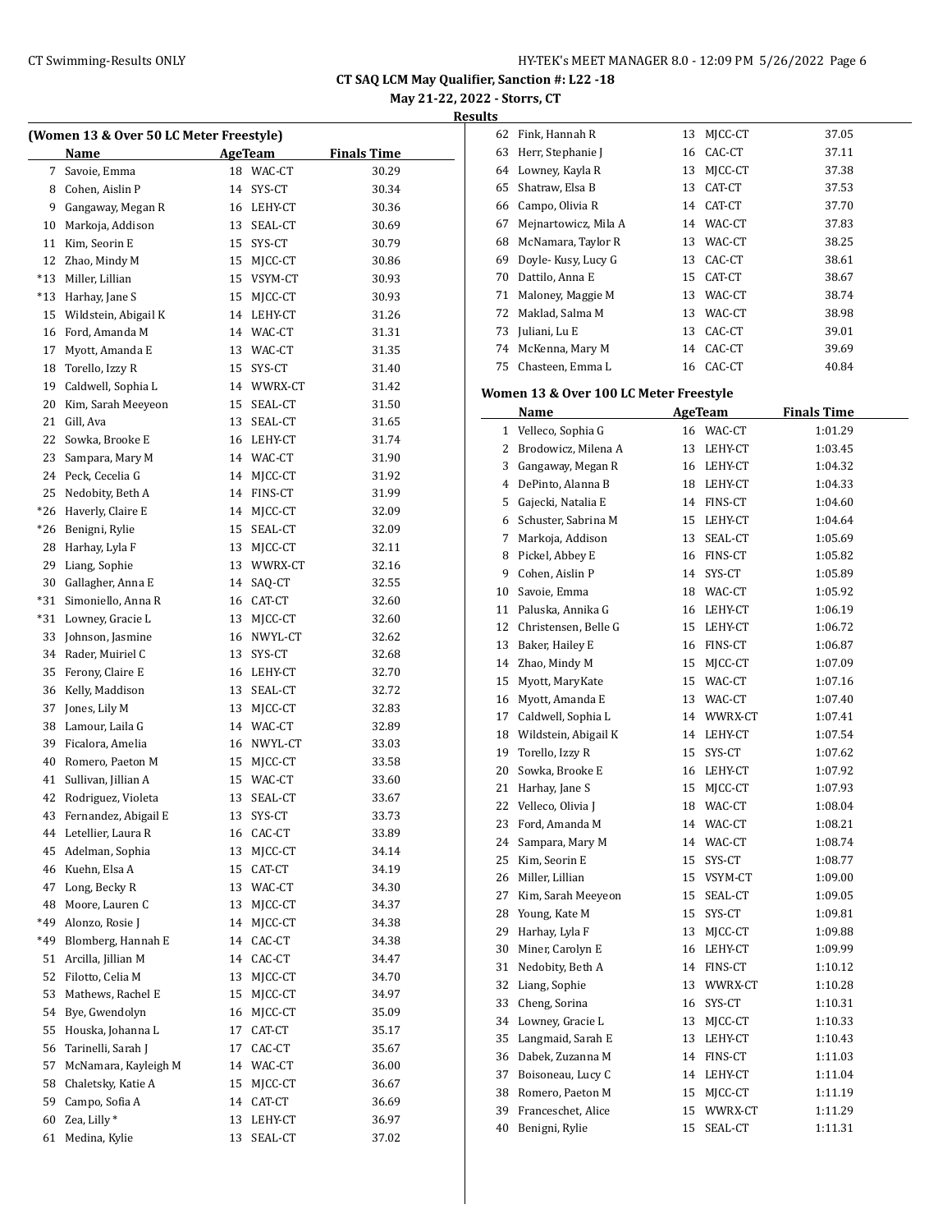CT SAQ LCM May Qualifier, Sanction #: L22 -18

May 21-22, 2022 - Storrs, CT

Results

### (Women 13 & Over 50 LC Meter Freestyle)

| | Name | Age | Team | Finals Time |
|---|---|---|---|---|
| 7 | Savoie, Emma | 18 | WAC-CT | 30.29 |
| 8 | Cohen, Aislin P | 14 | SYS-CT | 30.34 |
| 9 | Gangaway, Megan R | 16 | LEHY-CT | 30.36 |
| 10 | Markoja, Addison | 13 | SEAL-CT | 30.69 |
| 11 | Kim, Seorin E | 15 | SYS-CT | 30.79 |
| 12 | Zhao, Mindy M | 15 | MJCC-CT | 30.86 |
| *13 | Miller, Lillian | 15 | VSYM-CT | 30.93 |
| *13 | Harhay, Jane S | 15 | MJCC-CT | 30.93 |
| 15 | Wildstein, Abigail K | 14 | LEHY-CT | 31.26 |
| 16 | Ford, Amanda M | 14 | WAC-CT | 31.31 |
| 17 | Myott, Amanda E | 13 | WAC-CT | 31.35 |
| 18 | Torello, Izzy R | 15 | SYS-CT | 31.40 |
| 19 | Caldwell, Sophia L | 14 | WWRX-CT | 31.42 |
| 20 | Kim, Sarah Meeyeon | 15 | SEAL-CT | 31.50 |
| 21 | Gill, Ava | 13 | SEAL-CT | 31.65 |
| 22 | Sowka, Brooke E | 16 | LEHY-CT | 31.74 |
| 23 | Sampara, Mary M | 14 | WAC-CT | 31.90 |
| 24 | Peck, Cecelia G | 14 | MJCC-CT | 31.92 |
| 25 | Nedobity, Beth A | 14 | FINS-CT | 31.99 |
| *26 | Haverly, Claire E | 14 | MJCC-CT | 32.09 |
| *26 | Benigni, Rylie | 15 | SEAL-CT | 32.09 |
| 28 | Harhay, Lyla F | 13 | MJCC-CT | 32.11 |
| 29 | Liang, Sophie | 13 | WWRX-CT | 32.16 |
| 30 | Gallagher, Anna E | 14 | SAQ-CT | 32.55 |
| *31 | Simoniello, Anna R | 16 | CAT-CT | 32.60 |
| *31 | Lowney, Gracie L | 13 | MJCC-CT | 32.60 |
| 33 | Johnson, Jasmine | 16 | NWYL-CT | 32.62 |
| 34 | Rader, Muiriel C | 13 | SYS-CT | 32.68 |
| 35 | Ferony, Claire E | 16 | LEHY-CT | 32.70 |
| 36 | Kelly, Maddison | 13 | SEAL-CT | 32.72 |
| 37 | Jones, Lily M | 13 | MJCC-CT | 32.83 |
| 38 | Lamour, Laila G | 14 | WAC-CT | 32.89 |
| 39 | Ficalora, Amelia | 16 | NWYL-CT | 33.03 |
| 40 | Romero, Paeton M | 15 | MJCC-CT | 33.58 |
| 41 | Sullivan, Jillian A | 15 | WAC-CT | 33.60 |
| 42 | Rodriguez, Violeta | 13 | SEAL-CT | 33.67 |
| 43 | Fernandez, Abigail E | 13 | SYS-CT | 33.73 |
| 44 | Letellier, Laura R | 16 | CAC-CT | 33.89 |
| 45 | Adelman, Sophia | 13 | MJCC-CT | 34.14 |
| 46 | Kuehn, Elsa A | 15 | CAT-CT | 34.19 |
| 47 | Long, Becky R | 13 | WAC-CT | 34.30 |
| 48 | Moore, Lauren C | 13 | MJCC-CT | 34.37 |
| *49 | Alonzo, Rosie J | 14 | MJCC-CT | 34.38 |
| *49 | Blomberg, Hannah E | 14 | CAC-CT | 34.38 |
| 51 | Arcilla, Jillian M | 14 | CAC-CT | 34.47 |
| 52 | Filotto, Celia M | 13 | MJCC-CT | 34.70 |
| 53 | Mathews, Rachel E | 15 | MJCC-CT | 34.97 |
| 54 | Bye, Gwendolyn | 16 | MJCC-CT | 35.09 |
| 55 | Houska, Johanna L | 17 | CAT-CT | 35.17 |
| 56 | Tarinelli, Sarah J | 17 | CAC-CT | 35.67 |
| 57 | McNamara, Kayleigh M | 14 | WAC-CT | 36.00 |
| 58 | Chaletsky, Katie A | 15 | MJCC-CT | 36.67 |
| 59 | Campo, Sofia A | 14 | CAT-CT | 36.69 |
| 60 | Zea, Lilly * | 13 | LEHY-CT | 36.97 |
| 61 | Medina, Kylie | 13 | SEAL-CT | 37.02 |
| 62 | Fink, Hannah R | 13 | MJCC-CT | 37.05 |
| 63 | Herr, Stephanie J | 16 | CAC-CT | 37.11 |
| 64 | Lowney, Kayla R | 13 | MJCC-CT | 37.38 |
| 65 | Shatraw, Elsa B | 13 | CAT-CT | 37.53 |
| 66 | Campo, Olivia R | 14 | CAT-CT | 37.70 |
| 67 | Mejnartowicz, Mila A | 14 | WAC-CT | 37.83 |
| 68 | McNamara, Taylor R | 13 | WAC-CT | 38.25 |
| 69 | Doyle- Kusy, Lucy G | 13 | CAC-CT | 38.61 |
| 70 | Dattilo, Anna E | 15 | CAT-CT | 38.67 |
| 71 | Maloney, Maggie M | 13 | WAC-CT | 38.74 |
| 72 | Maklad, Salma M | 13 | WAC-CT | 38.98 |
| 73 | Juliani, Lu E | 13 | CAC-CT | 39.01 |
| 74 | McKenna, Mary M | 14 | CAC-CT | 39.69 |
| 75 | Chasteen, Emma L | 16 | CAC-CT | 40.84 |

### Women 13 & Over 100 LC Meter Freestyle

| | Name | Age | Team | Finals Time |
|---|---|---|---|---|
| 1 | Velleco, Sophia G | 16 | WAC-CT | 1:01.29 |
| 2 | Brodowicz, Milena A | 13 | LEHY-CT | 1:03.45 |
| 3 | Gangaway, Megan R | 16 | LEHY-CT | 1:04.32 |
| 4 | DePinto, Alanna B | 18 | LEHY-CT | 1:04.33 |
| 5 | Gajecki, Natalia E | 14 | FINS-CT | 1:04.60 |
| 6 | Schuster, Sabrina M | 15 | LEHY-CT | 1:04.64 |
| 7 | Markoja, Addison | 13 | SEAL-CT | 1:05.69 |
| 8 | Pickel, Abbey E | 16 | FINS-CT | 1:05.82 |
| 9 | Cohen, Aislin P | 14 | SYS-CT | 1:05.89 |
| 10 | Savoie, Emma | 18 | WAC-CT | 1:05.92 |
| 11 | Paluska, Annika G | 16 | LEHY-CT | 1:06.19 |
| 12 | Christensen, Belle G | 15 | LEHY-CT | 1:06.72 |
| 13 | Baker, Hailey E | 16 | FINS-CT | 1:06.87 |
| 14 | Zhao, Mindy M | 15 | MJCC-CT | 1:07.09 |
| 15 | Myott, MaryKate | 15 | WAC-CT | 1:07.16 |
| 16 | Myott, Amanda E | 13 | WAC-CT | 1:07.40 |
| 17 | Caldwell, Sophia L | 14 | WWRX-CT | 1:07.41 |
| 18 | Wildstein, Abigail K | 14 | LEHY-CT | 1:07.54 |
| 19 | Torello, Izzy R | 15 | SYS-CT | 1:07.62 |
| 20 | Sowka, Brooke E | 16 | LEHY-CT | 1:07.92 |
| 21 | Harhay, Jane S | 15 | MJCC-CT | 1:07.93 |
| 22 | Velleco, Olivia J | 18 | WAC-CT | 1:08.04 |
| 23 | Ford, Amanda M | 14 | WAC-CT | 1:08.21 |
| 24 | Sampara, Mary M | 14 | WAC-CT | 1:08.74 |
| 25 | Kim, Seorin E | 15 | SYS-CT | 1:08.77 |
| 26 | Miller, Lillian | 15 | VSYM-CT | 1:09.00 |
| 27 | Kim, Sarah Meeyeon | 15 | SEAL-CT | 1:09.05 |
| 28 | Young, Kate M | 15 | SYS-CT | 1:09.81 |
| 29 | Harhay, Lyla F | 13 | MJCC-CT | 1:09.88 |
| 30 | Miner, Carolyn E | 16 | LEHY-CT | 1:09.99 |
| 31 | Nedobity, Beth A | 14 | FINS-CT | 1:10.12 |
| 32 | Liang, Sophie | 13 | WWRX-CT | 1:10.28 |
| 33 | Cheng, Sorina | 16 | SYS-CT | 1:10.31 |
| 34 | Lowney, Gracie L | 13 | MJCC-CT | 1:10.33 |
| 35 | Langmaid, Sarah E | 13 | LEHY-CT | 1:10.43 |
| 36 | Dabek, Zuzanna M | 14 | FINS-CT | 1:11.03 |
| 37 | Boisoneau, Lucy C | 14 | LEHY-CT | 1:11.04 |
| 38 | Romero, Paeton M | 15 | MJCC-CT | 1:11.19 |
| 39 | Franceschet, Alice | 15 | WWRX-CT | 1:11.29 |
| 40 | Benigni, Rylie | 15 | SEAL-CT | 1:11.31 |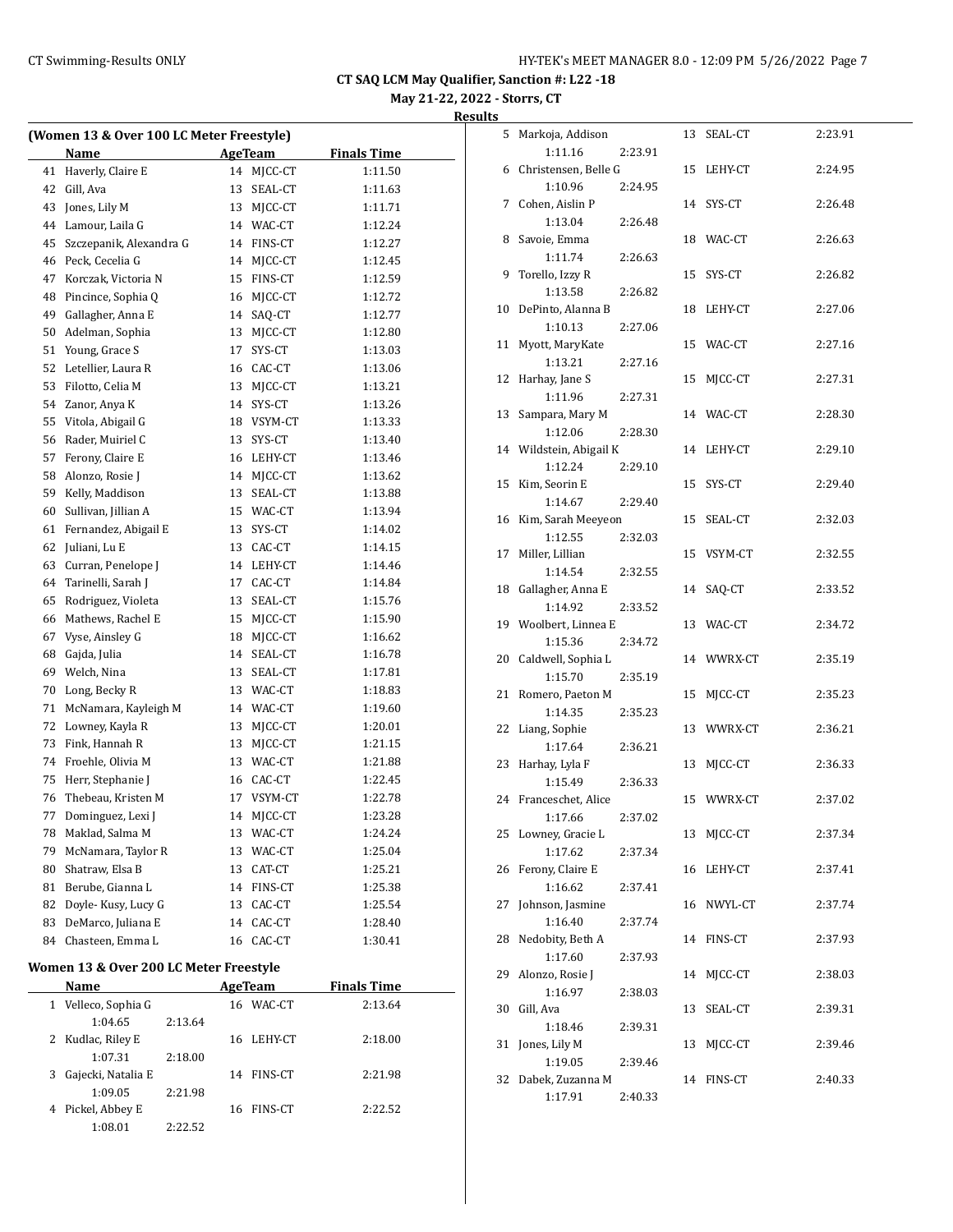# CT SAQ LCM May Qualifier, Sanction #: L22 -18

**May 21-22, 2022 - Storrs, CT**

**Results**

## (Women 13 & Over 100 LC Meter Freestyle)

| | Name | Age | Team | Finals Time |
|---|---|---|---|---|
| 41 | Haverly, Claire E | 14 | MJCC-CT | 1:11.50 |
| 42 | Gill, Ava | 13 | SEAL-CT | 1:11.63 |
| 43 | Jones, Lily M | 13 | MJCC-CT | 1:11.71 |
| 44 | Lamour, Laila G | 14 | WAC-CT | 1:12.24 |
| 45 | Szczepanik, Alexandra G | 14 | FINS-CT | 1:12.27 |
| 46 | Peck, Cecelia G | 14 | MJCC-CT | 1:12.45 |
| 47 | Korczak, Victoria N | 15 | FINS-CT | 1:12.59 |
| 48 | Pincince, Sophia Q | 16 | MJCC-CT | 1:12.72 |
| 49 | Gallagher, Anna E | 14 | SAQ-CT | 1:12.77 |
| 50 | Adelman, Sophia | 13 | MJCC-CT | 1:12.80 |
| 51 | Young, Grace S | 17 | SYS-CT | 1:13.03 |
| 52 | Letellier, Laura R | 16 | CAC-CT | 1:13.06 |
| 53 | Filotto, Celia M | 13 | MJCC-CT | 1:13.21 |
| 54 | Zanor, Anya K | 14 | SYS-CT | 1:13.26 |
| 55 | Vitola, Abigail G | 18 | VSYM-CT | 1:13.33 |
| 56 | Rader, Muiriel C | 13 | SYS-CT | 1:13.40 |
| 57 | Ferony, Claire E | 16 | LEHY-CT | 1:13.46 |
| 58 | Alonzo, Rosie J | 14 | MJCC-CT | 1:13.62 |
| 59 | Kelly, Maddison | 13 | SEAL-CT | 1:13.88 |
| 60 | Sullivan, Jillian A | 15 | WAC-CT | 1:13.94 |
| 61 | Fernandez, Abigail E | 13 | SYS-CT | 1:14.02 |
| 62 | Juliani, Lu E | 13 | CAC-CT | 1:14.15 |
| 63 | Curran, Penelope J | 14 | LEHY-CT | 1:14.46 |
| 64 | Tarinelli, Sarah J | 17 | CAC-CT | 1:14.84 |
| 65 | Rodriguez, Violeta | 13 | SEAL-CT | 1:15.76 |
| 66 | Mathews, Rachel E | 15 | MJCC-CT | 1:15.90 |
| 67 | Vyse, Ainsley G | 18 | MJCC-CT | 1:16.62 |
| 68 | Gajda, Julia | 14 | SEAL-CT | 1:16.78 |
| 69 | Welch, Nina | 13 | SEAL-CT | 1:17.81 |
| 70 | Long, Becky R | 13 | WAC-CT | 1:18.83 |
| 71 | McNamara, Kayleigh M | 14 | WAC-CT | 1:19.60 |
| 72 | Lowney, Kayla R | 13 | MJCC-CT | 1:20.01 |
| 73 | Fink, Hannah R | 13 | MJCC-CT | 1:21.15 |
| 74 | Froehle, Olivia M | 13 | WAC-CT | 1:21.88 |
| 75 | Herr, Stephanie J | 16 | CAC-CT | 1:22.45 |
| 76 | Thebeau, Kristen M | 17 | VSYM-CT | 1:22.78 |
| 77 | Dominguez, Lexi J | 14 | MJCC-CT | 1:23.28 |
| 78 | Maklad, Salma M | 13 | WAC-CT | 1:24.24 |
| 79 | McNamara, Taylor R | 13 | WAC-CT | 1:25.04 |
| 80 | Shatraw, Elsa B | 13 | CAT-CT | 1:25.21 |
| 81 | Berube, Gianna L | 14 | FINS-CT | 1:25.38 |
| 82 | Doyle- Kusy, Lucy G | 13 | CAC-CT | 1:25.54 |
| 83 | DeMarco, Juliana E | 14 | CAC-CT | 1:28.40 |
| 84 | Chasteen, Emma L | 16 | CAC-CT | 1:30.41 |

## Women 13 & Over 200 LC Meter Freestyle

| | Name | Age | Team | Finals Time | Splits |
|---|---|---|---|---|---|
| 1 | Velleco, Sophia G | 16 | WAC-CT | 2:13.64 | 1:04.65, 2:13.64 |
| 2 | Kudlac, Riley E | 16 | LEHY-CT | 2:18.00 | 1:07.31, 2:18.00 |
| 3 | Gajecki, Natalia E | 14 | FINS-CT | 2:21.98 | 1:09.05, 2:21.98 |
| 4 | Pickel, Abbey E | 16 | FINS-CT | 2:22.52 | 1:08.01, 2:22.52 |
| 5 | Markoja, Addison | 13 | SEAL-CT | 2:23.91 | 1:11.16, 2:23.91 |
| 6 | Christensen, Belle G | 15 | LEHY-CT | 2:24.95 | 1:10.96, 2:24.95 |
| 7 | Cohen, Aislin P | 14 | SYS-CT | 2:26.48 | 1:13.04, 2:26.48 |
| 8 | Savoie, Emma | 18 | WAC-CT | 2:26.63 | 1:11.74, 2:26.63 |
| 9 | Torello, Izzy R | 15 | SYS-CT | 2:26.82 | 1:13.58, 2:26.82 |
| 10 | DePinto, Alanna B | 18 | LEHY-CT | 2:27.06 | 1:10.13, 2:27.06 |
| 11 | Myott, MaryKate | 15 | WAC-CT | 2:27.16 | 1:13.21, 2:27.16 |
| 12 | Harhay, Jane S | 15 | MJCC-CT | 2:27.31 | 1:11.96, 2:27.31 |
| 13 | Sampara, Mary M | 14 | WAC-CT | 2:28.30 | 1:12.06, 2:28.30 |
| 14 | Wildstein, Abigail K | 14 | LEHY-CT | 2:29.10 | 1:12.24, 2:29.10 |
| 15 | Kim, Seorin E | 15 | SYS-CT | 2:29.40 | 1:14.67, 2:29.40 |
| 16 | Kim, Sarah Meeyeon | 15 | SEAL-CT | 2:32.03 | 1:12.55, 2:32.03 |
| 17 | Miller, Lillian | 15 | VSYM-CT | 2:32.55 | 1:14.54, 2:32.55 |
| 18 | Gallagher, Anna E | 14 | SAQ-CT | 2:33.52 | 1:14.92, 2:33.52 |
| 19 | Woolbert, Linnea E | 13 | WAC-CT | 2:34.72 | 1:15.36, 2:34.72 |
| 20 | Caldwell, Sophia L | 14 | WWRX-CT | 2:35.19 | 1:15.70, 2:35.19 |
| 21 | Romero, Paeton M | 15 | MJCC-CT | 2:35.23 | 1:14.35, 2:35.23 |
| 22 | Liang, Sophie | 13 | WWRX-CT | 2:36.21 | 1:17.64, 2:36.21 |
| 23 | Harhay, Lyla F | 13 | MJCC-CT | 2:36.33 | 1:15.49, 2:36.33 |
| 24 | Franceschet, Alice | 15 | WWRX-CT | 2:37.02 | 1:17.66, 2:37.02 |
| 25 | Lowney, Gracie L | 13 | MJCC-CT | 2:37.34 | 1:17.62, 2:37.34 |
| 26 | Ferony, Claire E | 16 | LEHY-CT | 2:37.41 | 1:16.62, 2:37.41 |
| 27 | Johnson, Jasmine | 16 | NWYL-CT | 2:37.74 | 1:16.40, 2:37.74 |
| 28 | Nedobity, Beth A | 14 | FINS-CT | 2:37.93 | 1:17.60, 2:37.93 |
| 29 | Alonzo, Rosie J | 14 | MJCC-CT | 2:38.03 | 1:16.97, 2:38.03 |
| 30 | Gill, Ava | 13 | SEAL-CT | 2:39.31 | 1:18.46, 2:39.31 |
| 31 | Jones, Lily M | 13 | MJCC-CT | 2:39.46 | 1:19.05, 2:39.46 |
| 32 | Dabek, Zuzanna M | 14 | FINS-CT | 2:40.33 | 1:17.91, 2:40.33 |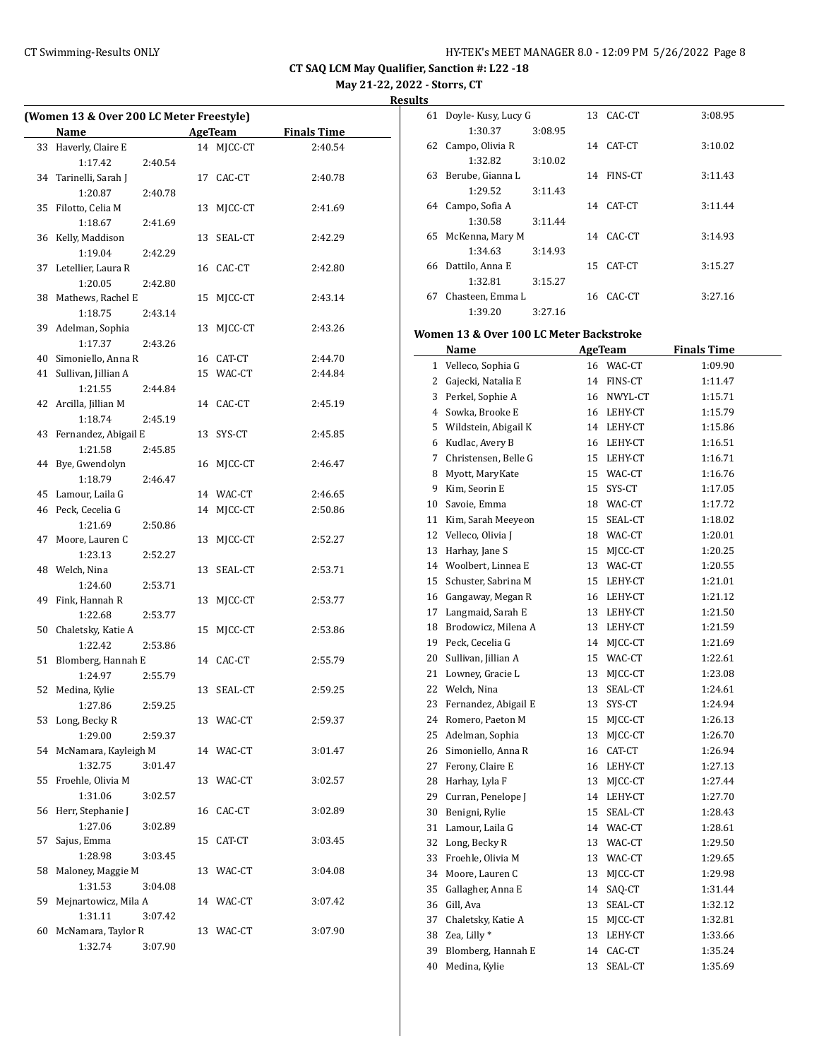**CT SAQ LCM May Qualifier, Sanction #: L22 -18**

**May 21-22, 2022 - Storrs, CT**

**Results**

### (Women 13 & Over 200 LC Meter Freestyle)

| | Name | Age | Team | Finals Time |
|---|---|---|---|---|
| 33 | Haverly, Claire E | 14 | MJCC-CT | 2:40.54 |
| | 1:17.42 2:40.54 | | | |
| 34 | Tarinelli, Sarah J | 17 | CAC-CT | 2:40.78 |
| | 1:20.87 2:40.78 | | | |
| 35 | Filotto, Celia M | 13 | MJCC-CT | 2:41.69 |
| | 1:18.67 2:41.69 | | | |
| 36 | Kelly, Maddison | 13 | SEAL-CT | 2:42.29 |
| | 1:19.04 2:42.29 | | | |
| 37 | Letellier, Laura R | 16 | CAC-CT | 2:42.80 |
| | 1:20.05 2:42.80 | | | |
| 38 | Mathews, Rachel E | 15 | MJCC-CT | 2:43.14 |
| | 1:18.75 2:43.14 | | | |
| 39 | Adelman, Sophia | 13 | MJCC-CT | 2:43.26 |
| | 1:17.37 2:43.26 | | | |
| 40 | Simoniello, Anna R | 16 | CAT-CT | 2:44.70 |
| 41 | Sullivan, Jillian A | 15 | WAC-CT | 2:44.84 |
| | 1:21.55 2:44.84 | | | |
| 42 | Arcilla, Jillian M | 14 | CAC-CT | 2:45.19 |
| | 1:18.74 2:45.19 | | | |
| 43 | Fernandez, Abigail E | 13 | SYS-CT | 2:45.85 |
| | 1:21.58 2:45.85 | | | |
| 44 | Bye, Gwendolyn | 16 | MJCC-CT | 2:46.47 |
| | 1:18.79 2:46.47 | | | |
| 45 | Lamour, Laila G | 14 | WAC-CT | 2:46.65 |
| 46 | Peck, Cecelia G | 14 | MJCC-CT | 2:50.86 |
| | 1:21.69 2:50.86 | | | |
| 47 | Moore, Lauren C | 13 | MJCC-CT | 2:52.27 |
| | 1:23.13 2:52.27 | | | |
| 48 | Welch, Nina | 13 | SEAL-CT | 2:53.71 |
| | 1:24.60 2:53.71 | | | |
| 49 | Fink, Hannah R | 13 | MJCC-CT | 2:53.77 |
| | 1:22.68 2:53.77 | | | |
| 50 | Chaletsky, Katie A | 15 | MJCC-CT | 2:53.86 |
| | 1:22.42 2:53.86 | | | |
| 51 | Blomberg, Hannah E | 14 | CAC-CT | 2:55.79 |
| | 1:24.97 2:55.79 | | | |
| 52 | Medina, Kylie | 13 | SEAL-CT | 2:59.25 |
| | 1:27.86 2:59.25 | | | |
| 53 | Long, Becky R | 13 | WAC-CT | 2:59.37 |
| | 1:29.00 2:59.37 | | | |
| 54 | McNamara, Kayleigh M | 14 | WAC-CT | 3:01.47 |
| | 1:32.75 3:01.47 | | | |
| 55 | Froehle, Olivia M | 13 | WAC-CT | 3:02.57 |
| | 1:31.06 3:02.57 | | | |
| 56 | Herr, Stephanie J | 16 | CAC-CT | 3:02.89 |
| | 1:27.06 3:02.89 | | | |
| 57 | Sajus, Emma | 15 | CAT-CT | 3:03.45 |
| | 1:28.98 3:03.45 | | | |
| 58 | Maloney, Maggie M | 13 | WAC-CT | 3:04.08 |
| | 1:31.53 3:04.08 | | | |
| 59 | Mejnartowicz, Mila A | 14 | WAC-CT | 3:07.42 |
| | 1:31.11 3:07.42 | | | |
| 60 | McNamara, Taylor R | 13 | WAC-CT | 3:07.90 |
| | 1:32.74 3:07.90 | | | |
| 61 | Doyle- Kusy, Lucy G | 13 | CAC-CT | 3:08.95 |
| | 1:30.37 3:08.95 | | | |
| 62 | Campo, Olivia R | 14 | CAT-CT | 3:10.02 |
| | 1:32.82 3:10.02 | | | |
| 63 | Berube, Gianna L | 14 | FINS-CT | 3:11.43 |
| | 1:29.52 3:11.43 | | | |
| 64 | Campo, Sofia A | 14 | CAT-CT | 3:11.44 |
| | 1:30.58 3:11.44 | | | |
| 65 | McKenna, Mary M | 14 | CAC-CT | 3:14.93 |
| | 1:34.63 3:14.93 | | | |
| 66 | Dattilo, Anna E | 15 | CAT-CT | 3:15.27 |
| | 1:32.81 3:15.27 | | | |
| 67 | Chasteen, Emma L | 16 | CAC-CT | 3:27.16 |
| | 1:39.20 3:27.16 | | | |

### Women 13 & Over 100 LC Meter Backstroke

| | Name | Age | Team | Finals Time |
|---|---|---|---|---|
| 1 | Velleco, Sophia G | 16 | WAC-CT | 1:09.90 |
| 2 | Gajecki, Natalia E | 14 | FINS-CT | 1:11.47 |
| 3 | Perkel, Sophie A | 16 | NWYL-CT | 1:15.71 |
| 4 | Sowka, Brooke E | 16 | LEHY-CT | 1:15.79 |
| 5 | Wildstein, Abigail K | 14 | LEHY-CT | 1:15.86 |
| 6 | Kudlac, Avery B | 16 | LEHY-CT | 1:16.51 |
| 7 | Christensen, Belle G | 15 | LEHY-CT | 1:16.71 |
| 8 | Myott, MaryKate | 15 | WAC-CT | 1:16.76 |
| 9 | Kim, Seorin E | 15 | SYS-CT | 1:17.05 |
| 10 | Savoie, Emma | 18 | WAC-CT | 1:17.72 |
| 11 | Kim, Sarah Meeyeon | 15 | SEAL-CT | 1:18.02 |
| 12 | Velleco, Olivia J | 18 | WAC-CT | 1:20.01 |
| 13 | Harhay, Jane S | 15 | MJCC-CT | 1:20.25 |
| 14 | Woolbert, Linnea E | 13 | WAC-CT | 1:20.55 |
| 15 | Schuster, Sabrina M | 15 | LEHY-CT | 1:21.01 |
| 16 | Gangaway, Megan R | 16 | LEHY-CT | 1:21.12 |
| 17 | Langmaid, Sarah E | 13 | LEHY-CT | 1:21.50 |
| 18 | Brodowicz, Milena A | 13 | LEHY-CT | 1:21.59 |
| 19 | Peck, Cecelia G | 14 | MJCC-CT | 1:21.69 |
| 20 | Sullivan, Jillian A | 15 | WAC-CT | 1:22.61 |
| 21 | Lowney, Gracie L | 13 | MJCC-CT | 1:23.08 |
| 22 | Welch, Nina | 13 | SEAL-CT | 1:24.61 |
| 23 | Fernandez, Abigail E | 13 | SYS-CT | 1:24.94 |
| 24 | Romero, Paeton M | 15 | MJCC-CT | 1:26.13 |
| 25 | Adelman, Sophia | 13 | MJCC-CT | 1:26.70 |
| 26 | Simoniello, Anna R | 16 | CAT-CT | 1:26.94 |
| 27 | Ferony, Claire E | 16 | LEHY-CT | 1:27.13 |
| 28 | Harhay, Lyla F | 13 | MJCC-CT | 1:27.44 |
| 29 | Curran, Penelope J | 14 | LEHY-CT | 1:27.70 |
| 30 | Benigni, Rylie | 15 | SEAL-CT | 1:28.43 |
| 31 | Lamour, Laila G | 14 | WAC-CT | 1:28.61 |
| 32 | Long, Becky R | 13 | WAC-CT | 1:29.50 |
| 33 | Froehle, Olivia M | 13 | WAC-CT | 1:29.65 |
| 34 | Moore, Lauren C | 13 | MJCC-CT | 1:29.98 |
| 35 | Gallagher, Anna E | 14 | SAQ-CT | 1:31.44 |
| 36 | Gill, Ava | 13 | SEAL-CT | 1:32.12 |
| 37 | Chaletsky, Katie A | 15 | MJCC-CT | 1:32.81 |
| 38 | Zea, Lilly * | 13 | LEHY-CT | 1:33.66 |
| 39 | Blomberg, Hannah E | 14 | CAC-CT | 1:35.24 |
| 40 | Medina, Kylie | 13 | SEAL-CT | 1:35.69 |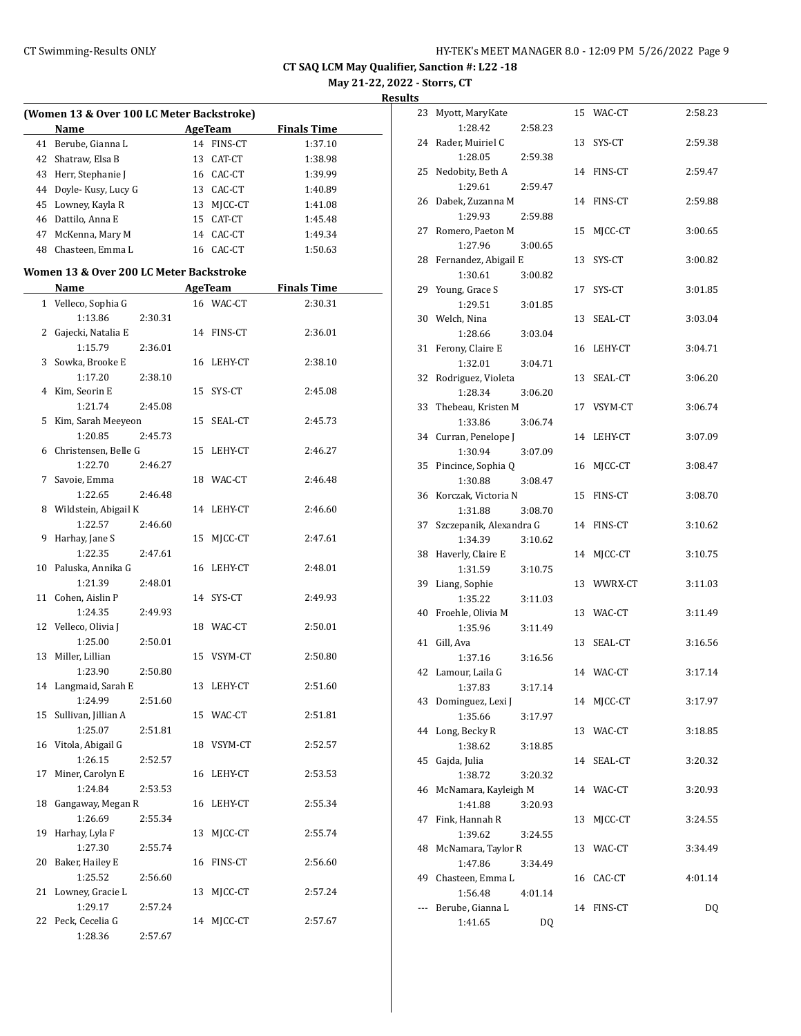CT SAQ LCM May Qualifier, Sanction #: L22 -18

May 21-22, 2022 - Storrs, CT

Results

### (Women 13 & Over 100 LC Meter Backstroke)

| | Name | Age | Team | Finals Time |
|---|---|---|---|---|
| 41 | Berube, Gianna L | 14 | FINS-CT | 1:37.10 |
| 42 | Shatraw, Elsa B | 13 | CAT-CT | 1:38.98 |
| 43 | Herr, Stephanie J | 16 | CAC-CT | 1:39.99 |
| 44 | Doyle- Kusy, Lucy G | 13 | CAC-CT | 1:40.89 |
| 45 | Lowney, Kayla R | 13 | MJCC-CT | 1:41.08 |
| 46 | Dattilo, Anna E | 15 | CAT-CT | 1:45.48 |
| 47 | McKenna, Mary M | 14 | CAC-CT | 1:49.34 |
| 48 | Chasteen, Emma L | 16 | CAC-CT | 1:50.63 |

### Women 13 & Over 200 LC Meter Backstroke

| | Name | Age | Team | Finals Time | Splits |
|---|---|---|---|---|---|
| 1 | Velleco, Sophia G | 16 | WAC-CT | 2:30.31 | 1:13.86 2:30.31 |
| 2 | Gajecki, Natalia E | 14 | FINS-CT | 2:36.01 | 1:15.79 2:36.01 |
| 3 | Sowka, Brooke E | 16 | LEHY-CT | 2:38.10 | 1:17.20 2:38.10 |
| 4 | Kim, Seorin E | 15 | SYS-CT | 2:45.08 | 1:21.74 2:45.08 |
| 5 | Kim, Sarah Meeyeon | 15 | SEAL-CT | 2:45.73 | 1:20.85 2:45.73 |
| 6 | Christensen, Belle G | 15 | LEHY-CT | 2:46.27 | 1:22.70 2:46.27 |
| 7 | Savoie, Emma | 18 | WAC-CT | 2:46.48 | 1:22.65 2:46.48 |
| 8 | Wildstein, Abigail K | 14 | LEHY-CT | 2:46.60 | 1:22.57 2:46.60 |
| 9 | Harhay, Jane S | 15 | MJCC-CT | 2:47.61 | 1:22.35 2:47.61 |
| 10 | Paluska, Annika G | 16 | LEHY-CT | 2:48.01 | 1:21.39 2:48.01 |
| 11 | Cohen, Aislin P | 14 | SYS-CT | 2:49.93 | 1:24.35 2:49.93 |
| 12 | Velleco, Olivia J | 18 | WAC-CT | 2:50.01 | 1:25.00 2:50.01 |
| 13 | Miller, Lillian | 15 | VSYM-CT | 2:50.80 | 1:23.90 2:50.80 |
| 14 | Langmaid, Sarah E | 13 | LEHY-CT | 2:51.60 | 1:24.99 2:51.60 |
| 15 | Sullivan, Jillian A | 15 | WAC-CT | 2:51.81 | 1:25.07 2:51.81 |
| 16 | Vitola, Abigail G | 18 | VSYM-CT | 2:52.57 | 1:26.15 2:52.57 |
| 17 | Miner, Carolyn E | 16 | LEHY-CT | 2:53.53 | 1:24.84 2:53.53 |
| 18 | Gangaway, Megan R | 16 | LEHY-CT | 2:55.34 | 1:26.69 2:55.34 |
| 19 | Harhay, Lyla F | 13 | MJCC-CT | 2:55.74 | 1:27.30 2:55.74 |
| 20 | Baker, Hailey E | 16 | FINS-CT | 2:56.60 | 1:25.52 2:56.60 |
| 21 | Lowney, Gracie L | 13 | MJCC-CT | 2:57.24 | 1:29.17 2:57.24 |
| 22 | Peck, Cecelia G | 14 | MJCC-CT | 2:57.67 | 1:28.36 2:57.67 |
| 23 | Myott, MaryKate | 15 | WAC-CT | 2:58.23 | 1:28.42 2:58.23 |
| 24 | Rader, Muiriel C | 13 | SYS-CT | 2:59.38 | 1:28.05 2:59.38 |
| 25 | Nedobity, Beth A | 14 | FINS-CT | 2:59.47 | 1:29.61 2:59.47 |
| 26 | Dabek, Zuzanna M | 14 | FINS-CT | 2:59.88 | 1:29.93 2:59.88 |
| 27 | Romero, Paeton M | 15 | MJCC-CT | 3:00.65 | 1:27.96 3:00.65 |
| 28 | Fernandez, Abigail E | 13 | SYS-CT | 3:00.82 | 1:30.61 3:00.82 |
| 29 | Young, Grace S | 17 | SYS-CT | 3:01.85 | 1:29.51 3:01.85 |
| 30 | Welch, Nina | 13 | SEAL-CT | 3:03.04 | 1:28.66 3:03.04 |
| 31 | Ferony, Claire E | 16 | LEHY-CT | 3:04.71 | 1:32.01 3:04.71 |
| 32 | Rodriguez, Violeta | 13 | SEAL-CT | 3:06.20 | 1:28.34 3:06.20 |
| 33 | Thebeau, Kristen M | 17 | VSYM-CT | 3:06.74 | 1:33.86 3:06.74 |
| 34 | Curran, Penelope J | 14 | LEHY-CT | 3:07.09 | 1:30.94 3:07.09 |
| 35 | Pincince, Sophia Q | 16 | MJCC-CT | 3:08.47 | 1:30.88 3:08.47 |
| 36 | Korczak, Victoria N | 15 | FINS-CT | 3:08.70 | 1:31.88 3:08.70 |
| 37 | Szczepanik, Alexandra G | 14 | FINS-CT | 3:10.62 | 1:34.39 3:10.62 |
| 38 | Haverly, Claire E | 14 | MJCC-CT | 3:10.75 | 1:31.59 3:10.75 |
| 39 | Liang, Sophie | 13 | WWRX-CT | 3:11.03 | 1:35.22 3:11.03 |
| 40 | Froehle, Olivia M | 13 | WAC-CT | 3:11.49 | 1:35.96 3:11.49 |
| 41 | Gill, Ava | 13 | SEAL-CT | 3:16.56 | 1:37.16 3:16.56 |
| 42 | Lamour, Laila G | 14 | WAC-CT | 3:17.14 | 1:37.83 3:17.14 |
| 43 | Dominguez, Lexi J | 14 | MJCC-CT | 3:17.97 | 1:35.66 3:17.97 |
| 44 | Long, Becky R | 13 | WAC-CT | 3:18.85 | 1:38.62 3:18.85 |
| 45 | Gajda, Julia | 14 | SEAL-CT | 3:20.32 | 1:38.72 3:20.32 |
| 46 | McNamara, Kayleigh M | 14 | WAC-CT | 3:20.93 | 1:41.88 3:20.93 |
| 47 | Fink, Hannah R | 13 | MJCC-CT | 3:24.55 | 1:39.62 3:24.55 |
| 48 | McNamara, Taylor R | 13 | WAC-CT | 3:34.49 | 1:47.86 3:34.49 |
| 49 | Chasteen, Emma L | 16 | CAC-CT | 4:01.14 | 1:56.48 4:01.14 |
| --- | Berube, Gianna L | 14 | FINS-CT | DQ | 1:41.65 DQ |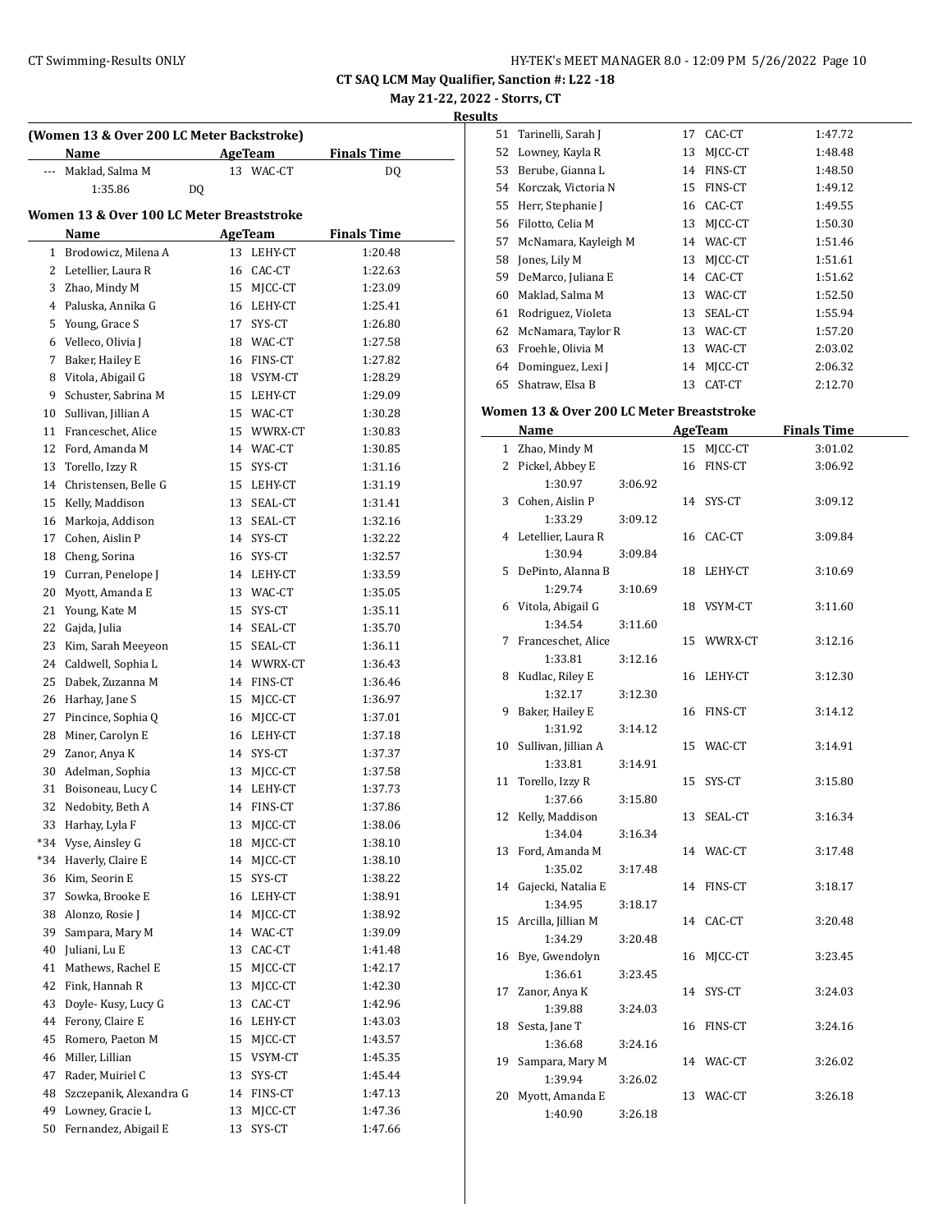**CT SAQ LCM May Qualifier, Sanction #: L22 -18**

**May 21-22, 2022 - Storrs, CT**

**Results**

### (Women 13 & Over 200 LC Meter Backstroke)

| | Name | Age | Team | Finals Time |
|---|---|---|---|---|
| --- | Maklad, Salma M | 13 | WAC-CT | DQ |
| | 1:35.86 DQ | | | |

### Women 13 & Over 100 LC Meter Breaststroke

| | Name | Age | Team | Finals Time |
|---|---|---|---|---|
| 1 | Brodowicz, Milena A | 13 | LEHY-CT | 1:20.48 |
| 2 | Letellier, Laura R | 16 | CAC-CT | 1:22.63 |
| 3 | Zhao, Mindy M | 15 | MJCC-CT | 1:23.09 |
| 4 | Paluska, Annika G | 16 | LEHY-CT | 1:25.41 |
| 5 | Young, Grace S | 17 | SYS-CT | 1:26.80 |
| 6 | Velleco, Olivia J | 18 | WAC-CT | 1:27.58 |
| 7 | Baker, Hailey E | 16 | FINS-CT | 1:27.82 |
| 8 | Vitola, Abigail G | 18 | VSYM-CT | 1:28.29 |
| 9 | Schuster, Sabrina M | 15 | LEHY-CT | 1:29.09 |
| 10 | Sullivan, Jillian A | 15 | WAC-CT | 1:30.28 |
| 11 | Franceschet, Alice | 15 | WWRX-CT | 1:30.83 |
| 12 | Ford, Amanda M | 14 | WAC-CT | 1:30.85 |
| 13 | Torello, Izzy R | 15 | SYS-CT | 1:31.16 |
| 14 | Christensen, Belle G | 15 | LEHY-CT | 1:31.19 |
| 15 | Kelly, Maddison | 13 | SEAL-CT | 1:31.41 |
| 16 | Markoja, Addison | 13 | SEAL-CT | 1:32.16 |
| 17 | Cohen, Aislin P | 14 | SYS-CT | 1:32.22 |
| 18 | Cheng, Sorina | 16 | SYS-CT | 1:32.57 |
| 19 | Curran, Penelope J | 14 | LEHY-CT | 1:33.59 |
| 20 | Myott, Amanda E | 13 | WAC-CT | 1:35.05 |
| 21 | Young, Kate M | 15 | SYS-CT | 1:35.11 |
| 22 | Gajda, Julia | 14 | SEAL-CT | 1:35.70 |
| 23 | Kim, Sarah Meeyeon | 15 | SEAL-CT | 1:36.11 |
| 24 | Caldwell, Sophia L | 14 | WWRX-CT | 1:36.43 |
| 25 | Dabek, Zuzanna M | 14 | FINS-CT | 1:36.46 |
| 26 | Harhay, Jane S | 15 | MJCC-CT | 1:36.97 |
| 27 | Pincince, Sophia Q | 16 | MJCC-CT | 1:37.01 |
| 28 | Miner, Carolyn E | 16 | LEHY-CT | 1:37.18 |
| 29 | Zanor, Anya K | 14 | SYS-CT | 1:37.37 |
| 30 | Adelman, Sophia | 13 | MJCC-CT | 1:37.58 |
| 31 | Boisoneau, Lucy C | 14 | LEHY-CT | 1:37.73 |
| 32 | Nedobity, Beth A | 14 | FINS-CT | 1:37.86 |
| 33 | Harhay, Lyla F | 13 | MJCC-CT | 1:38.06 |
| *34 | Vyse, Ainsley G | 18 | MJCC-CT | 1:38.10 |
| *34 | Haverly, Claire E | 14 | MJCC-CT | 1:38.10 |
| 36 | Kim, Seorin E | 15 | SYS-CT | 1:38.22 |
| 37 | Sowka, Brooke E | 16 | LEHY-CT | 1:38.91 |
| 38 | Alonzo, Rosie J | 14 | MJCC-CT | 1:38.92 |
| 39 | Sampara, Mary M | 14 | WAC-CT | 1:39.09 |
| 40 | Juliani, Lu E | 13 | CAC-CT | 1:41.48 |
| 41 | Mathews, Rachel E | 15 | MJCC-CT | 1:42.17 |
| 42 | Fink, Hannah R | 13 | MJCC-CT | 1:42.30 |
| 43 | Doyle- Kusy, Lucy G | 13 | CAC-CT | 1:42.96 |
| 44 | Ferony, Claire E | 16 | LEHY-CT | 1:43.03 |
| 45 | Romero, Paeton M | 15 | MJCC-CT | 1:43.57 |
| 46 | Miller, Lillian | 15 | VSYM-CT | 1:45.35 |
| 47 | Rader, Muiriel C | 13 | SYS-CT | 1:45.44 |
| 48 | Szczepanik, Alexandra G | 14 | FINS-CT | 1:47.13 |
| 49 | Lowney, Gracie L | 13 | MJCC-CT | 1:47.36 |
| 50 | Fernandez, Abigail E | 13 | SYS-CT | 1:47.66 |
| 51 | Tarinelli, Sarah J | 17 | CAC-CT | 1:47.72 |
| 52 | Lowney, Kayla R | 13 | MJCC-CT | 1:48.48 |
| 53 | Berube, Gianna L | 14 | FINS-CT | 1:48.50 |
| 54 | Korczak, Victoria N | 15 | FINS-CT | 1:49.12 |
| 55 | Herr, Stephanie J | 16 | CAC-CT | 1:49.55 |
| 56 | Filotto, Celia M | 13 | MJCC-CT | 1:50.30 |
| 57 | McNamara, Kayleigh M | 14 | WAC-CT | 1:51.46 |
| 58 | Jones, Lily M | 13 | MJCC-CT | 1:51.61 |
| 59 | DeMarco, Juliana E | 14 | CAC-CT | 1:51.62 |
| 60 | Maklad, Salma M | 13 | WAC-CT | 1:52.50 |
| 61 | Rodriguez, Violeta | 13 | SEAL-CT | 1:55.94 |
| 62 | McNamara, Taylor R | 13 | WAC-CT | 1:57.20 |
| 63 | Froehle, Olivia M | 13 | WAC-CT | 2:03.02 |
| 64 | Dominguez, Lexi J | 14 | MJCC-CT | 2:06.32 |
| 65 | Shatraw, Elsa B | 13 | CAT-CT | 2:12.70 |

### Women 13 & Over 200 LC Meter Breaststroke

| | Name | Age | Team | Finals Time |
|---|---|---|---|---|
| 1 | Zhao, Mindy M | 15 | MJCC-CT | 3:01.02 |
| 2 | Pickel, Abbey E | 16 | FINS-CT | 3:06.92 |
| | 1:30.97 3:06.92 | | | |
| 3 | Cohen, Aislin P | 14 | SYS-CT | 3:09.12 |
| | 1:33.29 3:09.12 | | | |
| 4 | Letellier, Laura R | 16 | CAC-CT | 3:09.84 |
| | 1:30.94 3:09.84 | | | |
| 5 | DePinto, Alanna B | 18 | LEHY-CT | 3:10.69 |
| | 1:29.74 3:10.69 | | | |
| 6 | Vitola, Abigail G | 18 | VSYM-CT | 3:11.60 |
| | 1:34.54 3:11.60 | | | |
| 7 | Franceschet, Alice | 15 | WWRX-CT | 3:12.16 |
| | 1:33.81 3:12.16 | | | |
| 8 | Kudlac, Riley E | 16 | LEHY-CT | 3:12.30 |
| | 1:32.17 3:12.30 | | | |
| 9 | Baker, Hailey E | 16 | FINS-CT | 3:14.12 |
| | 1:31.92 3:14.12 | | | |
| 10 | Sullivan, Jillian A | 15 | WAC-CT | 3:14.91 |
| | 1:33.81 3:14.91 | | | |
| 11 | Torello, Izzy R | 15 | SYS-CT | 3:15.80 |
| | 1:37.66 3:15.80 | | | |
| 12 | Kelly, Maddison | 13 | SEAL-CT | 3:16.34 |
| | 1:34.04 3:16.34 | | | |
| 13 | Ford, Amanda M | 14 | WAC-CT | 3:17.48 |
| | 1:35.02 3:17.48 | | | |
| 14 | Gajecki, Natalia E | 14 | FINS-CT | 3:18.17 |
| | 1:34.95 3:18.17 | | | |
| 15 | Arcilla, Jillian M | 14 | CAC-CT | 3:20.48 |
| | 1:34.29 3:20.48 | | | |
| 16 | Bye, Gwendolyn | 16 | MJCC-CT | 3:23.45 |
| | 1:36.61 3:23.45 | | | |
| 17 | Zanor, Anya K | 14 | SYS-CT | 3:24.03 |
| | 1:39.88 3:24.03 | | | |
| 18 | Sesta, Jane T | 16 | FINS-CT | 3:24.16 |
| | 1:36.68 3:24.16 | | | |
| 19 | Sampara, Mary M | 14 | WAC-CT | 3:26.02 |
| | 1:39.94 3:26.02 | | | |
| 20 | Myott, Amanda E | 13 | WAC-CT | 3:26.18 |
| | 1:40.90 3:26.18 | | | |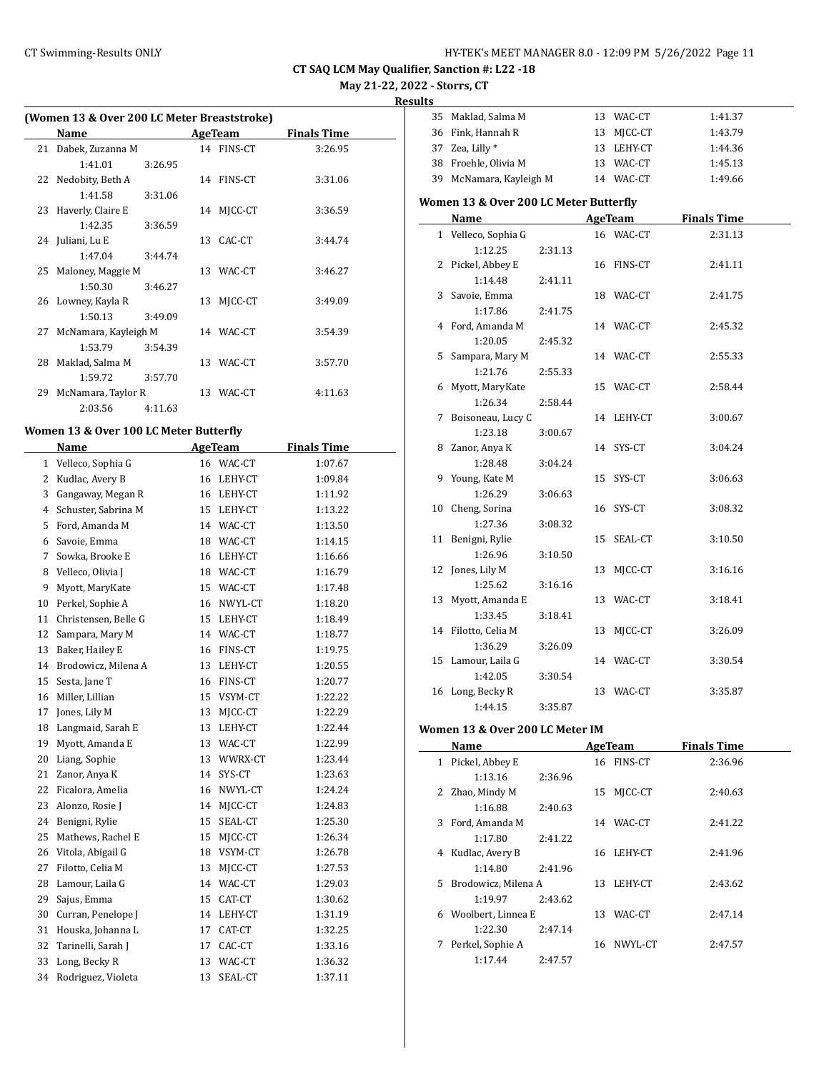**CT SAQ LCM May Qualifier, Sanction #: L22 -18**

**May 21-22, 2022 - Storrs, CT**

**Results**

### (Women 13 & Over 200 LC Meter Breaststroke)

| | Name | | Age | Team | Finals Time |
|---|---|---|---|---|---|
| 21 | Dabek, Zuzanna M | | 14 | FINS-CT | 3:26.95 |
| | 1:41.01 | 3:26.95 | | | |
| 22 | Nedobity, Beth A | | 14 | FINS-CT | 3:31.06 |
| | 1:41.58 | 3:31.06 | | | |
| 23 | Haverly, Claire E | | 14 | MJCC-CT | 3:36.59 |
| | 1:42.35 | 3:36.59 | | | |
| 24 | Juliani, Lu E | | 13 | CAC-CT | 3:44.74 |
| | 1:47.04 | 3:44.74 | | | |
| 25 | Maloney, Maggie M | | 13 | WAC-CT | 3:46.27 |
| | 1:50.30 | 3:46.27 | | | |
| 26 | Lowney, Kayla R | | 13 | MJCC-CT | 3:49.09 |
| | 1:50.13 | 3:49.09 | | | |
| 27 | McNamara, Kayleigh M | | 14 | WAC-CT | 3:54.39 |
| | 1:53.79 | 3:54.39 | | | |
| 28 | Maklad, Salma M | | 13 | WAC-CT | 3:57.70 |
| | 1:59.72 | 3:57.70 | | | |
| 29 | McNamara, Taylor R | | 13 | WAC-CT | 4:11.63 |
| | 2:03.56 | 4:11.63 | | | |

### Women 13 & Over 100 LC Meter Butterfly

| | Name | Age | Team | Finals Time |
|---|---|---|---|---|
| 1 | Velleco, Sophia G | 16 | WAC-CT | 1:07.67 |
| 2 | Kudlac, Avery B | 16 | LEHY-CT | 1:09.84 |
| 3 | Gangaway, Megan R | 16 | LEHY-CT | 1:11.92 |
| 4 | Schuster, Sabrina M | 15 | LEHY-CT | 1:13.22 |
| 5 | Ford, Amanda M | 14 | WAC-CT | 1:13.50 |
| 6 | Savoie, Emma | 18 | WAC-CT | 1:14.15 |
| 7 | Sowka, Brooke E | 16 | LEHY-CT | 1:16.66 |
| 8 | Velleco, Olivia J | 18 | WAC-CT | 1:16.79 |
| 9 | Myott, MaryKate | 15 | WAC-CT | 1:17.48 |
| 10 | Perkel, Sophie A | 16 | NWYL-CT | 1:18.20 |
| 11 | Christensen, Belle G | 15 | LEHY-CT | 1:18.49 |
| 12 | Sampara, Mary M | 14 | WAC-CT | 1:18.77 |
| 13 | Baker, Hailey E | 16 | FINS-CT | 1:19.75 |
| 14 | Brodowicz, Milena A | 13 | LEHY-CT | 1:20.55 |
| 15 | Sesta, Jane T | 16 | FINS-CT | 1:20.77 |
| 16 | Miller, Lillian | 15 | VSYM-CT | 1:22.22 |
| 17 | Jones, Lily M | 13 | MJCC-CT | 1:22.29 |
| 18 | Langmaid, Sarah E | 13 | LEHY-CT | 1:22.44 |
| 19 | Myott, Amanda E | 13 | WAC-CT | 1:22.99 |
| 20 | Liang, Sophie | 13 | WWRX-CT | 1:23.44 |
| 21 | Zanor, Anya K | 14 | SYS-CT | 1:23.63 |
| 22 | Ficalora, Amelia | 16 | NWYL-CT | 1:24.24 |
| 23 | Alonzo, Rosie J | 14 | MJCC-CT | 1:24.83 |
| 24 | Benigni, Rylie | 15 | SEAL-CT | 1:25.30 |
| 25 | Mathews, Rachel E | 15 | MJCC-CT | 1:26.34 |
| 26 | Vitola, Abigail G | 18 | VSYM-CT | 1:26.78 |
| 27 | Filotto, Celia M | 13 | MJCC-CT | 1:27.53 |
| 28 | Lamour, Laila G | 14 | WAC-CT | 1:29.03 |
| 29 | Sajus, Emma | 15 | CAT-CT | 1:30.62 |
| 30 | Curran, Penelope J | 14 | LEHY-CT | 1:31.19 |
| 31 | Houska, Johanna L | 17 | CAT-CT | 1:32.25 |
| 32 | Tarinelli, Sarah J | 17 | CAC-CT | 1:33.16 |
| 33 | Long, Becky R | 13 | WAC-CT | 1:36.32 |
| 34 | Rodriguez, Violeta | 13 | SEAL-CT | 1:37.11 |
| 35 | Maklad, Salma M | 13 | WAC-CT | 1:41.37 |
| 36 | Fink, Hannah R | 13 | MJCC-CT | 1:43.79 |
| 37 | Zea, Lilly * | 13 | LEHY-CT | 1:44.36 |
| 38 | Froehle, Olivia M | 13 | WAC-CT | 1:45.13 |
| 39 | McNamara, Kayleigh M | 14 | WAC-CT | 1:49.66 |

### Women 13 & Over 200 LC Meter Butterfly

| | Name | | Age | Team | Finals Time |
|---|---|---|---|---|---|
| 1 | Velleco, Sophia G | | 16 | WAC-CT | 2:31.13 |
| | 1:12.25 | 2:31.13 | | | |
| 2 | Pickel, Abbey E | | 16 | FINS-CT | 2:41.11 |
| | 1:14.48 | 2:41.11 | | | |
| 3 | Savoie, Emma | | 18 | WAC-CT | 2:41.75 |
| | 1:17.86 | 2:41.75 | | | |
| 4 | Ford, Amanda M | | 14 | WAC-CT | 2:45.32 |
| | 1:20.05 | 2:45.32 | | | |
| 5 | Sampara, Mary M | | 14 | WAC-CT | 2:55.33 |
| | 1:21.76 | 2:55.33 | | | |
| 6 | Myott, MaryKate | | 15 | WAC-CT | 2:58.44 |
| | 1:26.34 | 2:58.44 | | | |
| 7 | Boisoneau, Lucy C | | 14 | LEHY-CT | 3:00.67 |
| | 1:23.18 | 3:00.67 | | | |
| 8 | Zanor, Anya K | | 14 | SYS-CT | 3:04.24 |
| | 1:28.48 | 3:04.24 | | | |
| 9 | Young, Kate M | | 15 | SYS-CT | 3:06.63 |
| | 1:26.29 | 3:06.63 | | | |
| 10 | Cheng, Sorina | | 16 | SYS-CT | 3:08.32 |
| | 1:27.36 | 3:08.32 | | | |
| 11 | Benigni, Rylie | | 15 | SEAL-CT | 3:10.50 |
| | 1:26.96 | 3:10.50 | | | |
| 12 | Jones, Lily M | | 13 | MJCC-CT | 3:16.16 |
| | 1:25.62 | 3:16.16 | | | |
| 13 | Myott, Amanda E | | 13 | WAC-CT | 3:18.41 |
| | 1:33.45 | 3:18.41 | | | |
| 14 | Filotto, Celia M | | 13 | MJCC-CT | 3:26.09 |
| | 1:36.29 | 3:26.09 | | | |
| 15 | Lamour, Laila G | | 14 | WAC-CT | 3:30.54 |
| | 1:42.05 | 3:30.54 | | | |
| 16 | Long, Becky R | | 13 | WAC-CT | 3:35.87 |
| | 1:44.15 | 3:35.87 | | | |

### Women 13 & Over 200 LC Meter IM

| | Name | | Age | Team | Finals Time |
|---|---|---|---|---|---|
| 1 | Pickel, Abbey E | | 16 | FINS-CT | 2:36.96 |
| | 1:13.16 | 2:36.96 | | | |
| 2 | Zhao, Mindy M | | 15 | MJCC-CT | 2:40.63 |
| | 1:16.88 | 2:40.63 | | | |
| 3 | Ford, Amanda M | | 14 | WAC-CT | 2:41.22 |
| | 1:17.80 | 2:41.22 | | | |
| 4 | Kudlac, Avery B | | 16 | LEHY-CT | 2:41.96 |
| | 1:14.80 | 2:41.96 | | | |
| 5 | Brodowicz, Milena A | | 13 | LEHY-CT | 2:43.62 |
| | 1:19.97 | 2:43.62 | | | |
| 6 | Woolbert, Linnea E | | 13 | WAC-CT | 2:47.14 |
| | 1:22.30 | 2:47.14 | | | |
| 7 | Perkel, Sophie A | | 16 | NWYL-CT | 2:47.57 |
| | 1:17.44 | 2:47.57 | | | |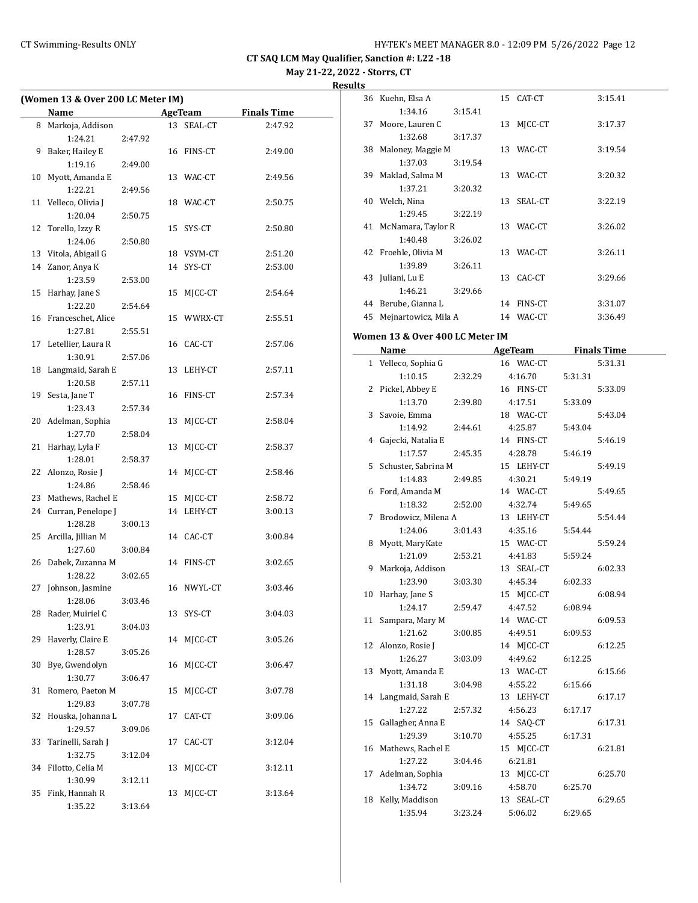CT SAQ LCM May Qualifier, Sanction #: L22 -18

May 21-22, 2022 - Storrs, CT

Results

## (Women 13 & Over 200 LC Meter IM)

| Place | Name | Age | Team | Finals Time |
|---|---|---|---|---|
| 8 | Markoja, Addison | 13 | SEAL-CT | 2:47.92 |
| | 1:24.21 2:47.92 | | | |
| 9 | Baker, Hailey E | 16 | FINS-CT | 2:49.00 |
| | 1:19.16 2:49.00 | | | |
| 10 | Myott, Amanda E | 13 | WAC-CT | 2:49.56 |
| | 1:22.21 2:49.56 | | | |
| 11 | Velleco, Olivia J | 18 | WAC-CT | 2:50.75 |
| | 1:20.04 2:50.75 | | | |
| 12 | Torello, Izzy R | 15 | SYS-CT | 2:50.80 |
| | 1:24.06 2:50.80 | | | |
| 13 | Vitola, Abigail G | 18 | VSYM-CT | 2:51.20 |
| 14 | Zanor, Anya K | 14 | SYS-CT | 2:53.00 |
| | 1:23.59 2:53.00 | | | |
| 15 | Harhay, Jane S | 15 | MJCC-CT | 2:54.64 |
| | 1:22.20 2:54.64 | | | |
| 16 | Franceschet, Alice | 15 | WWRX-CT | 2:55.51 |
| | 1:27.81 2:55.51 | | | |
| 17 | Letellier, Laura R | 16 | CAC-CT | 2:57.06 |
| | 1:30.91 2:57.06 | | | |
| 18 | Langmaid, Sarah E | 13 | LEHY-CT | 2:57.11 |
| | 1:20.58 2:57.11 | | | |
| 19 | Sesta, Jane T | 16 | FINS-CT | 2:57.34 |
| | 1:23.43 2:57.34 | | | |
| 20 | Adelman, Sophia | 13 | MJCC-CT | 2:58.04 |
| | 1:27.70 2:58.04 | | | |
| 21 | Harhay, Lyla F | 13 | MJCC-CT | 2:58.37 |
| | 1:28.01 2:58.37 | | | |
| 22 | Alonzo, Rosie J | 14 | MJCC-CT | 2:58.46 |
| | 1:24.86 2:58.46 | | | |
| 23 | Mathews, Rachel E | 15 | MJCC-CT | 2:58.72 |
| 24 | Curran, Penelope J | 14 | LEHY-CT | 3:00.13 |
| | 1:28.28 3:00.13 | | | |
| 25 | Arcilla, Jillian M | 14 | CAC-CT | 3:00.84 |
| | 1:27.60 3:00.84 | | | |
| 26 | Dabek, Zuzanna M | 14 | FINS-CT | 3:02.65 |
| | 1:28.22 3:02.65 | | | |
| 27 | Johnson, Jasmine | 16 | NWYL-CT | 3:03.46 |
| | 1:28.06 3:03.46 | | | |
| 28 | Rader, Muiriel C | 13 | SYS-CT | 3:04.03 |
| | 1:23.91 3:04.03 | | | |
| 29 | Haverly, Claire E | 14 | MJCC-CT | 3:05.26 |
| | 1:28.57 3:05.26 | | | |
| 30 | Bye, Gwendolyn | 16 | MJCC-CT | 3:06.47 |
| | 1:30.77 3:06.47 | | | |
| 31 | Romero, Paeton M | 15 | MJCC-CT | 3:07.78 |
| | 1:29.83 3:07.78 | | | |
| 32 | Houska, Johanna L | 17 | CAT-CT | 3:09.06 |
| | 1:29.57 3:09.06 | | | |
| 33 | Tarinelli, Sarah J | 17 | CAC-CT | 3:12.04 |
| | 1:32.75 3:12.04 | | | |
| 34 | Filotto, Celia M | 13 | MJCC-CT | 3:12.11 |
| | 1:30.99 3:12.11 | | | |
| 35 | Fink, Hannah R | 13 | MJCC-CT | 3:13.64 |
| | 1:35.22 3:13.64 | | | |
| 36 | Kuehn, Elsa A | 15 | CAT-CT | 3:15.41 |
| | 1:34.16 3:15.41 | | | |
| 37 | Moore, Lauren C | 13 | MJCC-CT | 3:17.37 |
| | 1:32.68 3:17.37 | | | |
| 38 | Maloney, Maggie M | 13 | WAC-CT | 3:19.54 |
| | 1:37.03 3:19.54 | | | |
| 39 | Maklad, Salma M | 13 | WAC-CT | 3:20.32 |
| | 1:37.21 3:20.32 | | | |
| 40 | Welch, Nina | 13 | SEAL-CT | 3:22.19 |
| | 1:29.45 3:22.19 | | | |
| 41 | McNamara, Taylor R | 13 | WAC-CT | 3:26.02 |
| | 1:40.48 3:26.02 | | | |
| 42 | Froehle, Olivia M | 13 | WAC-CT | 3:26.11 |
| | 1:39.89 3:26.11 | | | |
| 43 | Juliani, Lu E | 13 | CAC-CT | 3:29.66 |
| | 1:46.21 3:29.66 | | | |
| 44 | Berube, Gianna L | 14 | FINS-CT | 3:31.07 |
| 45 | Mejnartowicz, Mila A | 14 | WAC-CT | 3:36.49 |

## Women 13 & Over 400 LC Meter IM

| Place | Name | Age | Team | Finals Time |
|---|---|---|---|---|
| 1 | Velleco, Sophia G | 16 | WAC-CT | 5:31.31 |
| | 1:10.15 2:32.29 4:16.70 5:31.31 | | | |
| 2 | Pickel, Abbey E | 16 | FINS-CT | 5:33.09 |
| | 1:13.70 2:39.80 4:17.51 5:33.09 | | | |
| 3 | Savoie, Emma | 18 | WAC-CT | 5:43.04 |
| | 1:14.92 2:44.61 4:25.87 5:43.04 | | | |
| 4 | Gajecki, Natalia E | 14 | FINS-CT | 5:46.19 |
| | 1:17.57 2:45.35 4:28.78 5:46.19 | | | |
| 5 | Schuster, Sabrina M | 15 | LEHY-CT | 5:49.19 |
| | 1:14.83 2:49.85 4:30.21 5:49.19 | | | |
| 6 | Ford, Amanda M | 14 | WAC-CT | 5:49.65 |
| | 1:18.32 2:52.00 4:32.74 5:49.65 | | | |
| 7 | Brodowicz, Milena A | 13 | LEHY-CT | 5:54.44 |
| | 1:24.06 3:01.43 4:35.16 5:54.44 | | | |
| 8 | Myott, MaryKate | 15 | WAC-CT | 5:59.24 |
| | 1:21.09 2:53.21 4:41.83 5:59.24 | | | |
| 9 | Markoja, Addison | 13 | SEAL-CT | 6:02.33 |
| | 1:23.90 3:03.30 4:45.34 6:02.33 | | | |
| 10 | Harhay, Jane S | 15 | MJCC-CT | 6:08.94 |
| | 1:24.17 2:59.47 4:47.52 6:08.94 | | | |
| 11 | Sampara, Mary M | 14 | WAC-CT | 6:09.53 |
| | 1:21.62 3:00.85 4:49.51 6:09.53 | | | |
| 12 | Alonzo, Rosie J | 14 | MJCC-CT | 6:12.25 |
| | 1:26.27 3:03.09 4:49.62 6:12.25 | | | |
| 13 | Myott, Amanda E | 13 | WAC-CT | 6:15.66 |
| | 1:31.18 3:04.98 4:55.22 6:15.66 | | | |
| 14 | Langmaid, Sarah E | 13 | LEHY-CT | 6:17.17 |
| | 1:27.22 2:57.32 4:56.23 6:17.17 | | | |
| 15 | Gallagher, Anna E | 14 | SAQ-CT | 6:17.31 |
| | 1:29.39 3:10.70 4:55.25 6:17.31 | | | |
| 16 | Mathews, Rachel E | 15 | MJCC-CT | 6:21.81 |
| | 1:27.22 3:04.46 6:21.81 | | | |
| 17 | Adelman, Sophia | 13 | MJCC-CT | 6:25.70 |
| | 1:34.72 3:09.16 4:58.70 6:25.70 | | | |
| 18 | Kelly, Maddison | 13 | SEAL-CT | 6:29.65 |
| | 1:35.94 3:23.24 5:06.02 6:29.65 | | | |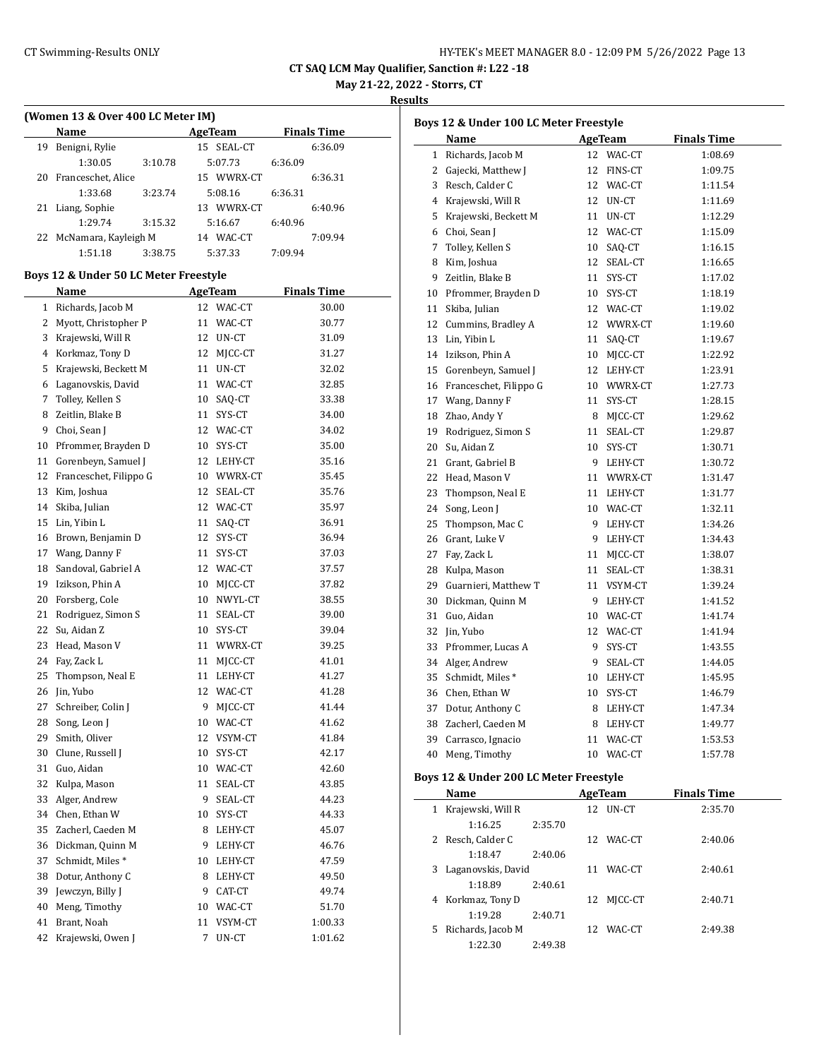## (Women 13 & Over 400 LC Meter IM)

| | Name | Age | Team | Finals Time |
|---|---|---|---|---|
| 19 | Benigni, Rylie | 15 | SEAL-CT | 6:36.09 |
| | 1:30.05 | 3:10.78 | 5:07.73 | 6:36.09 |
| 20 | Franceschet, Alice | 15 | WWRX-CT | 6:36.31 |
| | 1:33.68 | 3:23.74 | 5:08.16 | 6:36.31 |
| 21 | Liang, Sophie | 13 | WWRX-CT | 6:40.96 |
| | 1:29.74 | 3:15.32 | 5:16.67 | 6:40.96 |
| 22 | McNamara, Kayleigh M | 14 | WAC-CT | 7:09.94 |
| | 1:51.18 | 3:38.75 | 5:37.33 | 7:09.94 |

## Boys 12 & Under 50 LC Meter Freestyle

| | Name | Age | Team | Finals Time |
|---|---|---|---|---|
| 1 | Richards, Jacob M | 12 | WAC-CT | 30.00 |
| 2 | Myott, Christopher P | 11 | WAC-CT | 30.77 |
| 3 | Krajewski, Will R | 12 | UN-CT | 31.09 |
| 4 | Korkmaz, Tony D | 12 | MJCC-CT | 31.27 |
| 5 | Krajewski, Beckett M | 11 | UN-CT | 32.02 |
| 6 | Laganovskis, David | 11 | WAC-CT | 32.85 |
| 7 | Tolley, Kellen S | 10 | SAQ-CT | 33.38 |
| 8 | Zeitlin, Blake B | 11 | SYS-CT | 34.00 |
| 9 | Choi, Sean J | 12 | WAC-CT | 34.02 |
| 10 | Pfrommer, Brayden D | 10 | SYS-CT | 35.00 |
| 11 | Gorenbeyn, Samuel J | 12 | LEHY-CT | 35.16 |
| 12 | Franceschet, Filippo G | 10 | WWRX-CT | 35.45 |
| 13 | Kim, Joshua | 12 | SEAL-CT | 35.76 |
| 14 | Skiba, Julian | 12 | WAC-CT | 35.97 |
| 15 | Lin, Yibin L | 11 | SAQ-CT | 36.91 |
| 16 | Brown, Benjamin D | 12 | SYS-CT | 36.94 |
| 17 | Wang, Danny F | 11 | SYS-CT | 37.03 |
| 18 | Sandoval, Gabriel A | 12 | WAC-CT | 37.57 |
| 19 | Izikson, Phin A | 10 | MJCC-CT | 37.82 |
| 20 | Forsberg, Cole | 10 | NWYL-CT | 38.55 |
| 21 | Rodriguez, Simon S | 11 | SEAL-CT | 39.00 |
| 22 | Su, Aidan Z | 10 | SYS-CT | 39.04 |
| 23 | Head, Mason V | 11 | WWRX-CT | 39.25 |
| 24 | Fay, Zack L | 11 | MJCC-CT | 41.01 |
| 25 | Thompson, Neal E | 11 | LEHY-CT | 41.27 |
| 26 | Jin, Yubo | 12 | WAC-CT | 41.28 |
| 27 | Schreiber, Colin J | 9 | MJCC-CT | 41.44 |
| 28 | Song, Leon J | 10 | WAC-CT | 41.62 |
| 29 | Smith, Oliver | 12 | VSYM-CT | 41.84 |
| 30 | Clune, Russell J | 10 | SYS-CT | 42.17 |
| 31 | Guo, Aidan | 10 | WAC-CT | 42.60 |
| 32 | Kulpa, Mason | 11 | SEAL-CT | 43.85 |
| 33 | Alger, Andrew | 9 | SEAL-CT | 44.23 |
| 34 | Chen, Ethan W | 10 | SYS-CT | 44.33 |
| 35 | Zacherl, Caeden M | 8 | LEHY-CT | 45.07 |
| 36 | Dickman, Quinn M | 9 | LEHY-CT | 46.76 |
| 37 | Schmidt, Miles * | 10 | LEHY-CT | 47.59 |
| 38 | Dotur, Anthony C | 8 | LEHY-CT | 49.50 |
| 39 | Jewczyn, Billy J | 9 | CAT-CT | 49.74 |
| 40 | Meng, Timothy | 10 | WAC-CT | 51.70 |
| 41 | Brant, Noah | 11 | VSYM-CT | 1:00.33 |
| 42 | Krajewski, Owen J | 7 | UN-CT | 1:01.62 |

## Boys 12 & Under 100 LC Meter Freestyle

| | Name | Age | Team | Finals Time |
|---|---|---|---|---|
| 1 | Richards, Jacob M | 12 | WAC-CT | 1:08.69 |
| 2 | Gajecki, Matthew J | 12 | FINS-CT | 1:09.75 |
| 3 | Resch, Calder C | 12 | WAC-CT | 1:11.54 |
| 4 | Krajewski, Will R | 12 | UN-CT | 1:11.69 |
| 5 | Krajewski, Beckett M | 11 | UN-CT | 1:12.29 |
| 6 | Choi, Sean J | 12 | WAC-CT | 1:15.09 |
| 7 | Tolley, Kellen S | 10 | SAQ-CT | 1:16.15 |
| 8 | Kim, Joshua | 12 | SEAL-CT | 1:16.65 |
| 9 | Zeitlin, Blake B | 11 | SYS-CT | 1:17.02 |
| 10 | Pfrommer, Brayden D | 10 | SYS-CT | 1:18.19 |
| 11 | Skiba, Julian | 12 | WAC-CT | 1:19.02 |
| 12 | Cummins, Bradley A | 12 | WWRX-CT | 1:19.60 |
| 13 | Lin, Yibin L | 11 | SAQ-CT | 1:19.67 |
| 14 | Izikson, Phin A | 10 | MJCC-CT | 1:22.92 |
| 15 | Gorenbeyn, Samuel J | 12 | LEHY-CT | 1:23.91 |
| 16 | Franceschet, Filippo G | 10 | WWRX-CT | 1:27.73 |
| 17 | Wang, Danny F | 11 | SYS-CT | 1:28.15 |
| 18 | Zhao, Andy Y | 8 | MJCC-CT | 1:29.62 |
| 19 | Rodriguez, Simon S | 11 | SEAL-CT | 1:29.87 |
| 20 | Su, Aidan Z | 10 | SYS-CT | 1:30.71 |
| 21 | Grant, Gabriel B | 9 | LEHY-CT | 1:30.72 |
| 22 | Head, Mason V | 11 | WWRX-CT | 1:31.47 |
| 23 | Thompson, Neal E | 11 | LEHY-CT | 1:31.77 |
| 24 | Song, Leon J | 10 | WAC-CT | 1:32.11 |
| 25 | Thompson, Mac C | 9 | LEHY-CT | 1:34.26 |
| 26 | Grant, Luke V | 9 | LEHY-CT | 1:34.43 |
| 27 | Fay, Zack L | 11 | MJCC-CT | 1:38.07 |
| 28 | Kulpa, Mason | 11 | SEAL-CT | 1:38.31 |
| 29 | Guarnieri, Matthew T | 11 | VSYM-CT | 1:39.24 |
| 30 | Dickman, Quinn M | 9 | LEHY-CT | 1:41.52 |
| 31 | Guo, Aidan | 10 | WAC-CT | 1:41.74 |
| 32 | Jin, Yubo | 12 | WAC-CT | 1:41.94 |
| 33 | Pfrommer, Lucas A | 9 | SYS-CT | 1:43.55 |
| 34 | Alger, Andrew | 9 | SEAL-CT | 1:44.05 |
| 35 | Schmidt, Miles * | 10 | LEHY-CT | 1:45.95 |
| 36 | Chen, Ethan W | 10 | SYS-CT | 1:46.79 |
| 37 | Dotur, Anthony C | 8 | LEHY-CT | 1:47.34 |
| 38 | Zacherl, Caeden M | 8 | LEHY-CT | 1:49.77 |
| 39 | Carrasco, Ignacio | 11 | WAC-CT | 1:53.53 |
| 40 | Meng, Timothy | 10 | WAC-CT | 1:57.78 |

## Boys 12 & Under 200 LC Meter Freestyle

| | Name | Age | Team | Finals Time |
|---|---|---|---|---|
| 1 | Krajewski, Will R | 12 | UN-CT | 2:35.70 |
| | 1:16.25 | 2:35.70 | | |
| 2 | Resch, Calder C | 12 | WAC-CT | 2:40.06 |
| | 1:18.47 | 2:40.06 | | |
| 3 | Laganovskis, David | 11 | WAC-CT | 2:40.61 |
| | 1:18.89 | 2:40.61 | | |
| 4 | Korkmaz, Tony D | 12 | MJCC-CT | 2:40.71 |
| | 1:19.28 | 2:40.71 | | |
| 5 | Richards, Jacob M | 12 | WAC-CT | 2:49.38 |
| | 1:22.30 | 2:49.38 | | |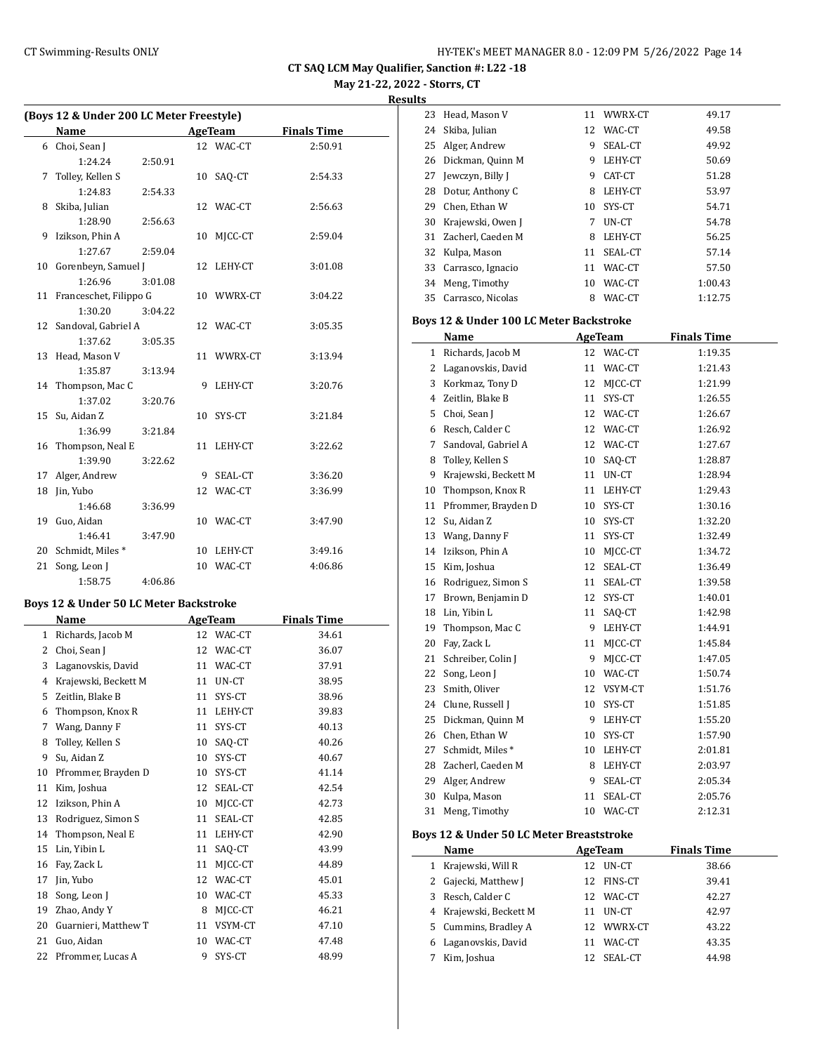CT SAQ LCM May Qualifier, Sanction #: L22 -18

May 21-22, 2022 - Storrs, CT

Results

### (Boys 12 & Under 200 LC Meter Freestyle)

| | Name | | Age | Team | Finals Time |
|---|---|---|---|---|---|
| 6 | Choi, Sean J | | 12 | WAC-CT | 2:50.91 |
| | 1:24.24 | 2:50.91 | | | |
| 7 | Tolley, Kellen S | | 10 | SAQ-CT | 2:54.33 |
| | 1:24.83 | 2:54.33 | | | |
| 8 | Skiba, Julian | | 12 | WAC-CT | 2:56.63 |
| | 1:28.90 | 2:56.63 | | | |
| 9 | Izikson, Phin A | | 10 | MJCC-CT | 2:59.04 |
| | 1:27.67 | 2:59.04 | | | |
| 10 | Gorenbeyn, Samuel J | | 12 | LEHY-CT | 3:01.08 |
| | 1:26.96 | 3:01.08 | | | |
| 11 | Franceschet, Filippo G | | 10 | WWRX-CT | 3:04.22 |
| | 1:30.20 | 3:04.22 | | | |
| 12 | Sandoval, Gabriel A | | 12 | WAC-CT | 3:05.35 |
| | 1:37.62 | 3:05.35 | | | |
| 13 | Head, Mason V | | 11 | WWRX-CT | 3:13.94 |
| | 1:35.87 | 3:13.94 | | | |
| 14 | Thompson, Mac C | | 9 | LEHY-CT | 3:20.76 |
| | 1:37.02 | 3:20.76 | | | |
| 15 | Su, Aidan Z | | 10 | SYS-CT | 3:21.84 |
| | 1:36.99 | 3:21.84 | | | |
| 16 | Thompson, Neal E | | 11 | LEHY-CT | 3:22.62 |
| | 1:39.90 | 3:22.62 | | | |
| 17 | Alger, Andrew | | 9 | SEAL-CT | 3:36.20 |
| 18 | Jin, Yubo | | 12 | WAC-CT | 3:36.99 |
| | 1:46.68 | 3:36.99 | | | |
| 19 | Guo, Aidan | | 10 | WAC-CT | 3:47.90 |
| | 1:46.41 | 3:47.90 | | | |
| 20 | Schmidt, Miles * | | 10 | LEHY-CT | 3:49.16 |
| 21 | Song, Leon J | | 10 | WAC-CT | 4:06.86 |
| | 1:58.75 | 4:06.86 | | | |

### Boys 12 & Under 50 LC Meter Backstroke

| | Name | Age | Team | Finals Time |
|---|---|---|---|---|
| 1 | Richards, Jacob M | 12 | WAC-CT | 34.61 |
| 2 | Choi, Sean J | 12 | WAC-CT | 36.07 |
| 3 | Laganovskis, David | 11 | WAC-CT | 37.91 |
| 4 | Krajewski, Beckett M | 11 | UN-CT | 38.95 |
| 5 | Zeitlin, Blake B | 11 | SYS-CT | 38.96 |
| 6 | Thompson, Knox R | 11 | LEHY-CT | 39.83 |
| 7 | Wang, Danny F | 11 | SYS-CT | 40.13 |
| 8 | Tolley, Kellen S | 10 | SAQ-CT | 40.26 |
| 9 | Su, Aidan Z | 10 | SYS-CT | 40.67 |
| 10 | Pfrommer, Brayden D | 10 | SYS-CT | 41.14 |
| 11 | Kim, Joshua | 12 | SEAL-CT | 42.54 |
| 12 | Izikson, Phin A | 10 | MJCC-CT | 42.73 |
| 13 | Rodriguez, Simon S | 11 | SEAL-CT | 42.85 |
| 14 | Thompson, Neal E | 11 | LEHY-CT | 42.90 |
| 15 | Lin, Yibin L | 11 | SAQ-CT | 43.99 |
| 16 | Fay, Zack L | 11 | MJCC-CT | 44.89 |
| 17 | Jin, Yubo | 12 | WAC-CT | 45.01 |
| 18 | Song, Leon J | 10 | WAC-CT | 45.33 |
| 19 | Zhao, Andy Y | 8 | MJCC-CT | 46.21 |
| 20 | Guarnieri, Matthew T | 11 | VSYM-CT | 47.10 |
| 21 | Guo, Aidan | 10 | WAC-CT | 47.48 |
| 22 | Pfrommer, Lucas A | 9 | SYS-CT | 48.99 |
| 23 | Head, Mason V | 11 | WWRX-CT | 49.17 |
| 24 | Skiba, Julian | 12 | WAC-CT | 49.58 |
| 25 | Alger, Andrew | 9 | SEAL-CT | 49.92 |
| 26 | Dickman, Quinn M | 9 | LEHY-CT | 50.69 |
| 27 | Jewczyn, Billy J | 9 | CAT-CT | 51.28 |
| 28 | Dotur, Anthony C | 8 | LEHY-CT | 53.97 |
| 29 | Chen, Ethan W | 10 | SYS-CT | 54.71 |
| 30 | Krajewski, Owen J | 7 | UN-CT | 54.78 |
| 31 | Zacherl, Caeden M | 8 | LEHY-CT | 56.25 |
| 32 | Kulpa, Mason | 11 | SEAL-CT | 57.14 |
| 33 | Carrasco, Ignacio | 11 | WAC-CT | 57.50 |
| 34 | Meng, Timothy | 10 | WAC-CT | 1:00.43 |
| 35 | Carrasco, Nicolas | 8 | WAC-CT | 1:12.75 |

### Boys 12 & Under 100 LC Meter Backstroke

| | Name | Age | Team | Finals Time |
|---|---|---|---|---|
| 1 | Richards, Jacob M | 12 | WAC-CT | 1:19.35 |
| 2 | Laganovskis, David | 11 | WAC-CT | 1:21.43 |
| 3 | Korkmaz, Tony D | 12 | MJCC-CT | 1:21.99 |
| 4 | Zeitlin, Blake B | 11 | SYS-CT | 1:26.55 |
| 5 | Choi, Sean J | 12 | WAC-CT | 1:26.67 |
| 6 | Resch, Calder C | 12 | WAC-CT | 1:26.92 |
| 7 | Sandoval, Gabriel A | 12 | WAC-CT | 1:27.67 |
| 8 | Tolley, Kellen S | 10 | SAQ-CT | 1:28.87 |
| 9 | Krajewski, Beckett M | 11 | UN-CT | 1:28.94 |
| 10 | Thompson, Knox R | 11 | LEHY-CT | 1:29.43 |
| 11 | Pfrommer, Brayden D | 10 | SYS-CT | 1:30.16 |
| 12 | Su, Aidan Z | 10 | SYS-CT | 1:32.20 |
| 13 | Wang, Danny F | 11 | SYS-CT | 1:32.49 |
| 14 | Izikson, Phin A | 10 | MJCC-CT | 1:34.72 |
| 15 | Kim, Joshua | 12 | SEAL-CT | 1:36.49 |
| 16 | Rodriguez, Simon S | 11 | SEAL-CT | 1:39.58 |
| 17 | Brown, Benjamin D | 12 | SYS-CT | 1:40.01 |
| 18 | Lin, Yibin L | 11 | SAQ-CT | 1:42.98 |
| 19 | Thompson, Mac C | 9 | LEHY-CT | 1:44.91 |
| 20 | Fay, Zack L | 11 | MJCC-CT | 1:45.84 |
| 21 | Schreiber, Colin J | 9 | MJCC-CT | 1:47.05 |
| 22 | Song, Leon J | 10 | WAC-CT | 1:50.74 |
| 23 | Smith, Oliver | 12 | VSYM-CT | 1:51.76 |
| 24 | Clune, Russell J | 10 | SYS-CT | 1:51.85 |
| 25 | Dickman, Quinn M | 9 | LEHY-CT | 1:55.20 |
| 26 | Chen, Ethan W | 10 | SYS-CT | 1:57.90 |
| 27 | Schmidt, Miles * | 10 | LEHY-CT | 2:01.81 |
| 28 | Zacherl, Caeden M | 8 | LEHY-CT | 2:03.97 |
| 29 | Alger, Andrew | 9 | SEAL-CT | 2:05.34 |
| 30 | Kulpa, Mason | 11 | SEAL-CT | 2:05.76 |
| 31 | Meng, Timothy | 10 | WAC-CT | 2:12.31 |

### Boys 12 & Under 50 LC Meter Breaststroke

| | Name | Age | Team | Finals Time |
|---|---|---|---|---|
| 1 | Krajewski, Will R | 12 | UN-CT | 38.66 |
| 2 | Gajecki, Matthew J | 12 | FINS-CT | 39.41 |
| 3 | Resch, Calder C | 12 | WAC-CT | 42.27 |
| 4 | Krajewski, Beckett M | 11 | UN-CT | 42.97 |
| 5 | Cummins, Bradley A | 12 | WWRX-CT | 43.22 |
| 6 | Laganovskis, David | 11 | WAC-CT | 43.35 |
| 7 | Kim, Joshua | 12 | SEAL-CT | 44.98 |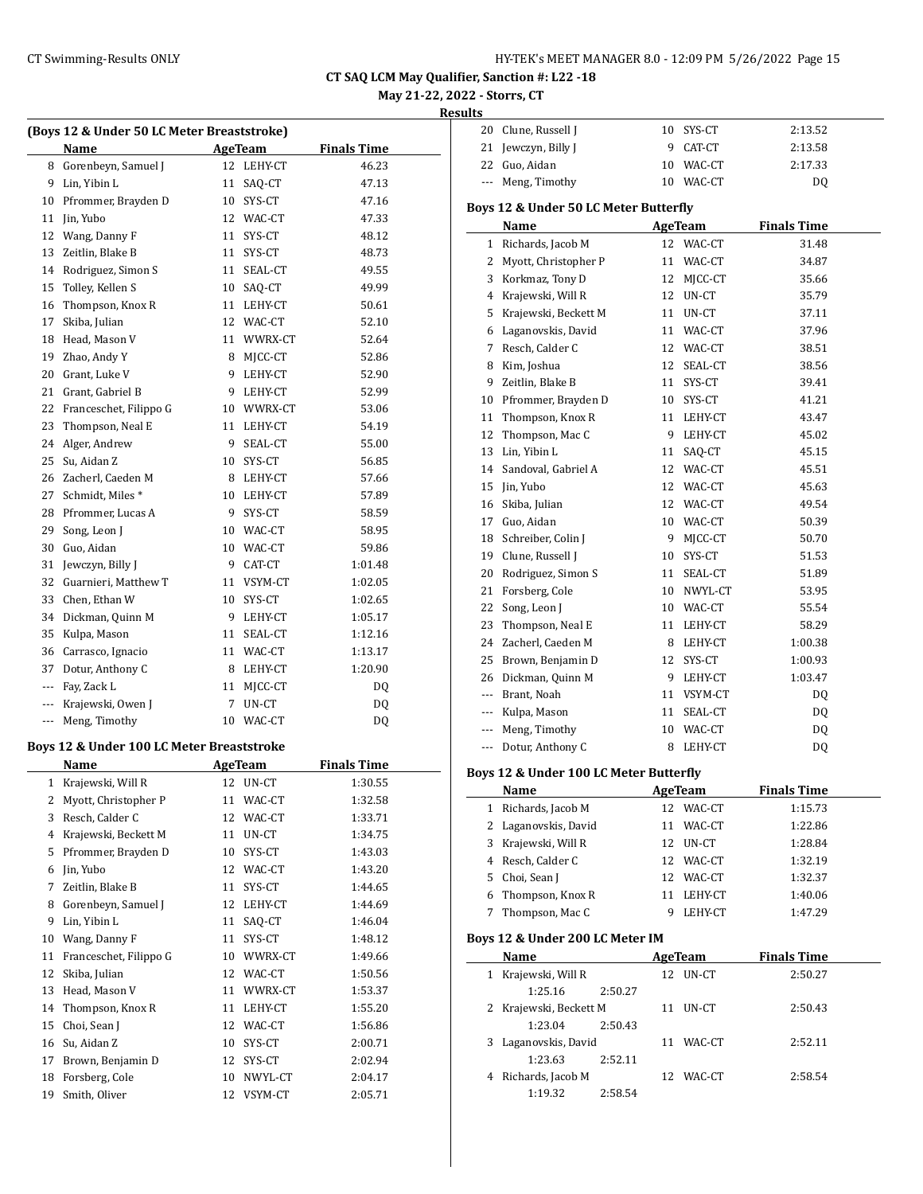CT SAQ LCM May Qualifier, Sanction #: L22 -18

May 21-22, 2022 - Storrs, CT

Results

### (Boys 12 & Under 50 LC Meter Breaststroke)

| | Name | Age | Team | Finals Time |
|---|---|---|---|---|
| 8 | Gorenbeyn, Samuel J | 12 | LEHY-CT | 46.23 |
| 9 | Lin, Yibin L | 11 | SAQ-CT | 47.13 |
| 10 | Pfrommer, Brayden D | 10 | SYS-CT | 47.16 |
| 11 | Jin, Yubo | 12 | WAC-CT | 47.33 |
| 12 | Wang, Danny F | 11 | SYS-CT | 48.12 |
| 13 | Zeitlin, Blake B | 11 | SYS-CT | 48.73 |
| 14 | Rodriguez, Simon S | 11 | SEAL-CT | 49.55 |
| 15 | Tolley, Kellen S | 10 | SAQ-CT | 49.99 |
| 16 | Thompson, Knox R | 11 | LEHY-CT | 50.61 |
| 17 | Skiba, Julian | 12 | WAC-CT | 52.10 |
| 18 | Head, Mason V | 11 | WWRX-CT | 52.64 |
| 19 | Zhao, Andy Y | 8 | MJCC-CT | 52.86 |
| 20 | Grant, Luke V | 9 | LEHY-CT | 52.90 |
| 21 | Grant, Gabriel B | 9 | LEHY-CT | 52.99 |
| 22 | Franceschet, Filippo G | 10 | WWRX-CT | 53.06 |
| 23 | Thompson, Neal E | 11 | LEHY-CT | 54.19 |
| 24 | Alger, Andrew | 9 | SEAL-CT | 55.00 |
| 25 | Su, Aidan Z | 10 | SYS-CT | 56.85 |
| 26 | Zacherl, Caeden M | 8 | LEHY-CT | 57.66 |
| 27 | Schmidt, Miles * | 10 | LEHY-CT | 57.89 |
| 28 | Pfrommer, Lucas A | 9 | SYS-CT | 58.59 |
| 29 | Song, Leon J | 10 | WAC-CT | 58.95 |
| 30 | Guo, Aidan | 10 | WAC-CT | 59.86 |
| 31 | Jewczyn, Billy J | 9 | CAT-CT | 1:01.48 |
| 32 | Guarnieri, Matthew T | 11 | VSYM-CT | 1:02.05 |
| 33 | Chen, Ethan W | 10 | SYS-CT | 1:02.65 |
| 34 | Dickman, Quinn M | 9 | LEHY-CT | 1:05.17 |
| 35 | Kulpa, Mason | 11 | SEAL-CT | 1:12.16 |
| 36 | Carrasco, Ignacio | 11 | WAC-CT | 1:13.17 |
| 37 | Dotur, Anthony C | 8 | LEHY-CT | 1:20.90 |
| --- | Fay, Zack L | 11 | MJCC-CT | DQ |
| --- | Krajewski, Owen J | 7 | UN-CT | DQ |
| --- | Meng, Timothy | 10 | WAC-CT | DQ |

### Boys 12 & Under 100 LC Meter Breaststroke

| | Name | Age | Team | Finals Time |
|---|---|---|---|---|
| 1 | Krajewski, Will R | 12 | UN-CT | 1:30.55 |
| 2 | Myott, Christopher P | 11 | WAC-CT | 1:32.58 |
| 3 | Resch, Calder C | 12 | WAC-CT | 1:33.71 |
| 4 | Krajewski, Beckett M | 11 | UN-CT | 1:34.75 |
| 5 | Pfrommer, Brayden D | 10 | SYS-CT | 1:43.03 |
| 6 | Jin, Yubo | 12 | WAC-CT | 1:43.20 |
| 7 | Zeitlin, Blake B | 11 | SYS-CT | 1:44.65 |
| 8 | Gorenbeyn, Samuel J | 12 | LEHY-CT | 1:44.69 |
| 9 | Lin, Yibin L | 11 | SAQ-CT | 1:46.04 |
| 10 | Wang, Danny F | 11 | SYS-CT | 1:48.12 |
| 11 | Franceschet, Filippo G | 10 | WWRX-CT | 1:49.66 |
| 12 | Skiba, Julian | 12 | WAC-CT | 1:50.56 |
| 13 | Head, Mason V | 11 | WWRX-CT | 1:53.37 |
| 14 | Thompson, Knox R | 11 | LEHY-CT | 1:55.20 |
| 15 | Choi, Sean J | 12 | WAC-CT | 1:56.86 |
| 16 | Su, Aidan Z | 10 | SYS-CT | 2:00.71 |
| 17 | Brown, Benjamin D | 12 | SYS-CT | 2:02.94 |
| 18 | Forsberg, Cole | 10 | NWYL-CT | 2:04.17 |
| 19 | Smith, Oliver | 12 | VSYM-CT | 2:05.71 |
| 20 | Clune, Russell J | 10 | SYS-CT | 2:13.52 |
| 21 | Jewczyn, Billy J | 9 | CAT-CT | 2:13.58 |
| 22 | Guo, Aidan | 10 | WAC-CT | 2:17.33 |
| --- | Meng, Timothy | 10 | WAC-CT | DQ |

### Boys 12 & Under 50 LC Meter Butterfly

| | Name | Age | Team | Finals Time |
|---|---|---|---|---|
| 1 | Richards, Jacob M | 12 | WAC-CT | 31.48 |
| 2 | Myott, Christopher P | 11 | WAC-CT | 34.87 |
| 3 | Korkmaz, Tony D | 12 | MJCC-CT | 35.66 |
| 4 | Krajewski, Will R | 12 | UN-CT | 35.79 |
| 5 | Krajewski, Beckett M | 11 | UN-CT | 37.11 |
| 6 | Laganovskis, David | 11 | WAC-CT | 37.96 |
| 7 | Resch, Calder C | 12 | WAC-CT | 38.51 |
| 8 | Kim, Joshua | 12 | SEAL-CT | 38.56 |
| 9 | Zeitlin, Blake B | 11 | SYS-CT | 39.41 |
| 10 | Pfrommer, Brayden D | 10 | SYS-CT | 41.21 |
| 11 | Thompson, Knox R | 11 | LEHY-CT | 43.47 |
| 12 | Thompson, Mac C | 9 | LEHY-CT | 45.02 |
| 13 | Lin, Yibin L | 11 | SAQ-CT | 45.15 |
| 14 | Sandoval, Gabriel A | 12 | WAC-CT | 45.51 |
| 15 | Jin, Yubo | 12 | WAC-CT | 45.63 |
| 16 | Skiba, Julian | 12 | WAC-CT | 49.54 |
| 17 | Guo, Aidan | 10 | WAC-CT | 50.39 |
| 18 | Schreiber, Colin J | 9 | MJCC-CT | 50.70 |
| 19 | Clune, Russell J | 10 | SYS-CT | 51.53 |
| 20 | Rodriguez, Simon S | 11 | SEAL-CT | 51.89 |
| 21 | Forsberg, Cole | 10 | NWYL-CT | 53.95 |
| 22 | Song, Leon J | 10 | WAC-CT | 55.54 |
| 23 | Thompson, Neal E | 11 | LEHY-CT | 58.29 |
| 24 | Zacherl, Caeden M | 8 | LEHY-CT | 1:00.38 |
| 25 | Brown, Benjamin D | 12 | SYS-CT | 1:00.93 |
| 26 | Dickman, Quinn M | 9 | LEHY-CT | 1:03.47 |
| --- | Brant, Noah | 11 | VSYM-CT | DQ |
| --- | Kulpa, Mason | 11 | SEAL-CT | DQ |
| --- | Meng, Timothy | 10 | WAC-CT | DQ |
| --- | Dotur, Anthony C | 8 | LEHY-CT | DQ |

### Boys 12 & Under 100 LC Meter Butterfly

| | Name | Age | Team | Finals Time |
|---|---|---|---|---|
| 1 | Richards, Jacob M | 12 | WAC-CT | 1:15.73 |
| 2 | Laganovskis, David | 11 | WAC-CT | 1:22.86 |
| 3 | Krajewski, Will R | 12 | UN-CT | 1:28.84 |
| 4 | Resch, Calder C | 12 | WAC-CT | 1:32.19 |
| 5 | Choi, Sean J | 12 | WAC-CT | 1:32.37 |
| 6 | Thompson, Knox R | 11 | LEHY-CT | 1:40.06 |
| 7 | Thompson, Mac C | 9 | LEHY-CT | 1:47.29 |

### Boys 12 & Under 200 LC Meter IM

| | Name | Age | Team | Finals Time |
|---|---|---|---|---|
| 1 | Krajewski, Will R | 12 | UN-CT | 2:50.27 |
| | 1:25.16 2:50.27 | | | |
| 2 | Krajewski, Beckett M | 11 | UN-CT | 2:50.43 |
| | 1:23.04 2:50.43 | | | |
| 3 | Laganovskis, David | 11 | WAC-CT | 2:52.11 |
| | 1:23.63 2:52.11 | | | |
| 4 | Richards, Jacob M | 12 | WAC-CT | 2:58.54 |
| | 1:19.32 2:58.54 | | | |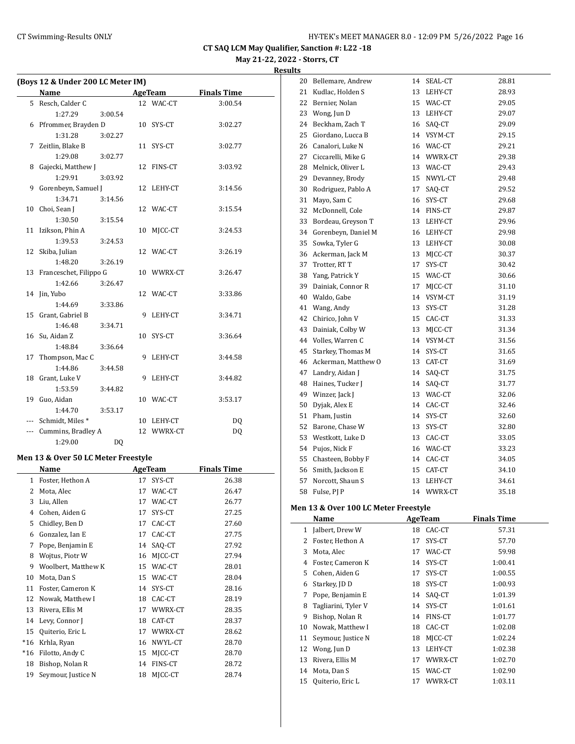**CT SAQ LCM May Qualifier, Sanction #: L22 -18**

**May 21-22, 2022 - Storrs, CT**

**Results**

### (Boys 12 & Under 200 LC Meter IM)

| | Name | Age | Team | Finals Time |
|---|---|---|---|---|
| 5 | Resch, Calder C | 12 | WAC-CT | 3:00.54 |
| | 1:27.29 3:00.54 | | | |
| 6 | Pfrommer, Brayden D | 10 | SYS-CT | 3:02.27 |
| | 1:31.28 3:02.27 | | | |
| 7 | Zeitlin, Blake B | 11 | SYS-CT | 3:02.77 |
| | 1:29.08 3:02.77 | | | |
| 8 | Gajecki, Matthew J | 12 | FINS-CT | 3:03.92 |
| | 1:29.91 3:03.92 | | | |
| 9 | Gorenbeyn, Samuel J | 12 | LEHY-CT | 3:14.56 |
| | 1:34.71 3:14.56 | | | |
| 10 | Choi, Sean J | 12 | WAC-CT | 3:15.54 |
| | 1:30.50 3:15.54 | | | |
| 11 | Izikson, Phin A | 10 | MJCC-CT | 3:24.53 |
| | 1:39.53 3:24.53 | | | |
| 12 | Skiba, Julian | 12 | WAC-CT | 3:26.19 |
| | 1:48.20 3:26.19 | | | |
| 13 | Franceschet, Filippo G | 10 | WWRX-CT | 3:26.47 |
| | 1:42.66 3:26.47 | | | |
| 14 | Jin, Yubo | 12 | WAC-CT | 3:33.86 |
| | 1:44.69 3:33.86 | | | |
| 15 | Grant, Gabriel B | 9 | LEHY-CT | 3:34.71 |
| | 1:46.48 3:34.71 | | | |
| 16 | Su, Aidan Z | 10 | SYS-CT | 3:36.64 |
| | 1:48.84 3:36.64 | | | |
| 17 | Thompson, Mac C | 9 | LEHY-CT | 3:44.58 |
| | 1:44.86 3:44.58 | | | |
| 18 | Grant, Luke V | 9 | LEHY-CT | 3:44.82 |
| | 1:53.59 3:44.82 | | | |
| 19 | Guo, Aidan | 10 | WAC-CT | 3:53.17 |
| | 1:44.70 3:53.17 | | | |
| --- | Schmidt, Miles * | 10 | LEHY-CT | DQ |
| --- | Cummins, Bradley A | 12 | WWRX-CT | DQ |
| | 1:29.00 DQ | | | |

### Men 13 & Over 50 LC Meter Freestyle

| | Name | Age | Team | Finals Time |
|---|---|---|---|---|
| 1 | Foster, Hethon A | 17 | SYS-CT | 26.38 |
| 2 | Mota, Alec | 17 | WAC-CT | 26.47 |
| 3 | Liu, Allen | 17 | WAC-CT | 26.77 |
| 4 | Cohen, Aiden G | 17 | SYS-CT | 27.25 |
| 5 | Chidley, Ben D | 17 | CAC-CT | 27.60 |
| 6 | Gonzalez, Ian E | 17 | CAC-CT | 27.75 |
| 7 | Pope, Benjamin E | 14 | SAQ-CT | 27.92 |
| 8 | Wojtus, Piotr W | 16 | MJCC-CT | 27.94 |
| 9 | Woolbert, Matthew K | 15 | WAC-CT | 28.01 |
| 10 | Mota, Dan S | 15 | WAC-CT | 28.04 |
| 11 | Foster, Cameron K | 14 | SYS-CT | 28.16 |
| 12 | Nowak, Matthew I | 18 | CAC-CT | 28.19 |
| 13 | Rivera, Ellis M | 17 | WWRX-CT | 28.35 |
| 14 | Levy, Connor J | 18 | CAT-CT | 28.37 |
| 15 | Quiterio, Eric L | 17 | WWRX-CT | 28.62 |
| *16 | Krhla, Ryan | 16 | NWYL-CT | 28.70 |
| *16 | Filotto, Andy C | 15 | MJCC-CT | 28.70 |
| 18 | Bishop, Nolan R | 14 | FINS-CT | 28.72 |
| 19 | Seymour, Justice N | 18 | MJCC-CT | 28.74 |
| 20 | Bellemare, Andrew | 14 | SEAL-CT | 28.81 |
| 21 | Kudlac, Holden S | 13 | LEHY-CT | 28.93 |
| 22 | Bernier, Nolan | 15 | WAC-CT | 29.05 |
| 23 | Wong, Jun D | 13 | LEHY-CT | 29.07 |
| 24 | Beckham, Zach T | 16 | SAQ-CT | 29.09 |
| 25 | Giordano, Lucca B | 14 | VSYM-CT | 29.15 |
| 26 | Canalori, Luke N | 16 | WAC-CT | 29.21 |
| 27 | Ciccarelli, Mike G | 14 | WWRX-CT | 29.38 |
| 28 | Melnick, Oliver L | 13 | WAC-CT | 29.43 |
| 29 | Devanney, Brody | 15 | NWYL-CT | 29.48 |
| 30 | Rodriguez, Pablo A | 17 | SAQ-CT | 29.52 |
| 31 | Mayo, Sam C | 16 | SYS-CT | 29.68 |
| 32 | McDonnell, Cole | 14 | FINS-CT | 29.87 |
| 33 | Bordeau, Greyson T | 13 | LEHY-CT | 29.96 |
| 34 | Gorenbeyn, Daniel M | 16 | LEHY-CT | 29.98 |
| 35 | Sowka, Tyler G | 13 | LEHY-CT | 30.08 |
| 36 | Ackerman, Jack M | 13 | MJCC-CT | 30.37 |
| 37 | Trotter, RT T | 17 | SYS-CT | 30.42 |
| 38 | Yang, Patrick Y | 15 | WAC-CT | 30.66 |
| 39 | Dainiak, Connor R | 17 | MJCC-CT | 31.10 |
| 40 | Waldo, Gabe | 14 | VSYM-CT | 31.19 |
| 41 | Wang, Andy | 13 | SYS-CT | 31.28 |
| 42 | Chirico, John V | 15 | CAC-CT | 31.33 |
| 43 | Dainiak, Colby W | 13 | MJCC-CT | 31.34 |
| 44 | Volles, Warren C | 14 | VSYM-CT | 31.56 |
| 45 | Starkey, Thomas M | 14 | SYS-CT | 31.65 |
| 46 | Ackerman, Matthew O | 13 | CAT-CT | 31.69 |
| 47 | Landry, Aidan J | 14 | SAQ-CT | 31.75 |
| 48 | Haines, Tucker J | 14 | SAQ-CT | 31.77 |
| 49 | Winzer, Jack J | 13 | WAC-CT | 32.06 |
| 50 | Dyjak, Alex E | 14 | CAC-CT | 32.46 |
| 51 | Pham, Justin | 14 | SYS-CT | 32.60 |
| 52 | Barone, Chase W | 13 | SYS-CT | 32.80 |
| 53 | Westkott, Luke D | 13 | CAC-CT | 33.05 |
| 54 | Pujos, Nick F | 16 | WAC-CT | 33.23 |
| 55 | Chasteen, Bobby F | 14 | CAC-CT | 34.05 |
| 56 | Smith, Jackson E | 15 | CAT-CT | 34.10 |
| 57 | Norcott, Shaun S | 13 | LEHY-CT | 34.61 |
| 58 | Fulse, PJ P | 14 | WWRX-CT | 35.18 |

### Men 13 & Over 100 LC Meter Freestyle

| | Name | Age | Team | Finals Time |
|---|---|---|---|---|
| 1 | Jalbert, Drew W | 18 | CAC-CT | 57.31 |
| 2 | Foster, Hethon A | 17 | SYS-CT | 57.70 |
| 3 | Mota, Alec | 17 | WAC-CT | 59.98 |
| 4 | Foster, Cameron K | 14 | SYS-CT | 1:00.41 |
| 5 | Cohen, Aiden G | 17 | SYS-CT | 1:00.55 |
| 6 | Starkey, JD D | 18 | SYS-CT | 1:00.93 |
| 7 | Pope, Benjamin E | 14 | SAQ-CT | 1:01.39 |
| 8 | Tagliarini, Tyler V | 14 | SYS-CT | 1:01.61 |
| 9 | Bishop, Nolan R | 14 | FINS-CT | 1:01.77 |
| 10 | Nowak, Matthew I | 18 | CAC-CT | 1:02.08 |
| 11 | Seymour, Justice N | 18 | MJCC-CT | 1:02.24 |
| 12 | Wong, Jun D | 13 | LEHY-CT | 1:02.38 |
| 13 | Rivera, Ellis M | 17 | WWRX-CT | 1:02.70 |
| 14 | Mota, Dan S | 15 | WAC-CT | 1:02.90 |
| 15 | Quiterio, Eric L | 17 | WWRX-CT | 1:03.11 |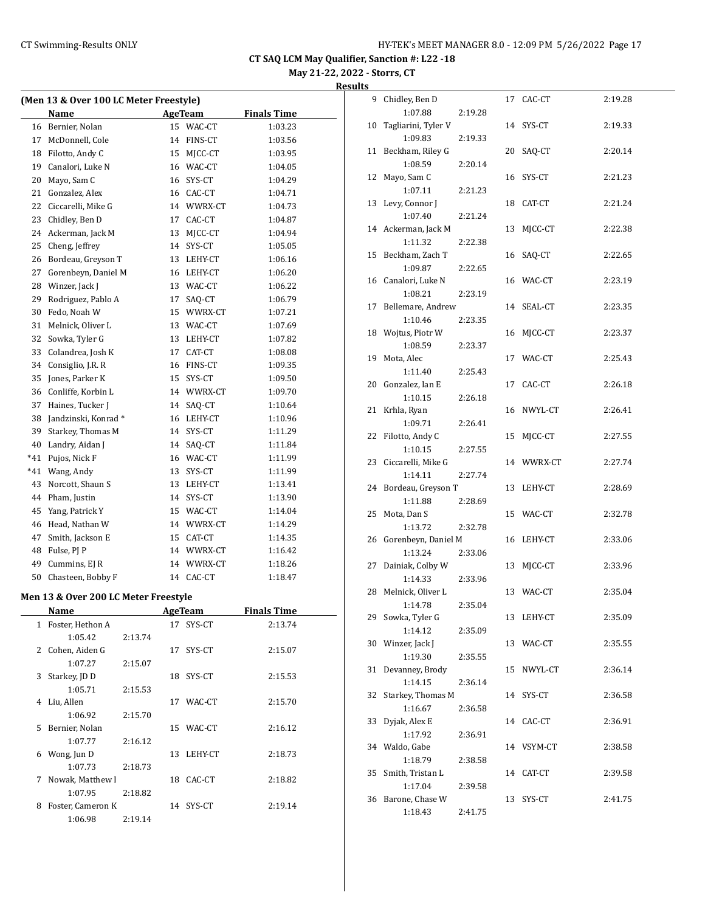# CT SAQ LCM May Qualifier, Sanction #: L22 -18

**May 21-22, 2022 - Storrs, CT**

**Results**

### (Men 13 & Over 100 LC Meter Freestyle)

| | Name | Age | Team | Finals Time |
|---|---|---|---|---|
| 16 | Bernier, Nolan | 15 | WAC-CT | 1:03.23 |
| 17 | McDonnell, Cole | 14 | FINS-CT | 1:03.56 |
| 18 | Filotto, Andy C | 15 | MJCC-CT | 1:03.95 |
| 19 | Canalori, Luke N | 16 | WAC-CT | 1:04.05 |
| 20 | Mayo, Sam C | 16 | SYS-CT | 1:04.29 |
| 21 | Gonzalez, Alex | 16 | CAC-CT | 1:04.71 |
| 22 | Ciccarelli, Mike G | 14 | WWRX-CT | 1:04.73 |
| 23 | Chidley, Ben D | 17 | CAC-CT | 1:04.87 |
| 24 | Ackerman, Jack M | 13 | MJCC-CT | 1:04.94 |
| 25 | Cheng, Jeffrey | 14 | SYS-CT | 1:05.05 |
| 26 | Bordeau, Greyson T | 13 | LEHY-CT | 1:06.16 |
| 27 | Gorenbeyn, Daniel M | 16 | LEHY-CT | 1:06.20 |
| 28 | Winzer, Jack J | 13 | WAC-CT | 1:06.22 |
| 29 | Rodriguez, Pablo A | 17 | SAQ-CT | 1:06.79 |
| 30 | Fedo, Noah W | 15 | WWRX-CT | 1:07.21 |
| 31 | Melnick, Oliver L | 13 | WAC-CT | 1:07.69 |
| 32 | Sowka, Tyler G | 13 | LEHY-CT | 1:07.82 |
| 33 | Colandrea, Josh K | 17 | CAT-CT | 1:08.08 |
| 34 | Consiglio, J.R. R | 16 | FINS-CT | 1:09.35 |
| 35 | Jones, Parker K | 15 | SYS-CT | 1:09.50 |
| 36 | Conliffe, Korbin L | 14 | WWRX-CT | 1:09.70 |
| 37 | Haines, Tucker J | 14 | SAQ-CT | 1:10.64 |
| 38 | Jandzinski, Konrad * | 16 | LEHY-CT | 1:10.96 |
| 39 | Starkey, Thomas M | 14 | SYS-CT | 1:11.29 |
| 40 | Landry, Aidan J | 14 | SAQ-CT | 1:11.84 |
| *41 | Pujos, Nick F | 16 | WAC-CT | 1:11.99 |
| *41 | Wang, Andy | 13 | SYS-CT | 1:11.99 |
| 43 | Norcott, Shaun S | 13 | LEHY-CT | 1:13.41 |
| 44 | Pham, Justin | 14 | SYS-CT | 1:13.90 |
| 45 | Yang, Patrick Y | 15 | WAC-CT | 1:14.04 |
| 46 | Head, Nathan W | 14 | WWRX-CT | 1:14.29 |
| 47 | Smith, Jackson E | 15 | CAT-CT | 1:14.35 |
| 48 | Fulse, PJ P | 14 | WWRX-CT | 1:16.42 |
| 49 | Cummins, EJ R | 14 | WWRX-CT | 1:18.26 |
| 50 | Chasteen, Bobby F | 14 | CAC-CT | 1:18.47 |

### Men 13 & Over 200 LC Meter Freestyle

| | Name | Age | Team | Finals Time | Splits |
|---|---|---|---|---|---|
| 1 | Foster, Hethon A | 17 | SYS-CT | 2:13.74 | 1:05.42 2:13.74 |
| 2 | Cohen, Aiden G | 17 | SYS-CT | 2:15.07 | 1:07.27 2:15.07 |
| 3 | Starkey, JD D | 18 | SYS-CT | 2:15.53 | 1:05.71 2:15.53 |
| 4 | Liu, Allen | 17 | WAC-CT | 2:15.70 | 1:06.92 2:15.70 |
| 5 | Bernier, Nolan | 15 | WAC-CT | 2:16.12 | 1:07.77 2:16.12 |
| 6 | Wong, Jun D | 13 | LEHY-CT | 2:18.73 | 1:07.73 2:18.73 |
| 7 | Nowak, Matthew I | 18 | CAC-CT | 2:18.82 | 1:07.95 2:18.82 |
| 8 | Foster, Cameron K | 14 | SYS-CT | 2:19.14 | 1:06.98 2:19.14 |
| 9 | Chidley, Ben D | 17 | CAC-CT | 2:19.28 | 1:07.88 2:19.28 |
| 10 | Tagliarini, Tyler V | 14 | SYS-CT | 2:19.33 | 1:09.83 2:19.33 |
| 11 | Beckham, Riley G | 20 | SAQ-CT | 2:20.14 | 1:08.59 2:20.14 |
| 12 | Mayo, Sam C | 16 | SYS-CT | 2:21.23 | 1:07.11 2:21.23 |
| 13 | Levy, Connor J | 18 | CAT-CT | 2:21.24 | 1:07.40 2:21.24 |
| 14 | Ackerman, Jack M | 13 | MJCC-CT | 2:22.38 | 1:11.32 2:22.38 |
| 15 | Beckham, Zach T | 16 | SAQ-CT | 2:22.65 | 1:09.87 2:22.65 |
| 16 | Canalori, Luke N | 16 | WAC-CT | 2:23.19 | 1:08.21 2:23.19 |
| 17 | Bellemare, Andrew | 14 | SEAL-CT | 2:23.35 | 1:10.46 2:23.35 |
| 18 | Wojtus, Piotr W | 16 | MJCC-CT | 2:23.37 | 1:08.59 2:23.37 |
| 19 | Mota, Alec | 17 | WAC-CT | 2:25.43 | 1:11.40 2:25.43 |
| 20 | Gonzalez, Ian E | 17 | CAC-CT | 2:26.18 | 1:10.15 2:26.18 |
| 21 | Krhla, Ryan | 16 | NWYL-CT | 2:26.41 | 1:09.71 2:26.41 |
| 22 | Filotto, Andy C | 15 | MJCC-CT | 2:27.55 | 1:10.15 2:27.55 |
| 23 | Ciccarelli, Mike G | 14 | WWRX-CT | 2:27.74 | 1:14.11 2:27.74 |
| 24 | Bordeau, Greyson T | 13 | LEHY-CT | 2:28.69 | 1:11.88 2:28.69 |
| 25 | Mota, Dan S | 15 | WAC-CT | 2:32.78 | 1:13.72 2:32.78 |
| 26 | Gorenbeyn, Daniel M | 16 | LEHY-CT | 2:33.06 | 1:13.24 2:33.06 |
| 27 | Dainiak, Colby W | 13 | MJCC-CT | 2:33.96 | 1:14.33 2:33.96 |
| 28 | Melnick, Oliver L | 13 | WAC-CT | 2:35.04 | 1:14.78 2:35.04 |
| 29 | Sowka, Tyler G | 13 | LEHY-CT | 2:35.09 | 1:14.12 2:35.09 |
| 30 | Winzer, Jack J | 13 | WAC-CT | 2:35.55 | 1:19.30 2:35.55 |
| 31 | Devanney, Brody | 15 | NWYL-CT | 2:36.14 | 1:14.15 2:36.14 |
| 32 | Starkey, Thomas M | 14 | SYS-CT | 2:36.58 | 1:16.67 2:36.58 |
| 33 | Dyjak, Alex E | 14 | CAC-CT | 2:36.91 | 1:17.92 2:36.91 |
| 34 | Waldo, Gabe | 14 | VSYM-CT | 2:38.58 | 1:18.79 2:38.58 |
| 35 | Smith, Tristan L | 14 | CAT-CT | 2:39.58 | 1:17.04 2:39.58 |
| 36 | Barone, Chase W | 13 | SYS-CT | 2:41.75 | 1:18.43 2:41.75 |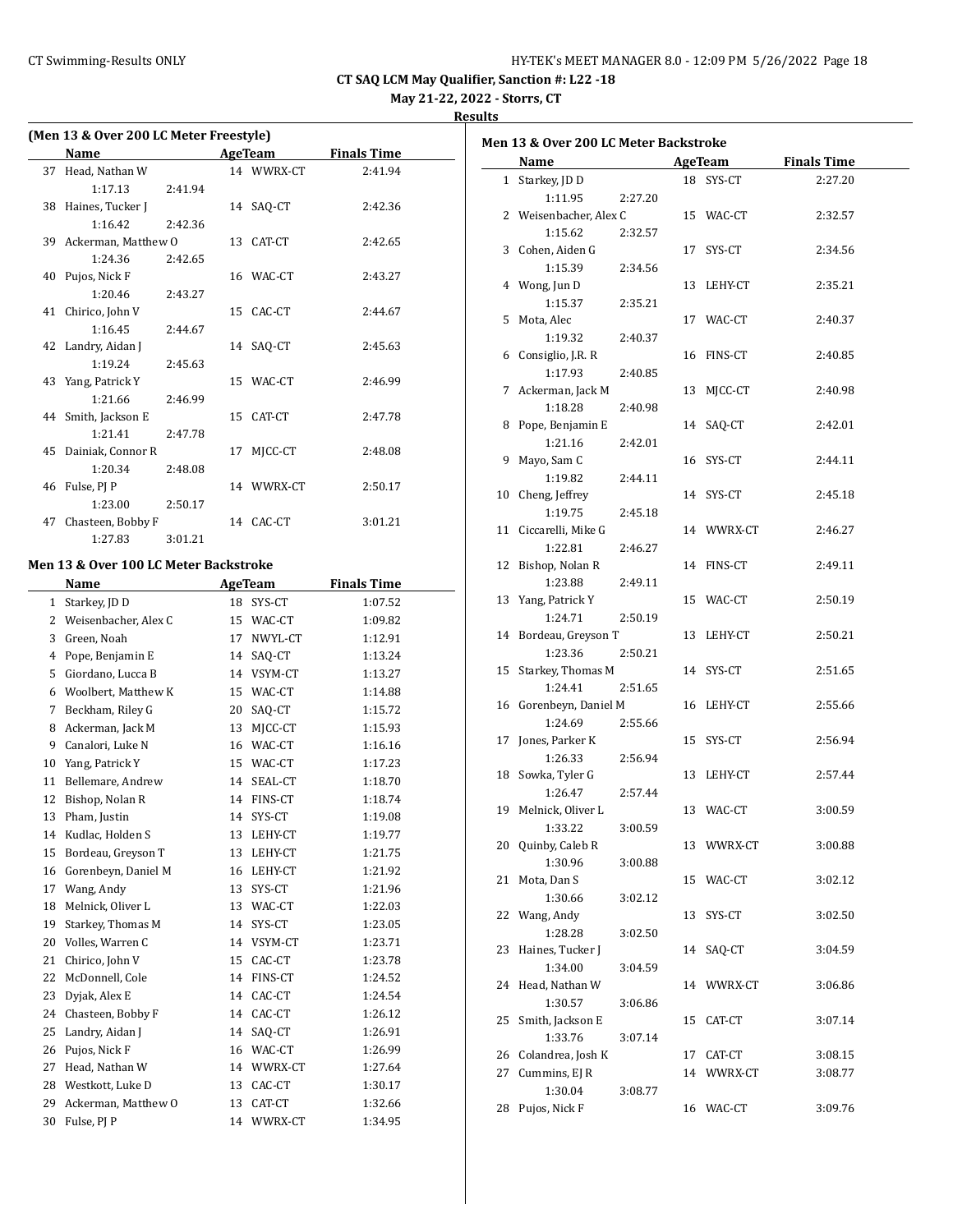CT SAQ LCM May Qualifier, Sanction #: L22 -18

May 21-22, 2022 - Storrs, CT

**Results**

### (Men 13 & Over 200 LC Meter Freestyle)

| | Name | Age | Team | Finals Time |
|---|---|---|---|---|
| 37 | Head, Nathan W | 14 | WWRX-CT | 2:41.94 |
| | 1:17.13 2:41.94 | | | |
| 38 | Haines, Tucker J | 14 | SAQ-CT | 2:42.36 |
| | 1:16.42 2:42.36 | | | |
| 39 | Ackerman, Matthew O | 13 | CAT-CT | 2:42.65 |
| | 1:24.36 2:42.65 | | | |
| 40 | Pujos, Nick F | 16 | WAC-CT | 2:43.27 |
| | 1:20.46 2:43.27 | | | |
| 41 | Chirico, John V | 15 | CAC-CT | 2:44.67 |
| | 1:16.45 2:44.67 | | | |
| 42 | Landry, Aidan J | 14 | SAQ-CT | 2:45.63 |
| | 1:19.24 2:45.63 | | | |
| 43 | Yang, Patrick Y | 15 | WAC-CT | 2:46.99 |
| | 1:21.66 2:46.99 | | | |
| 44 | Smith, Jackson E | 15 | CAT-CT | 2:47.78 |
| | 1:21.41 2:47.78 | | | |
| 45 | Dainiak, Connor R | 17 | MJCC-CT | 2:48.08 |
| | 1:20.34 2:48.08 | | | |
| 46 | Fulse, PJ P | 14 | WWRX-CT | 2:50.17 |
| | 1:23.00 2:50.17 | | | |
| 47 | Chasteen, Bobby F | 14 | CAC-CT | 3:01.21 |
| | 1:27.83 3:01.21 | | | |

### Men 13 & Over 100 LC Meter Backstroke

| | Name | Age | Team | Finals Time |
|---|---|---|---|---|
| 1 | Starkey, JD D | 18 | SYS-CT | 1:07.52 |
| 2 | Weisenbacher, Alex C | 15 | WAC-CT | 1:09.82 |
| 3 | Green, Noah | 17 | NWYL-CT | 1:12.91 |
| 4 | Pope, Benjamin E | 14 | SAQ-CT | 1:13.24 |
| 5 | Giordano, Lucca B | 14 | VSYM-CT | 1:13.27 |
| 6 | Woolbert, Matthew K | 15 | WAC-CT | 1:14.88 |
| 7 | Beckham, Riley G | 20 | SAQ-CT | 1:15.72 |
| 8 | Ackerman, Jack M | 13 | MJCC-CT | 1:15.93 |
| 9 | Canalori, Luke N | 16 | WAC-CT | 1:16.16 |
| 10 | Yang, Patrick Y | 15 | WAC-CT | 1:17.23 |
| 11 | Bellemare, Andrew | 14 | SEAL-CT | 1:18.70 |
| 12 | Bishop, Nolan R | 14 | FINS-CT | 1:18.74 |
| 13 | Pham, Justin | 14 | SYS-CT | 1:19.08 |
| 14 | Kudlac, Holden S | 13 | LEHY-CT | 1:19.77 |
| 15 | Bordeau, Greyson T | 13 | LEHY-CT | 1:21.75 |
| 16 | Gorenbeyn, Daniel M | 16 | LEHY-CT | 1:21.92 |
| 17 | Wang, Andy | 13 | SYS-CT | 1:21.96 |
| 18 | Melnick, Oliver L | 13 | WAC-CT | 1:22.03 |
| 19 | Starkey, Thomas M | 14 | SYS-CT | 1:23.05 |
| 20 | Volles, Warren C | 14 | VSYM-CT | 1:23.71 |
| 21 | Chirico, John V | 15 | CAC-CT | 1:23.78 |
| 22 | McDonnell, Cole | 14 | FINS-CT | 1:24.52 |
| 23 | Dyjak, Alex E | 14 | CAC-CT | 1:24.54 |
| 24 | Chasteen, Bobby F | 14 | CAC-CT | 1:26.12 |
| 25 | Landry, Aidan J | 14 | SAQ-CT | 1:26.91 |
| 26 | Pujos, Nick F | 16 | WAC-CT | 1:26.99 |
| 27 | Head, Nathan W | 14 | WWRX-CT | 1:27.64 |
| 28 | Westkott, Luke D | 13 | CAC-CT | 1:30.17 |
| 29 | Ackerman, Matthew O | 13 | CAT-CT | 1:32.66 |
| 30 | Fulse, PJ P | 14 | WWRX-CT | 1:34.95 |

### Men 13 & Over 200 LC Meter Backstroke

| | Name | Age | Team | Finals Time |
|---|---|---|---|---|
| 1 | Starkey, JD D | 18 | SYS-CT | 2:27.20 |
| | 1:11.95 2:27.20 | | | |
| 2 | Weisenbacher, Alex C | 15 | WAC-CT | 2:32.57 |
| | 1:15.62 2:32.57 | | | |
| 3 | Cohen, Aiden G | 17 | SYS-CT | 2:34.56 |
| | 1:15.39 2:34.56 | | | |
| 4 | Wong, Jun D | 13 | LEHY-CT | 2:35.21 |
| | 1:15.37 2:35.21 | | | |
| 5 | Mota, Alec | 17 | WAC-CT | 2:40.37 |
| | 1:19.32 2:40.37 | | | |
| 6 | Consiglio, J.R. R | 16 | FINS-CT | 2:40.85 |
| | 1:17.93 2:40.85 | | | |
| 7 | Ackerman, Jack M | 13 | MJCC-CT | 2:40.98 |
| | 1:18.28 2:40.98 | | | |
| 8 | Pope, Benjamin E | 14 | SAQ-CT | 2:42.01 |
| | 1:21.16 2:42.01 | | | |
| 9 | Mayo, Sam C | 16 | SYS-CT | 2:44.11 |
| | 1:19.82 2:44.11 | | | |
| 10 | Cheng, Jeffrey | 14 | SYS-CT | 2:45.18 |
| | 1:19.75 2:45.18 | | | |
| 11 | Ciccarelli, Mike G | 14 | WWRX-CT | 2:46.27 |
| | 1:22.81 2:46.27 | | | |
| 12 | Bishop, Nolan R | 14 | FINS-CT | 2:49.11 |
| | 1:23.88 2:49.11 | | | |
| 13 | Yang, Patrick Y | 15 | WAC-CT | 2:50.19 |
| | 1:24.71 2:50.19 | | | |
| 14 | Bordeau, Greyson T | 13 | LEHY-CT | 2:50.21 |
| | 1:23.36 2:50.21 | | | |
| 15 | Starkey, Thomas M | 14 | SYS-CT | 2:51.65 |
| | 1:24.41 2:51.65 | | | |
| 16 | Gorenbeyn, Daniel M | 16 | LEHY-CT | 2:55.66 |
| | 1:24.69 2:55.66 | | | |
| 17 | Jones, Parker K | 15 | SYS-CT | 2:56.94 |
| | 1:26.33 2:56.94 | | | |
| 18 | Sowka, Tyler G | 13 | LEHY-CT | 2:57.44 |
| | 1:26.47 2:57.44 | | | |
| 19 | Melnick, Oliver L | 13 | WAC-CT | 3:00.59 |
| | 1:33.22 3:00.59 | | | |
| 20 | Quinby, Caleb R | 13 | WWRX-CT | 3:00.88 |
| | 1:30.96 3:00.88 | | | |
| 21 | Mota, Dan S | 15 | WAC-CT | 3:02.12 |
| | 1:30.66 3:02.12 | | | |
| 22 | Wang, Andy | 13 | SYS-CT | 3:02.50 |
| | 1:28.28 3:02.50 | | | |
| 23 | Haines, Tucker J | 14 | SAQ-CT | 3:04.59 |
| | 1:34.00 3:04.59 | | | |
| 24 | Head, Nathan W | 14 | WWRX-CT | 3:06.86 |
| | 1:30.57 3:06.86 | | | |
| 25 | Smith, Jackson E | 15 | CAT-CT | 3:07.14 |
| | 1:33.76 3:07.14 | | | |
| 26 | Colandrea, Josh K | 17 | CAT-CT | 3:08.15 |
| 27 | Cummins, EJ R | 14 | WWRX-CT | 3:08.77 |
| | 1:30.04 3:08.77 | | | |
| 28 | Pujos, Nick F | 16 | WAC-CT | 3:09.76 |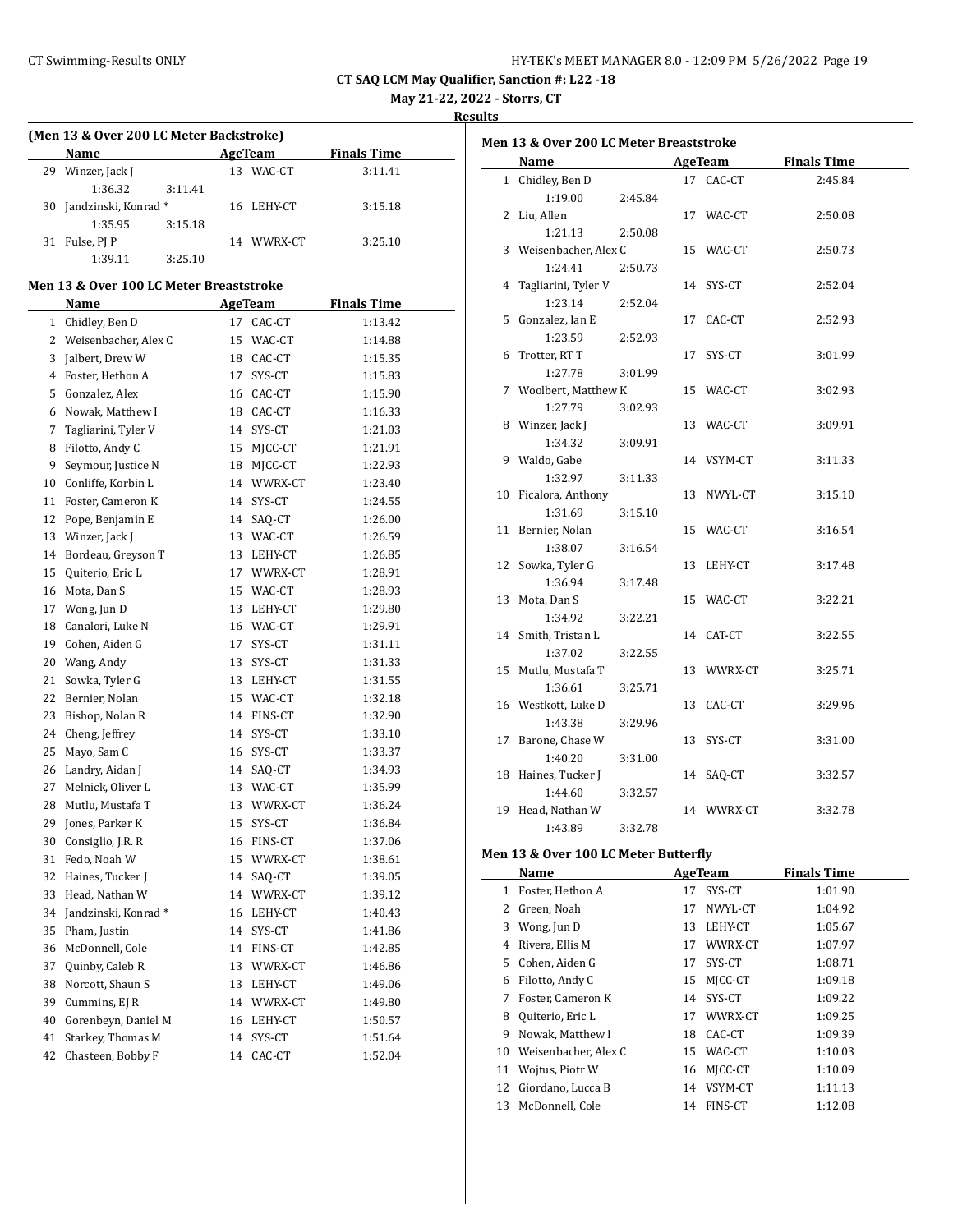CT Swimming-Results ONLY

CT SAQ LCM May Qualifier, Sanction #: L22 -18

May 21-22, 2022 - Storrs, CT

**Results**

### (Men 13 & Over 200 LC Meter Backstroke)

| | Name | Age | Team | Finals Time |
|---|---|---|---|---|
| 29 | Winzer, Jack J | 13 | WAC-CT | 3:11.41 |
| | 1:36.32 3:11.41 | | | |
| 30 | Jandzinski, Konrad * | 16 | LEHY-CT | 3:15.18 |
| | 1:35.95 3:15.18 | | | |
| 31 | Fulse, PJ P | 14 | WWRX-CT | 3:25.10 |
| | 1:39.11 3:25.10 | | | |

### Men 13 & Over 100 LC Meter Breaststroke

| | Name | Age | Team | Finals Time |
|---|---|---|---|---|
| 1 | Chidley, Ben D | 17 | CAC-CT | 1:13.42 |
| 2 | Weisenbacher, Alex C | 15 | WAC-CT | 1:14.88 |
| 3 | Jalbert, Drew W | 18 | CAC-CT | 1:15.35 |
| 4 | Foster, Hethon A | 17 | SYS-CT | 1:15.83 |
| 5 | Gonzalez, Alex | 16 | CAC-CT | 1:15.90 |
| 6 | Nowak, Matthew I | 18 | CAC-CT | 1:16.33 |
| 7 | Tagliarini, Tyler V | 14 | SYS-CT | 1:21.03 |
| 8 | Filotto, Andy C | 15 | MJCC-CT | 1:21.91 |
| 9 | Seymour, Justice N | 18 | MJCC-CT | 1:22.93 |
| 10 | Conliffe, Korbin L | 14 | WWRX-CT | 1:23.40 |
| 11 | Foster, Cameron K | 14 | SYS-CT | 1:24.55 |
| 12 | Pope, Benjamin E | 14 | SAQ-CT | 1:26.00 |
| 13 | Winzer, Jack J | 13 | WAC-CT | 1:26.59 |
| 14 | Bordeau, Greyson T | 13 | LEHY-CT | 1:26.85 |
| 15 | Quiterio, Eric L | 17 | WWRX-CT | 1:28.91 |
| 16 | Mota, Dan S | 15 | WAC-CT | 1:28.93 |
| 17 | Wong, Jun D | 13 | LEHY-CT | 1:29.80 |
| 18 | Canalori, Luke N | 16 | WAC-CT | 1:29.91 |
| 19 | Cohen, Aiden G | 17 | SYS-CT | 1:31.11 |
| 20 | Wang, Andy | 13 | SYS-CT | 1:31.33 |
| 21 | Sowka, Tyler G | 13 | LEHY-CT | 1:31.55 |
| 22 | Bernier, Nolan | 15 | WAC-CT | 1:32.18 |
| 23 | Bishop, Nolan R | 14 | FINS-CT | 1:32.90 |
| 24 | Cheng, Jeffrey | 14 | SYS-CT | 1:33.10 |
| 25 | Mayo, Sam C | 16 | SYS-CT | 1:33.37 |
| 26 | Landry, Aidan J | 14 | SAQ-CT | 1:34.93 |
| 27 | Melnick, Oliver L | 13 | WAC-CT | 1:35.99 |
| 28 | Mutlu, Mustafa T | 13 | WWRX-CT | 1:36.24 |
| 29 | Jones, Parker K | 15 | SYS-CT | 1:36.84 |
| 30 | Consiglio, J.R. R | 16 | FINS-CT | 1:37.06 |
| 31 | Fedo, Noah W | 15 | WWRX-CT | 1:38.61 |
| 32 | Haines, Tucker J | 14 | SAQ-CT | 1:39.05 |
| 33 | Head, Nathan W | 14 | WWRX-CT | 1:39.12 |
| 34 | Jandzinski, Konrad * | 16 | LEHY-CT | 1:40.43 |
| 35 | Pham, Justin | 14 | SYS-CT | 1:41.86 |
| 36 | McDonnell, Cole | 14 | FINS-CT | 1:42.85 |
| 37 | Quinby, Caleb R | 13 | WWRX-CT | 1:46.86 |
| 38 | Norcott, Shaun S | 13 | LEHY-CT | 1:49.06 |
| 39 | Cummins, EJ R | 14 | WWRX-CT | 1:49.80 |
| 40 | Gorenbeyn, Daniel M | 16 | LEHY-CT | 1:50.57 |
| 41 | Starkey, Thomas M | 14 | SYS-CT | 1:51.64 |
| 42 | Chasteen, Bobby F | 14 | CAC-CT | 1:52.04 |

### Men 13 & Over 200 LC Meter Breaststroke

| | Name | Age | Team | Finals Time |
|---|---|---|---|---|
| 1 | Chidley, Ben D | 17 | CAC-CT | 2:45.84 |
| | 1:19.00 2:45.84 | | | |
| 2 | Liu, Allen | 17 | WAC-CT | 2:50.08 |
| | 1:21.13 2:50.08 | | | |
| 3 | Weisenbacher, Alex C | 15 | WAC-CT | 2:50.73 |
| | 1:24.41 2:50.73 | | | |
| 4 | Tagliarini, Tyler V | 14 | SYS-CT | 2:52.04 |
| | 1:23.14 2:52.04 | | | |
| 5 | Gonzalez, Ian E | 17 | CAC-CT | 2:52.93 |
| | 1:23.59 2:52.93 | | | |
| 6 | Trotter, RT T | 17 | SYS-CT | 3:01.99 |
| | 1:27.78 3:01.99 | | | |
| 7 | Woolbert, Matthew K | 15 | WAC-CT | 3:02.93 |
| | 1:27.79 3:02.93 | | | |
| 8 | Winzer, Jack J | 13 | WAC-CT | 3:09.91 |
| | 1:34.32 3:09.91 | | | |
| 9 | Waldo, Gabe | 14 | VSYM-CT | 3:11.33 |
| | 1:32.97 3:11.33 | | | |
| 10 | Ficalora, Anthony | 13 | NWYL-CT | 3:15.10 |
| | 1:31.69 3:15.10 | | | |
| 11 | Bernier, Nolan | 15 | WAC-CT | 3:16.54 |
| | 1:38.07 3:16.54 | | | |
| 12 | Sowka, Tyler G | 13 | LEHY-CT | 3:17.48 |
| | 1:36.94 3:17.48 | | | |
| 13 | Mota, Dan S | 15 | WAC-CT | 3:22.21 |
| | 1:34.92 3:22.21 | | | |
| 14 | Smith, Tristan L | 14 | CAT-CT | 3:22.55 |
| | 1:37.02 3:22.55 | | | |
| 15 | Mutlu, Mustafa T | 13 | WWRX-CT | 3:25.71 |
| | 1:36.61 3:25.71 | | | |
| 16 | Westkott, Luke D | 13 | CAC-CT | 3:29.96 |
| | 1:43.38 3:29.96 | | | |
| 17 | Barone, Chase W | 13 | SYS-CT | 3:31.00 |
| | 1:40.20 3:31.00 | | | |
| 18 | Haines, Tucker J | 14 | SAQ-CT | 3:32.57 |
| | 1:44.60 3:32.57 | | | |
| 19 | Head, Nathan W | 14 | WWRX-CT | 3:32.78 |
| | 1:43.89 3:32.78 | | | |

### Men 13 & Over 100 LC Meter Butterfly

| | Name | Age | Team | Finals Time |
|---|---|---|---|---|
| 1 | Foster, Hethon A | 17 | SYS-CT | 1:01.90 |
| 2 | Green, Noah | 17 | NWYL-CT | 1:04.92 |
| 3 | Wong, Jun D | 13 | LEHY-CT | 1:05.67 |
| 4 | Rivera, Ellis M | 17 | WWRX-CT | 1:07.97 |
| 5 | Cohen, Aiden G | 17 | SYS-CT | 1:08.71 |
| 6 | Filotto, Andy C | 15 | MJCC-CT | 1:09.18 |
| 7 | Foster, Cameron K | 14 | SYS-CT | 1:09.22 |
| 8 | Quiterio, Eric L | 17 | WWRX-CT | 1:09.25 |
| 9 | Nowak, Matthew I | 18 | CAC-CT | 1:09.39 |
| 10 | Weisenbacher, Alex C | 15 | WAC-CT | 1:10.03 |
| 11 | Wojtus, Piotr W | 16 | MJCC-CT | 1:10.09 |
| 12 | Giordano, Lucca B | 14 | VSYM-CT | 1:11.13 |
| 13 | McDonnell, Cole | 14 | FINS-CT | 1:12.08 |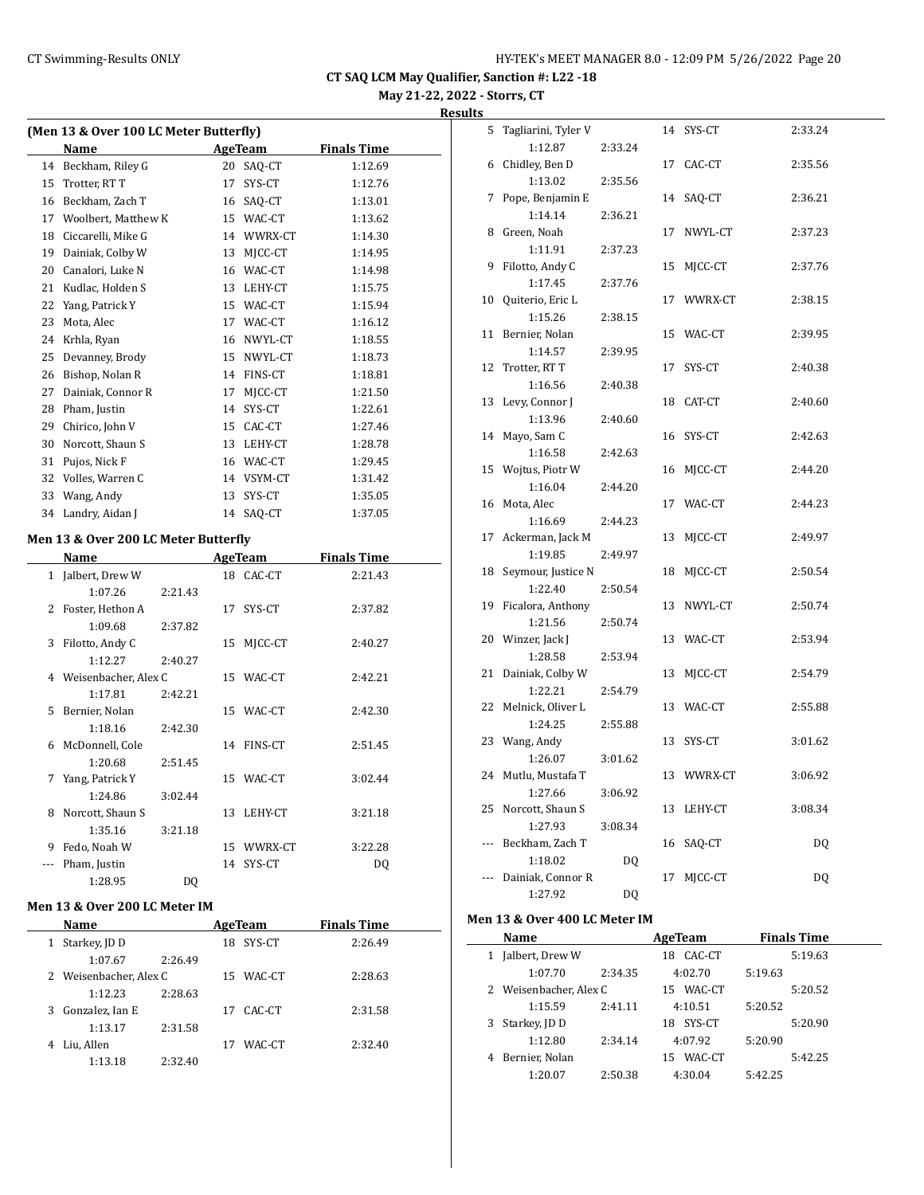# CT SAQ LCM May Qualifier, Sanction #: L22 -18

**May 21-22, 2022 - Storrs, CT**

**Results**

## (Men 13 & Over 100 LC Meter Butterfly)

| | Name | Age | Team | Finals Time |
|---|---|---|---|---|
| 14 | Beckham, Riley G | 20 | SAQ-CT | 1:12.69 |
| 15 | Trotter, RT T | 17 | SYS-CT | 1:12.76 |
| 16 | Beckham, Zach T | 16 | SAQ-CT | 1:13.01 |
| 17 | Woolbert, Matthew K | 15 | WAC-CT | 1:13.62 |
| 18 | Ciccarelli, Mike G | 14 | WWRX-CT | 1:14.30 |
| 19 | Dainiak, Colby W | 13 | MJCC-CT | 1:14.95 |
| 20 | Canalori, Luke N | 16 | WAC-CT | 1:14.98 |
| 21 | Kudlac, Holden S | 13 | LEHY-CT | 1:15.75 |
| 22 | Yang, Patrick Y | 15 | WAC-CT | 1:15.94 |
| 23 | Mota, Alec | 17 | WAC-CT | 1:16.12 |
| 24 | Krhla, Ryan | 16 | NWYL-CT | 1:18.55 |
| 25 | Devanney, Brody | 15 | NWYL-CT | 1:18.73 |
| 26 | Bishop, Nolan R | 14 | FINS-CT | 1:18.81 |
| 27 | Dainiak, Connor R | 17 | MJCC-CT | 1:21.50 |
| 28 | Pham, Justin | 14 | SYS-CT | 1:22.61 |
| 29 | Chirico, John V | 15 | CAC-CT | 1:27.46 |
| 30 | Norcott, Shaun S | 13 | LEHY-CT | 1:28.78 |
| 31 | Pujos, Nick F | 16 | WAC-CT | 1:29.45 |
| 32 | Volles, Warren C | 14 | VSYM-CT | 1:31.42 |
| 33 | Wang, Andy | 13 | SYS-CT | 1:35.05 |
| 34 | Landry, Aidan J | 14 | SAQ-CT | 1:37.05 |

## Men 13 & Over 200 LC Meter Butterfly

| | Name | Age | Team | Finals Time |
|---|---|---|---|---|
| 1 | Jalbert, Drew W | 18 | CAC-CT | 2:21.43 |
| | 1:07.26 | 2:21.43 | | |
| 2 | Foster, Hethon A | 17 | SYS-CT | 2:37.82 |
| | 1:09.68 | 2:37.82 | | |
| 3 | Filotto, Andy C | 15 | MJCC-CT | 2:40.27 |
| | 1:12.27 | 2:40.27 | | |
| 4 | Weisenbacher, Alex C | 15 | WAC-CT | 2:42.21 |
| | 1:17.81 | 2:42.21 | | |
| 5 | Bernier, Nolan | 15 | WAC-CT | 2:42.30 |
| | 1:18.16 | 2:42.30 | | |
| 6 | McDonnell, Cole | 14 | FINS-CT | 2:51.45 |
| | 1:20.68 | 2:51.45 | | |
| 7 | Yang, Patrick Y | 15 | WAC-CT | 3:02.44 |
| | 1:24.86 | 3:02.44 | | |
| 8 | Norcott, Shaun S | 13 | LEHY-CT | 3:21.18 |
| | 1:35.16 | 3:21.18 | | |
| 9 | Fedo, Noah W | 15 | WWRX-CT | 3:22.28 |
| --- | Pham, Justin | 14 | SYS-CT | DQ |
| | 1:28.95 | DQ | | |

## Men 13 & Over 200 LC Meter IM

| | Name | Age | Team | Finals Time |
|---|---|---|---|---|
| 1 | Starkey, JD D | 18 | SYS-CT | 2:26.49 |
| | 1:07.67 | 2:26.49 | | |
| 2 | Weisenbacher, Alex C | 15 | WAC-CT | 2:28.63 |
| | 1:12.23 | 2:28.63 | | |
| 3 | Gonzalez, Ian E | 17 | CAC-CT | 2:31.58 |
| | 1:13.17 | 2:31.58 | | |
| 4 | Liu, Allen | 17 | WAC-CT | 2:32.40 |
| | 1:13.18 | 2:32.40 | | |
| 5 | Tagliarini, Tyler V | 14 | SYS-CT | 2:33.24 |
| | 1:12.87 | 2:33.24 | | |
| 6 | Chidley, Ben D | 17 | CAC-CT | 2:35.56 |
| | 1:13.02 | 2:35.56 | | |
| 7 | Pope, Benjamin E | 14 | SAQ-CT | 2:36.21 |
| | 1:14.14 | 2:36.21 | | |
| 8 | Green, Noah | 17 | NWYL-CT | 2:37.23 |
| | 1:11.91 | 2:37.23 | | |
| 9 | Filotto, Andy C | 15 | MJCC-CT | 2:37.76 |
| | 1:17.45 | 2:37.76 | | |
| 10 | Quiterio, Eric L | 17 | WWRX-CT | 2:38.15 |
| | 1:15.26 | 2:38.15 | | |
| 11 | Bernier, Nolan | 15 | WAC-CT | 2:39.95 |
| | 1:14.57 | 2:39.95 | | |
| 12 | Trotter, RT T | 17 | SYS-CT | 2:40.38 |
| | 1:16.56 | 2:40.38 | | |
| 13 | Levy, Connor J | 18 | CAT-CT | 2:40.60 |
| | 1:13.96 | 2:40.60 | | |
| 14 | Mayo, Sam C | 16 | SYS-CT | 2:42.63 |
| | 1:16.58 | 2:42.63 | | |
| 15 | Wojtus, Piotr W | 16 | MJCC-CT | 2:44.20 |
| | 1:16.04 | 2:44.20 | | |
| 16 | Mota, Alec | 17 | WAC-CT | 2:44.23 |
| | 1:16.69 | 2:44.23 | | |
| 17 | Ackerman, Jack M | 13 | MJCC-CT | 2:49.97 |
| | 1:19.85 | 2:49.97 | | |
| 18 | Seymour, Justice N | 18 | MJCC-CT | 2:50.54 |
| | 1:22.40 | 2:50.54 | | |
| 19 | Ficalora, Anthony | 13 | NWYL-CT | 2:50.74 |
| | 1:21.56 | 2:50.74 | | |
| 20 | Winzer, Jack J | 13 | WAC-CT | 2:53.94 |
| | 1:28.58 | 2:53.94 | | |
| 21 | Dainiak, Colby W | 13 | MJCC-CT | 2:54.79 |
| | 1:22.21 | 2:54.79 | | |
| 22 | Melnick, Oliver L | 13 | WAC-CT | 2:55.88 |
| | 1:24.25 | 2:55.88 | | |
| 23 | Wang, Andy | 13 | SYS-CT | 3:01.62 |
| | 1:26.07 | 3:01.62 | | |
| 24 | Mutlu, Mustafa T | 13 | WWRX-CT | 3:06.92 |
| | 1:27.66 | 3:06.92 | | |
| 25 | Norcott, Shaun S | 13 | LEHY-CT | 3:08.34 |
| | 1:27.93 | 3:08.34 | | |
| --- | Beckham, Zach T | 16 | SAQ-CT | DQ |
| | 1:18.02 | DQ | | |
| --- | Dainiak, Connor R | 17 | MJCC-CT | DQ |
| | 1:27.92 | DQ | | |

## Men 13 & Over 400 LC Meter IM

| | Name | | Age | Team | Finals Time |
|---|---|---|---|---|---|
| 1 | Jalbert, Drew W | | 18 | CAC-CT | 5:19.63 |
| | 1:07.70 | 2:34.35 | 4:02.70 | 5:19.63 | |
| 2 | Weisenbacher, Alex C | | 15 | WAC-CT | 5:20.52 |
| | 1:15.59 | 2:41.11 | 4:10.51 | 5:20.52 | |
| 3 | Starkey, JD D | | 18 | SYS-CT | 5:20.90 |
| | 1:12.80 | 2:34.14 | 4:07.92 | 5:20.90 | |
| 4 | Bernier, Nolan | | 15 | WAC-CT | 5:42.25 |
| | 1:20.07 | 2:50.38 | 4:30.04 | 5:42.25 | |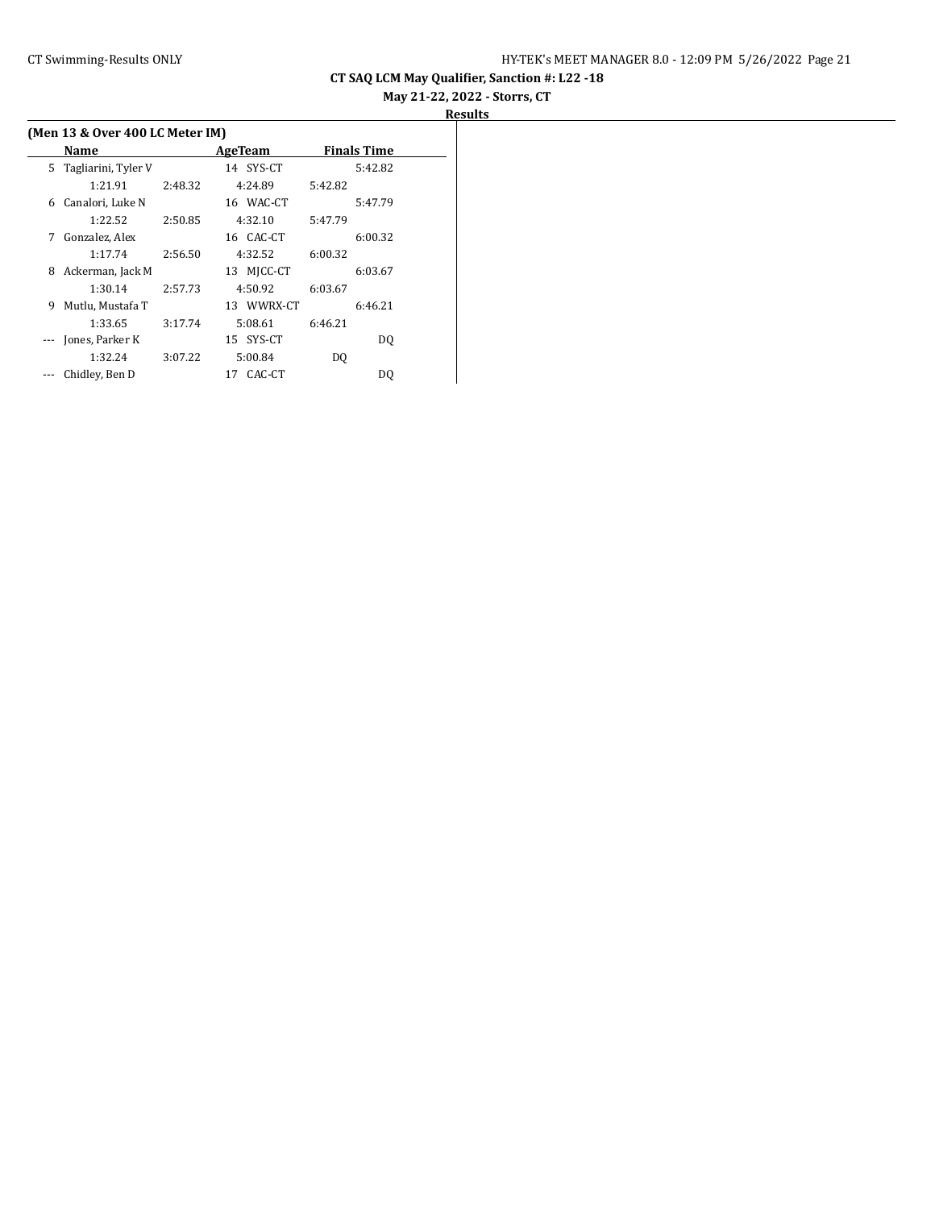**CT SAQ LCM May Qualifier, Sanction #: L22 -18**

**May 21-22, 2022 - Storrs, CT**

**Results**

**(Men 13 & Over 400 LC Meter IM)**

| | Name | Age | Team | Finals Time |
|---|---|---|---|---|
| 5 | Tagliarini, Tyler V | 14 | SYS-CT | 5:42.82 |
| | 1:21.91 2:48.32 4:24.89 5:42.82 | | | |
| 6 | Canalori, Luke N | 16 | WAC-CT | 5:47.79 |
| | 1:22.52 2:50.85 4:32.10 5:47.79 | | | |
| 7 | Gonzalez, Alex | 16 | CAC-CT | 6:00.32 |
| | 1:17.74 2:56.50 4:32.52 6:00.32 | | | |
| 8 | Ackerman, Jack M | 13 | MJCC-CT | 6:03.67 |
| | 1:30.14 2:57.73 4:50.92 6:03.67 | | | |
| 9 | Mutlu, Mustafa T | 13 | WWRX-CT | 6:46.21 |
| | 1:33.65 3:17.74 5:08.61 6:46.21 | | | |
| --- | Jones, Parker K | 15 | SYS-CT | DQ |
| | 1:32.24 3:07.22 5:00.84 DQ | | | |
| --- | Chidley, Ben D | 17 | CAC-CT | DQ |